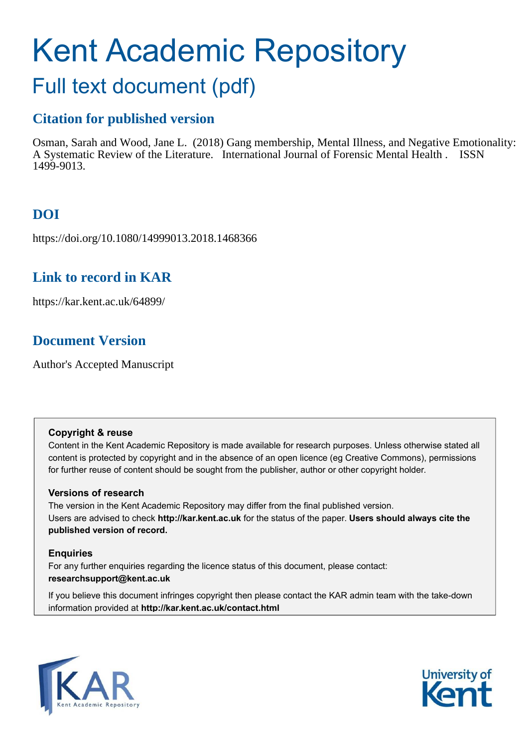# Kent Academic Repository

## Full text document (pdf)

### Citation for published version

Osman, Sarah and Wood, Jane L. (2018) Gang membership, Mental Illness, and Negative Emotionality: A Systematic Review of the Literature. International Journal of Forensic Mental Health . ISSN 1499-9013.

### DOI

https://doi.org/10.1080/14999013.2018.1468366

### Link to record in KAR

https://kar.kent.ac.uk/64899/

### Document Version

Author's Accepted Manuscript

**Copyright & reuse**

Content in the Kent Academic Repository is made available for research purposes. Unless otherwise stated all content is protected by copyright and in the absence of an open licence (eg Creative Commons), permissions for further reuse of content should be sought from the publisher, author or other copyright holder.

**Versions of research**

The version in the Kent Academic Repository may differ from the final published version. Users are advised to check **http://kar.kent.ac.uk** for the status of the paper. **Users should always cite the published version of record.**

**Enquiries**

For any further enquiries regarding the licence status of this document, please contact: **researchsupport@kent.ac.uk**

If you believe this document infringes copyright then please contact the KAR admin team with the take-down information provided at **http://kar.kent.ac.uk/contact.html**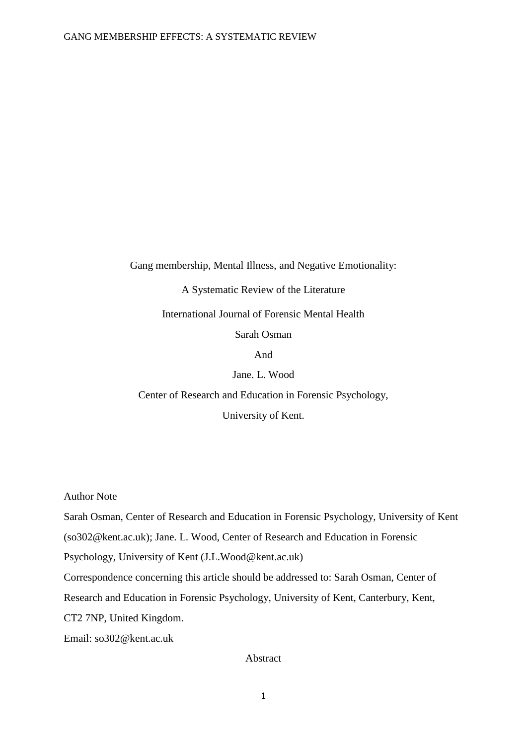Gang membership, Mental Illness, and Negative Emotionality:

A Systematic Review of the Literature

International Journal of Forensic Mental Health

Sarah Osman

And

Jane. L. Wood

Center of Research and Education in Forensic Psychology,

University of Kent.

Author Note

Sarah Osman, Center of Research and Education in Forensic Psychology, University of Kent (so302@kent.ac.uk); Jane. L. Wood, Center of Research and Education in Forensic Psychology, University of Kent (J.L.Wood@kent.ac.uk)

Correspondence concerning this article should be addressed to: Sarah Osman, Center of Research and Education in Forensic Psychology, University of Kent, Canterbury, Kent, CT2 7NP, United Kingdom.

Email: so302@kent.ac.uk

Abstract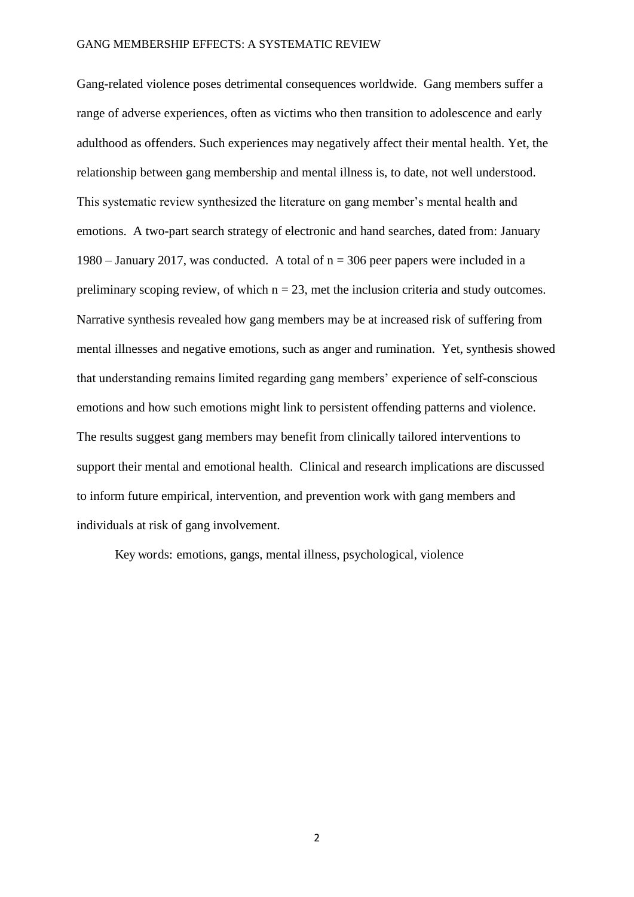Gang-related violence poses detrimental consequences worldwide. Gang members suffer a range of adverse experiences, often as victims who then transition to adolescence and early adulthood as offenders. Such experiences may negatively affect their mental health. Yet, the relationship between gang membership and mental illness is, to date, not well understood. This systematic review synthesized the literature on gang member's mental health and emotions. A two-part search strategy of electronic and hand searches, dated from: January 1980 – January 2017, was conducted. A total of $n = 306$ peer papers were included in a preliminary scoping review, of which $n = 23$, met the inclusion criteria and study outcomes. Narrative synthesis revealed how gang members may be at increased risk of suffering from mental illnesses and negative emotions, such as anger and rumination. Yet, synthesis showed that understanding remains limited regarding gang members' experience of self-conscious emotions and how such emotions might link to persistent offending patterns and violence. The results suggest gang members may benefit from clinically tailored interventions to support their mental and emotional health. Clinical and research implications are discussed to inform future empirical, intervention, and prevention work with gang members and individuals at risk of gang involvement.

Key words: emotions, gangs, mental illness, psychological, violence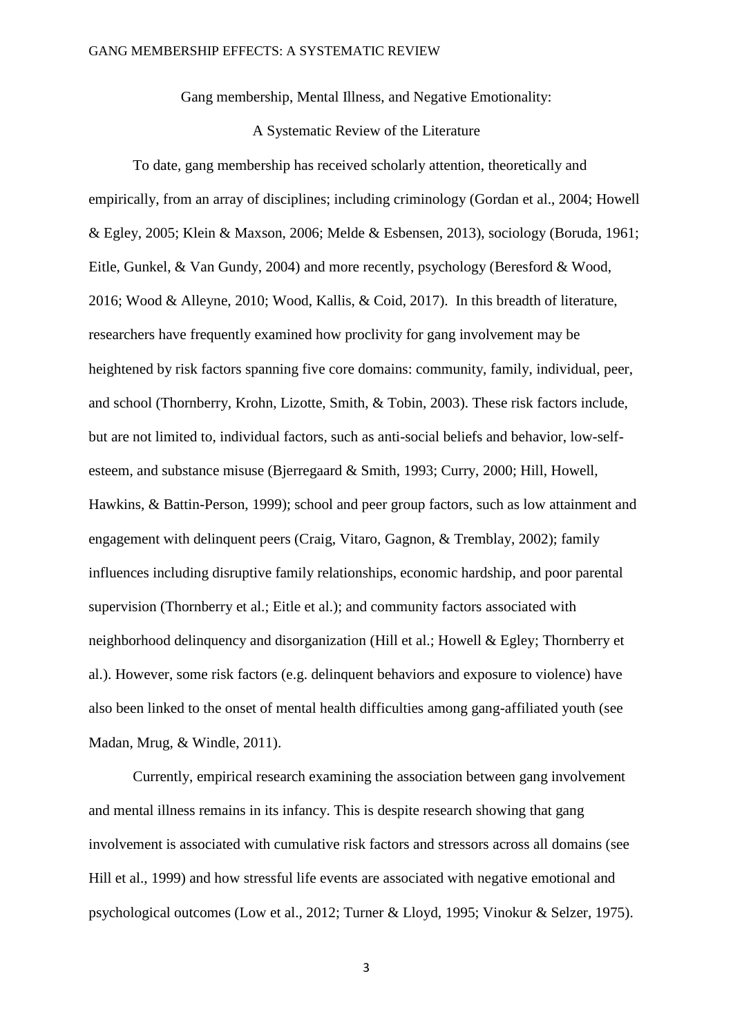# Gang membership, Mental Illness, and Negative Emotionality:

## A Systematic Review of the Literature

To date, gang membership has received scholarly attention, theoretically and empirically, from an array of disciplines; including criminology (Gordan et al., 2004; Howell & Egley, 2005; Klein & Maxson, 2006; Melde & Esbensen, 2013), sociology (Boruda, 1961; Eitle, Gunkel, & Van Gundy, 2004) and more recently, psychology (Beresford & Wood, 2016; Wood & Alleyne, 2010; Wood, Kallis, & Coid, 2017). In this breadth of literature, researchers have frequently examined how proclivity for gang involvement may be heightened by risk factors spanning five core domains: community, family, individual, peer, and school (Thornberry, Krohn, Lizotte, Smith, & Tobin, 2003). These risk factors include, but are not limited to, individual factors, such as anti-social beliefs and behavior, low-self-esteem, and substance misuse (Bjerregaard & Smith, 1993; Curry, 2000; Hill, Howell, Hawkins, & Battin-Person, 1999); school and peer group factors, such as low attainment and engagement with delinquent peers (Craig, Vitaro, Gagnon, & Tremblay, 2002); family influences including disruptive family relationships, economic hardship, and poor parental supervision (Thornberry et al.; Eitle et al.); and community factors associated with neighborhood delinquency and disorganization (Hill et al.; Howell & Egley; Thornberry et al.). However, some risk factors (e.g. delinquent behaviors and exposure to violence) have also been linked to the onset of mental health difficulties among gang-affiliated youth (see Madan, Mrug, & Windle, 2011).

Currently, empirical research examining the association between gang involvement and mental illness remains in its infancy. This is despite research showing that gang involvement is associated with cumulative risk factors and stressors across all domains (see Hill et al., 1999) and how stressful life events are associated with negative emotional and psychological outcomes (Low et al., 2012; Turner & Lloyd, 1995; Vinokur & Selzer, 1975).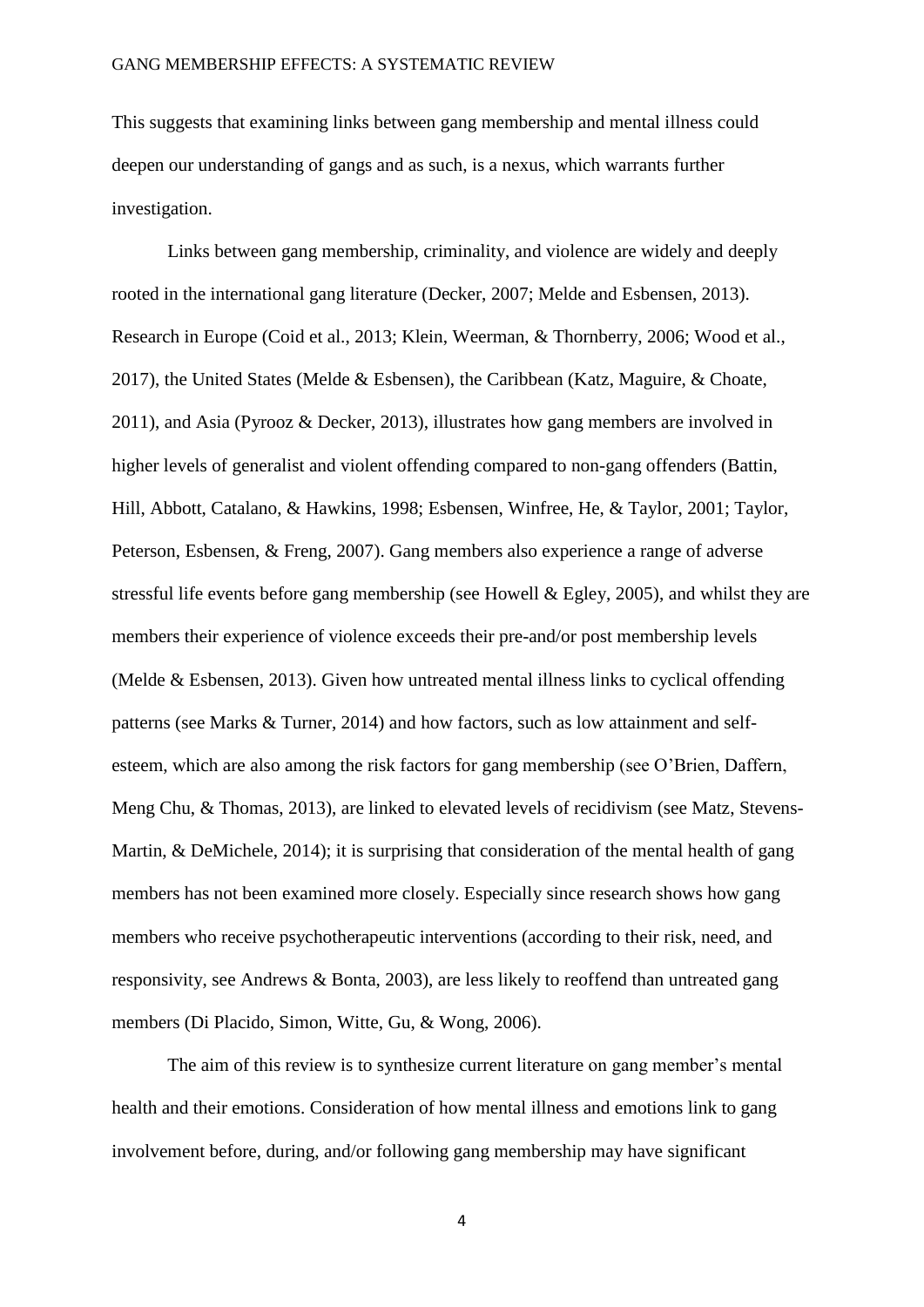This suggests that examining links between gang membership and mental illness could deepen our understanding of gangs and as such, is a nexus, which warrants further investigation.

Links between gang membership, criminality, and violence are widely and deeply rooted in the international gang literature (Decker, 2007; Melde and Esbensen, 2013). Research in Europe (Coid et al., 2013; Klein, Weerman, & Thornberry, 2006; Wood et al., 2017), the United States (Melde & Esbensen), the Caribbean (Katz, Maguire, & Choate, 2011), and Asia (Pyrooz & Decker, 2013), illustrates how gang members are involved in higher levels of generalist and violent offending compared to non-gang offenders (Battin, Hill, Abbott, Catalano, & Hawkins, 1998; Esbensen, Winfree, He, & Taylor, 2001; Taylor, Peterson, Esbensen, & Freng, 2007). Gang members also experience a range of adverse stressful life events before gang membership (see Howell & Egley, 2005), and whilst they are members their experience of violence exceeds their pre-and/or post membership levels (Melde & Esbensen, 2013). Given how untreated mental illness links to cyclical offending patterns (see Marks & Turner, 2014) and how factors, such as low attainment and self-esteem, which are also among the risk factors for gang membership (see O'Brien, Daffern, Meng Chu, & Thomas, 2013), are linked to elevated levels of recidivism (see Matz, Stevens-Martin, & DeMichele, 2014); it is surprising that consideration of the mental health of gang members has not been examined more closely. Especially since research shows how gang members who receive psychotherapeutic interventions (according to their risk, need, and responsivity, see Andrews & Bonta, 2003), are less likely to reoffend than untreated gang members (Di Placido, Simon, Witte, Gu, & Wong, 2006).

The aim of this review is to synthesize current literature on gang member's mental health and their emotions. Consideration of how mental illness and emotions link to gang involvement before, during, and/or following gang membership may have significant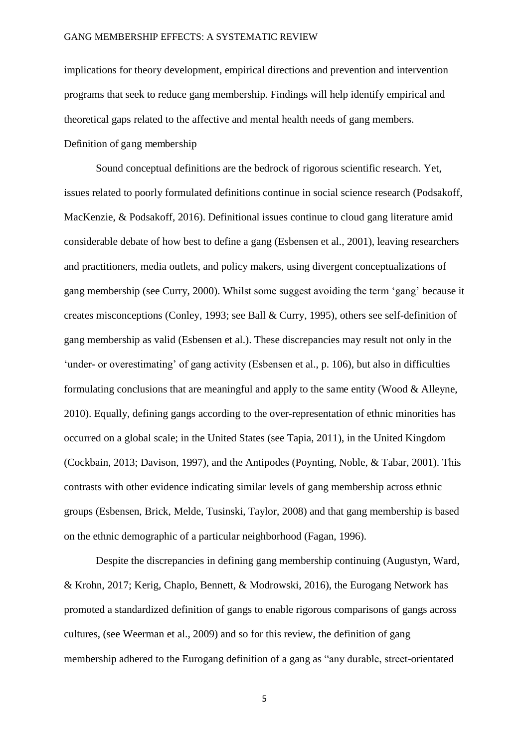implications for theory development, empirical directions and prevention and intervention programs that seek to reduce gang membership. Findings will help identify empirical and theoretical gaps related to the affective and mental health needs of gang members.

## Definition of gang membership

Sound conceptual definitions are the bedrock of rigorous scientific research. Yet, issues related to poorly formulated definitions continue in social science research (Podsakoff, MacKenzie, & Podsakoff, 2016). Definitional issues continue to cloud gang literature amid considerable debate of how best to define a gang (Esbensen et al., 2001), leaving researchers and practitioners, media outlets, and policy makers, using divergent conceptualizations of gang membership (see Curry, 2000). Whilst some suggest avoiding the term 'gang' because it creates misconceptions (Conley, 1993; see Ball & Curry, 1995), others see self-definition of gang membership as valid (Esbensen et al.). These discrepancies may result not only in the 'under- or overestimating' of gang activity (Esbensen et al., p. 106), but also in difficulties formulating conclusions that are meaningful and apply to the same entity (Wood & Alleyne, 2010). Equally, defining gangs according to the over-representation of ethnic minorities has occurred on a global scale; in the United States (see Tapia, 2011), in the United Kingdom (Cockbain, 2013; Davison, 1997), and the Antipodes (Poynting, Noble, & Tabar, 2001). This contrasts with other evidence indicating similar levels of gang membership across ethnic groups (Esbensen, Brick, Melde, Tusinski, Taylor, 2008) and that gang membership is based on the ethnic demographic of a particular neighborhood (Fagan, 1996).

Despite the discrepancies in defining gang membership continuing (Augustyn, Ward, & Krohn, 2017; Kerig, Chaplo, Bennett, & Modrowski, 2016), the Eurogang Network has promoted a standardized definition of gangs to enable rigorous comparisons of gangs across cultures, (see Weerman et al., 2009) and so for this review, the definition of gang membership adhered to the Eurogang definition of a gang as "any durable, street-orientated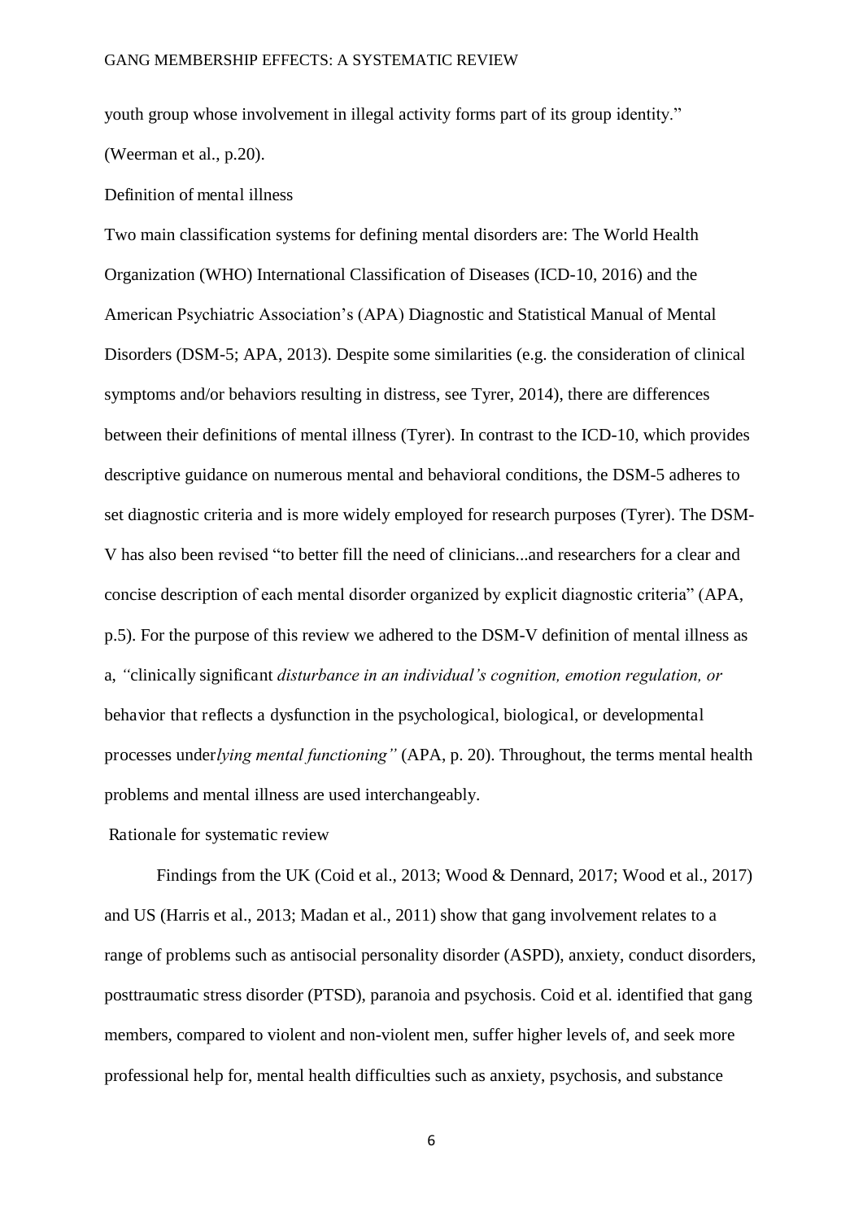youth group whose involvement in illegal activity forms part of its group identity." (Weerman et al., p.20).

## Definition of mental illness

Two main classification systems for defining mental disorders are: The World Health Organization (WHO) International Classification of Diseases (ICD-10, 2016) and the American Psychiatric Association's (APA) Diagnostic and Statistical Manual of Mental Disorders (DSM-5; APA, 2013). Despite some similarities (e.g. the consideration of clinical symptoms and/or behaviors resulting in distress, see Tyrer, 2014), there are differences between their definitions of mental illness (Tyrer). In contrast to the ICD-10, which provides descriptive guidance on numerous mental and behavioral conditions, the DSM-5 adheres to set diagnostic criteria and is more widely employed for research purposes (Tyrer). The DSM-V has also been revised "to better fill the need of clinicians...and researchers for a clear and concise description of each mental disorder organized by explicit diagnostic criteria" (APA, p.5). For the purpose of this review we adhered to the DSM-V definition of mental illness as a, *"*clinically significant *disturbance in an individual's cognition, emotion regulation, or* behavior that reflects a dysfunction in the psychological, biological, or developmental processes under*lying mental functioning"* (APA, p. 20). Throughout, the terms mental health problems and mental illness are used interchangeably.

## Rationale for systematic review

Findings from the UK (Coid et al., 2013; Wood & Dennard, 2017; Wood et al., 2017) and US (Harris et al., 2013; Madan et al., 2011) show that gang involvement relates to a range of problems such as antisocial personality disorder (ASPD), anxiety, conduct disorders, posttraumatic stress disorder (PTSD), paranoia and psychosis. Coid et al. identified that gang members, compared to violent and non-violent men, suffer higher levels of, and seek more professional help for, mental health difficulties such as anxiety, psychosis, and substance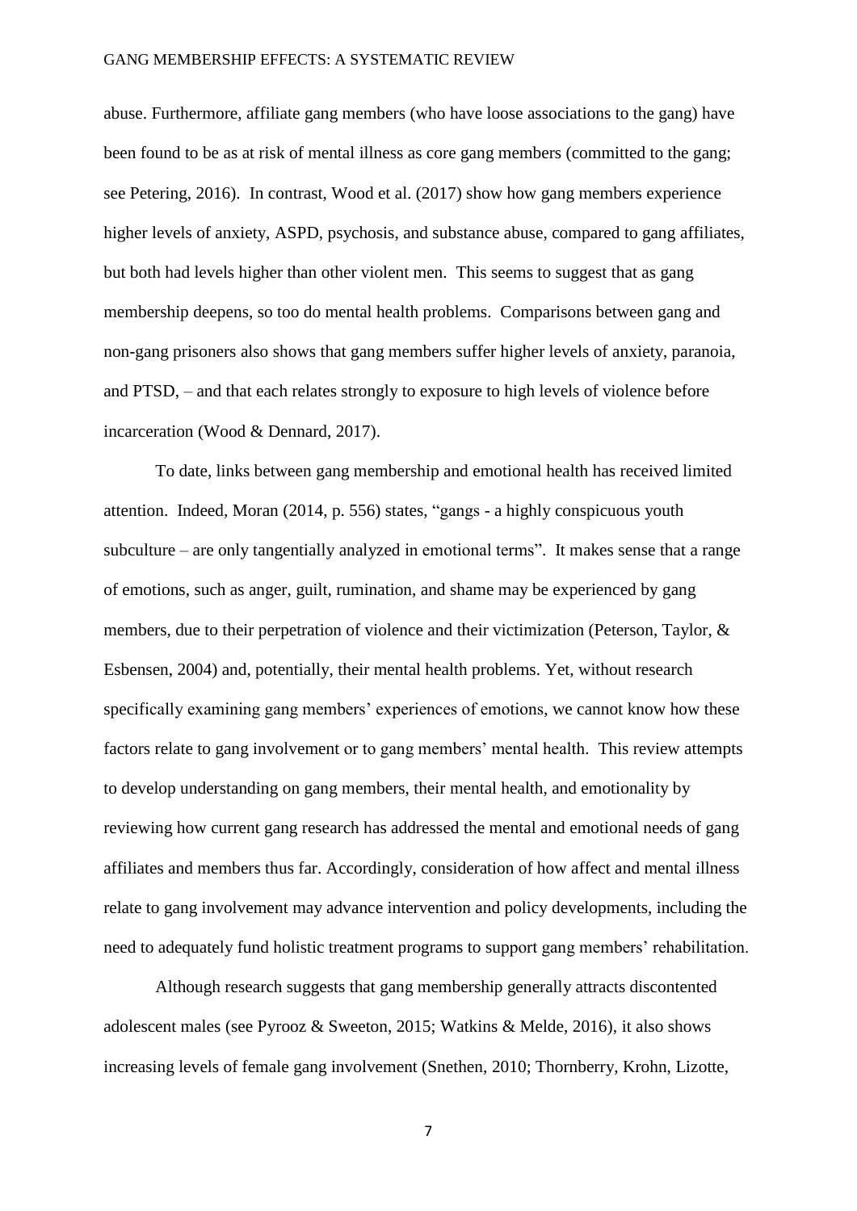abuse. Furthermore, affiliate gang members (who have loose associations to the gang) have been found to be as at risk of mental illness as core gang members (committed to the gang; see Petering, 2016). In contrast, Wood et al. (2017) show how gang members experience higher levels of anxiety, ASPD, psychosis, and substance abuse, compared to gang affiliates, but both had levels higher than other violent men. This seems to suggest that as gang membership deepens, so too do mental health problems. Comparisons between gang and non-gang prisoners also shows that gang members suffer higher levels of anxiety, paranoia, and PTSD, – and that each relates strongly to exposure to high levels of violence before incarceration (Wood & Dennard, 2017).

To date, links between gang membership and emotional health has received limited attention. Indeed, Moran (2014, p. 556) states, "gangs - a highly conspicuous youth subculture – are only tangentially analyzed in emotional terms". It makes sense that a range of emotions, such as anger, guilt, rumination, and shame may be experienced by gang members, due to their perpetration of violence and their victimization (Peterson, Taylor, & Esbensen, 2004) and, potentially, their mental health problems. Yet, without research specifically examining gang members' experiences of emotions, we cannot know how these factors relate to gang involvement or to gang members' mental health. This review attempts to develop understanding on gang members, their mental health, and emotionality by reviewing how current gang research has addressed the mental and emotional needs of gang affiliates and members thus far. Accordingly, consideration of how affect and mental illness relate to gang involvement may advance intervention and policy developments, including the need to adequately fund holistic treatment programs to support gang members' rehabilitation.

Although research suggests that gang membership generally attracts discontented adolescent males (see Pyrooz & Sweeton, 2015; Watkins & Melde, 2016), it also shows increasing levels of female gang involvement (Snethen, 2010; Thornberry, Krohn, Lizotte,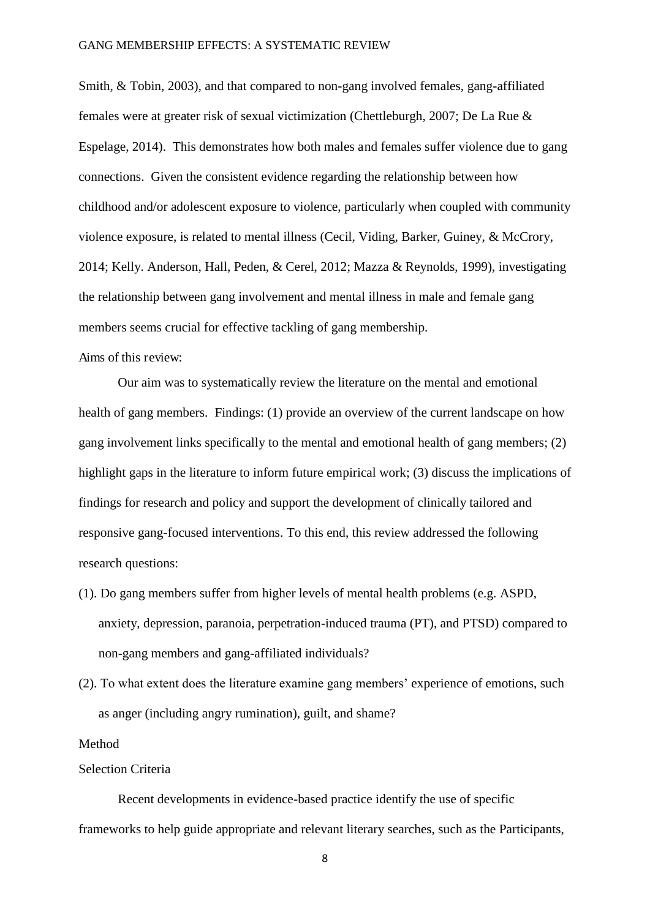Smith, & Tobin, 2003), and that compared to non-gang involved females, gang-affiliated females were at greater risk of sexual victimization (Chettleburgh, 2007; De La Rue & Espelage, 2014). This demonstrates how both males and females suffer violence due to gang connections. Given the consistent evidence regarding the relationship between how childhood and/or adolescent exposure to violence, particularly when coupled with community violence exposure, is related to mental illness (Cecil, Viding, Barker, Guiney, & McCrory, 2014; Kelly. Anderson, Hall, Peden, & Cerel, 2012; Mazza & Reynolds, 1999), investigating the relationship between gang involvement and mental illness in male and female gang members seems crucial for effective tackling of gang membership.

Aims of this review:

Our aim was to systematically review the literature on the mental and emotional health of gang members. Findings: (1) provide an overview of the current landscape on how gang involvement links specifically to the mental and emotional health of gang members; (2) highlight gaps in the literature to inform future empirical work; (3) discuss the implications of findings for research and policy and support the development of clinically tailored and responsive gang-focused interventions. To this end, this review addressed the following research questions:

(1). Do gang members suffer from higher levels of mental health problems (e.g. ASPD, anxiety, depression, paranoia, perpetration-induced trauma (PT), and PTSD) compared to non-gang members and gang-affiliated individuals?

(2). To what extent does the literature examine gang members' experience of emotions, such as anger (including angry rumination), guilt, and shame?

## Method

### Selection Criteria

Recent developments in evidence-based practice identify the use of specific frameworks to help guide appropriate and relevant literary searches, such as the Participants,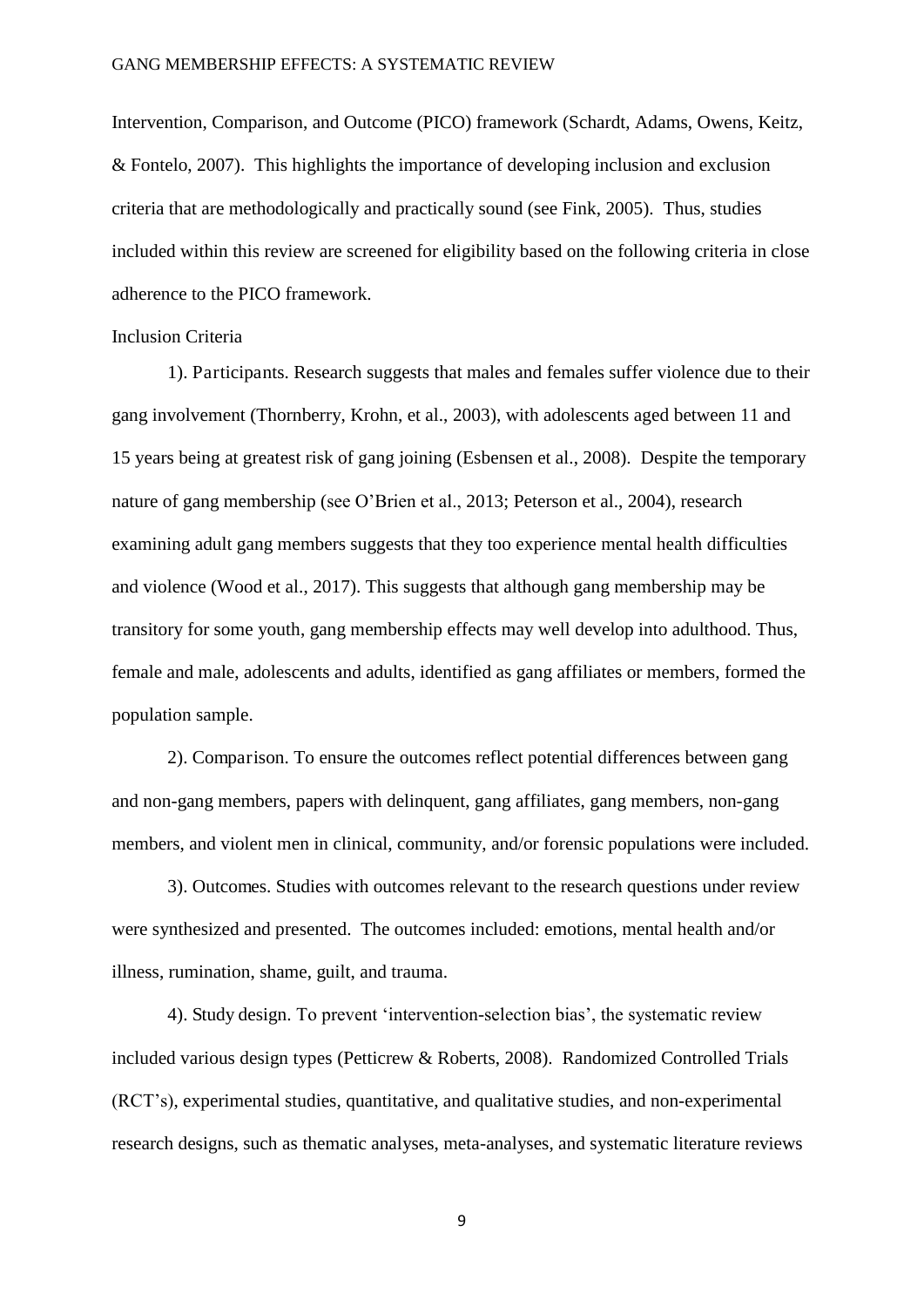Intervention, Comparison, and Outcome (PICO) framework (Schardt, Adams, Owens, Keitz, & Fontelo, 2007). This highlights the importance of developing inclusion and exclusion criteria that are methodologically and practically sound (see Fink, 2005). Thus, studies included within this review are screened for eligibility based on the following criteria in close adherence to the PICO framework.

Inclusion Criteria

1). Participants. Research suggests that males and females suffer violence due to their gang involvement (Thornberry, Krohn, et al., 2003), with adolescents aged between 11 and 15 years being at greatest risk of gang joining (Esbensen et al., 2008). Despite the temporary nature of gang membership (see O'Brien et al., 2013; Peterson et al., 2004), research examining adult gang members suggests that they too experience mental health difficulties and violence (Wood et al., 2017). This suggests that although gang membership may be transitory for some youth, gang membership effects may well develop into adulthood. Thus, female and male, adolescents and adults, identified as gang affiliates or members, formed the population sample.

2). Comparison. To ensure the outcomes reflect potential differences between gang and non-gang members, papers with delinquent, gang affiliates, gang members, non-gang members, and violent men in clinical, community, and/or forensic populations were included.

3). Outcomes. Studies with outcomes relevant to the research questions under review were synthesized and presented. The outcomes included: emotions, mental health and/or illness, rumination, shame, guilt, and trauma.

4). Study design. To prevent 'intervention-selection bias', the systematic review included various design types (Petticrew & Roberts, 2008). Randomized Controlled Trials (RCT's), experimental studies, quantitative, and qualitative studies, and non-experimental research designs, such as thematic analyses, meta-analyses, and systematic literature reviews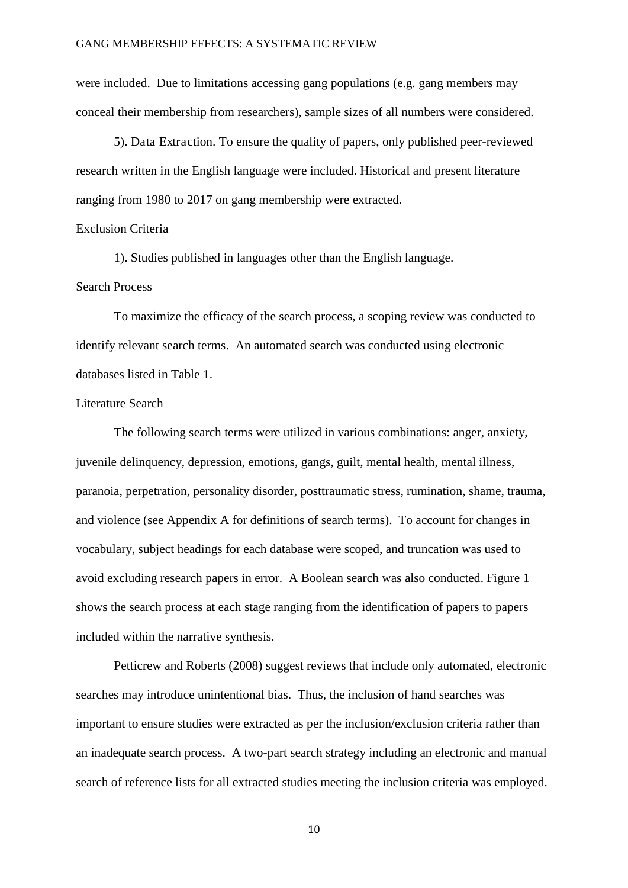were included. Due to limitations accessing gang populations (e.g. gang members may conceal their membership from researchers), sample sizes of all numbers were considered.

5). Data Extraction. To ensure the quality of papers, only published peer-reviewed research written in the English language were included. Historical and present literature ranging from 1980 to 2017 on gang membership were extracted.

Exclusion Criteria

1). Studies published in languages other than the English language.

Search Process

To maximize the efficacy of the search process, a scoping review was conducted to identify relevant search terms. An automated search was conducted using electronic databases listed in Table 1.

Literature Search

The following search terms were utilized in various combinations: anger, anxiety, juvenile delinquency, depression, emotions, gangs, guilt, mental health, mental illness, paranoia, perpetration, personality disorder, posttraumatic stress, rumination, shame, trauma, and violence (see Appendix A for definitions of search terms). To account for changes in vocabulary, subject headings for each database were scoped, and truncation was used to avoid excluding research papers in error. A Boolean search was also conducted. Figure 1 shows the search process at each stage ranging from the identification of papers to papers included within the narrative synthesis.

Petticrew and Roberts (2008) suggest reviews that include only automated, electronic searches may introduce unintentional bias. Thus, the inclusion of hand searches was important to ensure studies were extracted as per the inclusion/exclusion criteria rather than an inadequate search process. A two-part search strategy including an electronic and manual search of reference lists for all extracted studies meeting the inclusion criteria was employed.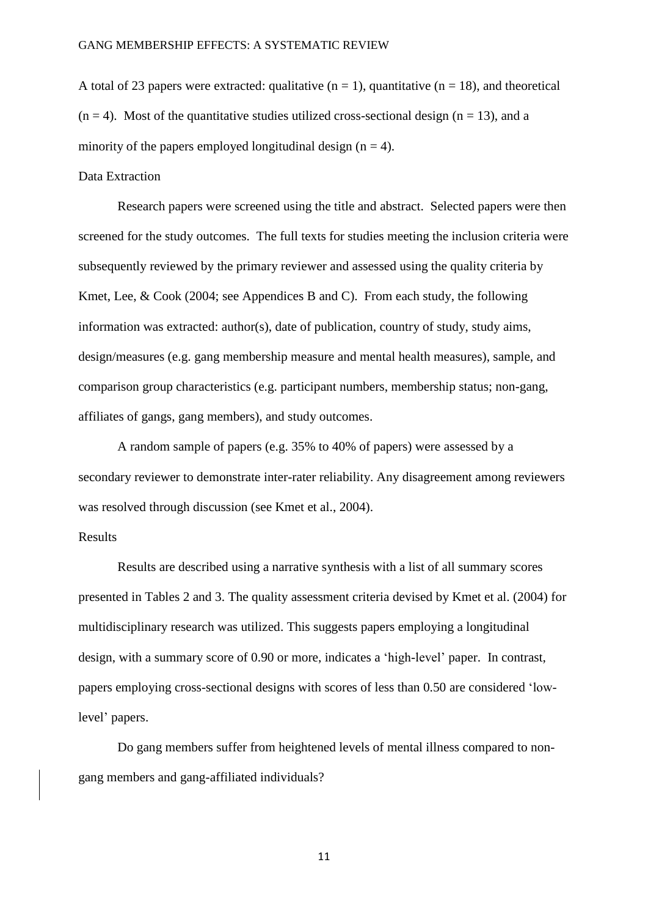A total of 23 papers were extracted: qualitative ($n = 1$), quantitative ($n = 18$), and theoretical ($n = 4$). Most of the quantitative studies utilized cross-sectional design ($n = 13$), and a minority of the papers employed longitudinal design ($n = 4$).

## Data Extraction

Research papers were screened using the title and abstract. Selected papers were then screened for the study outcomes. The full texts for studies meeting the inclusion criteria were subsequently reviewed by the primary reviewer and assessed using the quality criteria by Kmet, Lee, & Cook (2004; see Appendices B and C). From each study, the following information was extracted: author(s), date of publication, country of study, study aims, design/measures (e.g. gang membership measure and mental health measures), sample, and comparison group characteristics (e.g. participant numbers, membership status; non-gang, affiliates of gangs, gang members), and study outcomes.

A random sample of papers (e.g. 35% to 40% of papers) were assessed by a secondary reviewer to demonstrate inter-rater reliability. Any disagreement among reviewers was resolved through discussion (see Kmet et al., 2004).

## Results

Results are described using a narrative synthesis with a list of all summary scores presented in Tables 2 and 3. The quality assessment criteria devised by Kmet et al. (2004) for multidisciplinary research was utilized. This suggests papers employing a longitudinal design, with a summary score of 0.90 or more, indicates a 'high-level' paper. In contrast, papers employing cross-sectional designs with scores of less than 0.50 are considered 'low-level' papers.

Do gang members suffer from heightened levels of mental illness compared to non-gang members and gang-affiliated individuals?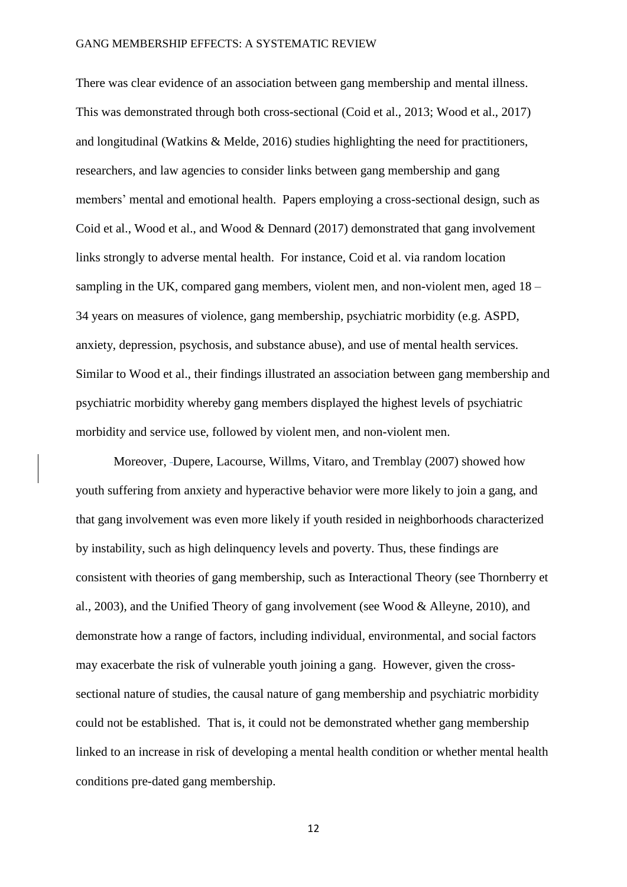There was clear evidence of an association between gang membership and mental illness. This was demonstrated through both cross-sectional (Coid et al., 2013; Wood et al., 2017) and longitudinal (Watkins & Melde, 2016) studies highlighting the need for practitioners, researchers, and law agencies to consider links between gang membership and gang members' mental and emotional health. Papers employing a cross-sectional design, such as Coid et al., Wood et al., and Wood & Dennard (2017) demonstrated that gang involvement links strongly to adverse mental health. For instance, Coid et al. via random location sampling in the UK, compared gang members, violent men, and non-violent men, aged 18 – 34 years on measures of violence, gang membership, psychiatric morbidity (e.g. ASPD, anxiety, depression, psychosis, and substance abuse), and use of mental health services. Similar to Wood et al., their findings illustrated an association between gang membership and psychiatric morbidity whereby gang members displayed the highest levels of psychiatric morbidity and service use, followed by violent men, and non-violent men.

Moreover, Dupere, Lacourse, Willms, Vitaro, and Tremblay (2007) showed how youth suffering from anxiety and hyperactive behavior were more likely to join a gang, and that gang involvement was even more likely if youth resided in neighborhoods characterized by instability, such as high delinquency levels and poverty. Thus, these findings are consistent with theories of gang membership, such as Interactional Theory (see Thornberry et al., 2003), and the Unified Theory of gang involvement (see Wood & Alleyne, 2010), and demonstrate how a range of factors, including individual, environmental, and social factors may exacerbate the risk of vulnerable youth joining a gang. However, given the cross-sectional nature of studies, the causal nature of gang membership and psychiatric morbidity could not be established. That is, it could not be demonstrated whether gang membership linked to an increase in risk of developing a mental health condition or whether mental health conditions pre-dated gang membership.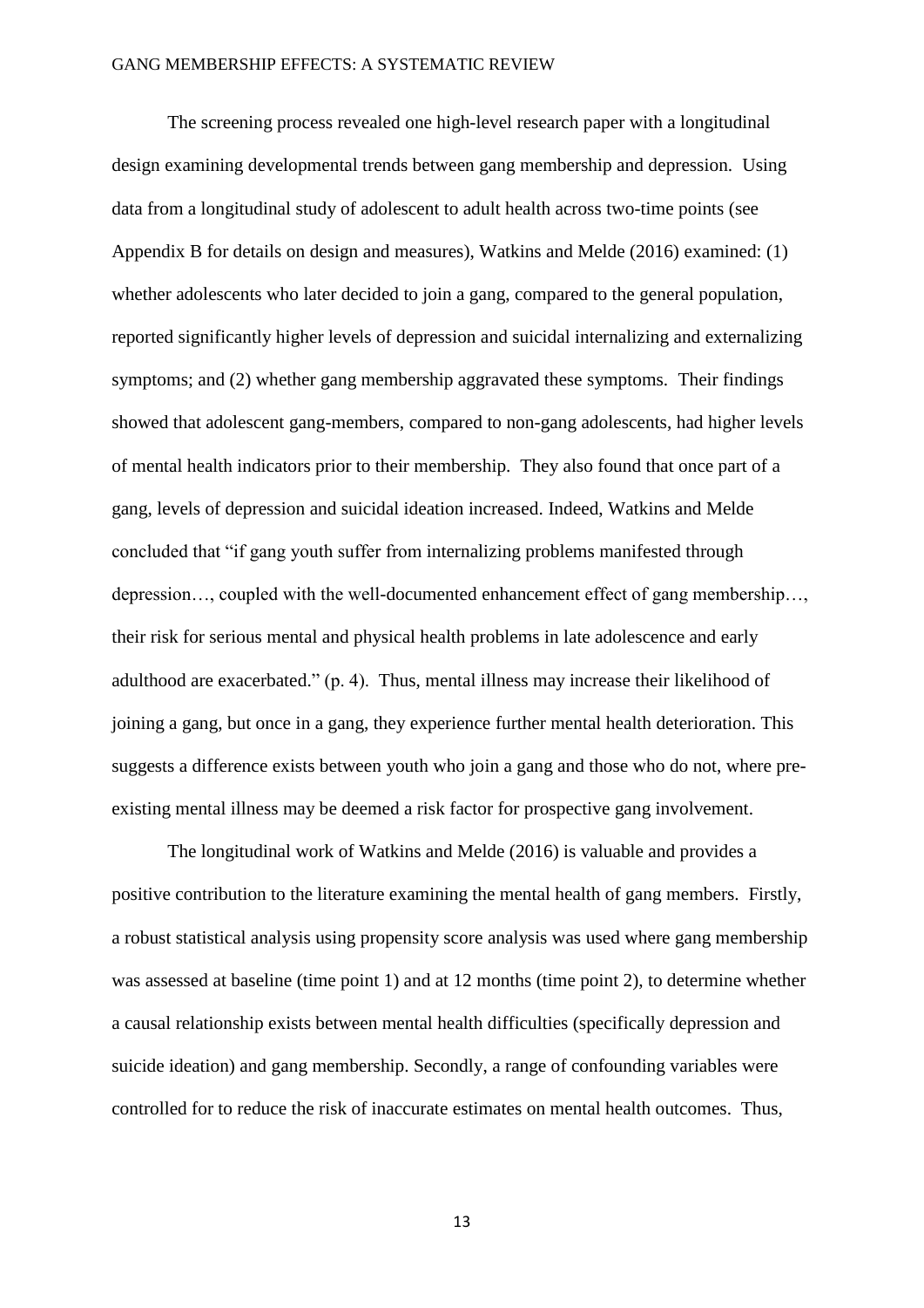The screening process revealed one high-level research paper with a longitudinal design examining developmental trends between gang membership and depression. Using data from a longitudinal study of adolescent to adult health across two-time points (see Appendix B for details on design and measures), Watkins and Melde (2016) examined: (1) whether adolescents who later decided to join a gang, compared to the general population, reported significantly higher levels of depression and suicidal internalizing and externalizing symptoms; and (2) whether gang membership aggravated these symptoms. Their findings showed that adolescent gang-members, compared to non-gang adolescents, had higher levels of mental health indicators prior to their membership. They also found that once part of a gang, levels of depression and suicidal ideation increased. Indeed, Watkins and Melde concluded that "if gang youth suffer from internalizing problems manifested through depression…, coupled with the well-documented enhancement effect of gang membership…, their risk for serious mental and physical health problems in late adolescence and early adulthood are exacerbated." (p. 4). Thus, mental illness may increase their likelihood of joining a gang, but once in a gang, they experience further mental health deterioration. This suggests a difference exists between youth who join a gang and those who do not, where pre-existing mental illness may be deemed a risk factor for prospective gang involvement.

The longitudinal work of Watkins and Melde (2016) is valuable and provides a positive contribution to the literature examining the mental health of gang members. Firstly, a robust statistical analysis using propensity score analysis was used where gang membership was assessed at baseline (time point 1) and at 12 months (time point 2), to determine whether a causal relationship exists between mental health difficulties (specifically depression and suicide ideation) and gang membership. Secondly, a range of confounding variables were controlled for to reduce the risk of inaccurate estimates on mental health outcomes. Thus,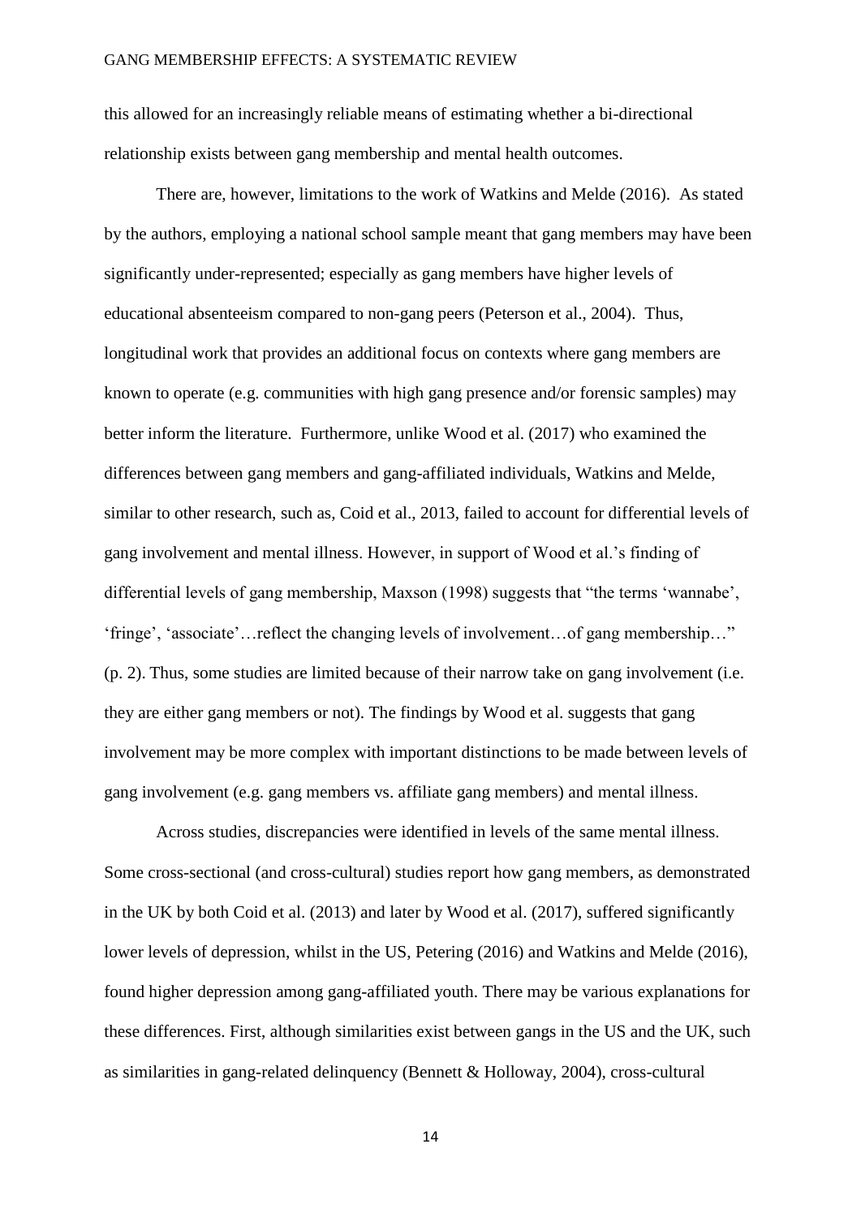this allowed for an increasingly reliable means of estimating whether a bi-directional relationship exists between gang membership and mental health outcomes.

There are, however, limitations to the work of Watkins and Melde (2016). As stated by the authors, employing a national school sample meant that gang members may have been significantly under-represented; especially as gang members have higher levels of educational absenteeism compared to non-gang peers (Peterson et al., 2004). Thus, longitudinal work that provides an additional focus on contexts where gang members are known to operate (e.g. communities with high gang presence and/or forensic samples) may better inform the literature. Furthermore, unlike Wood et al. (2017) who examined the differences between gang members and gang-affiliated individuals, Watkins and Melde, similar to other research, such as, Coid et al., 2013, failed to account for differential levels of gang involvement and mental illness. However, in support of Wood et al.'s finding of differential levels of gang membership, Maxson (1998) suggests that "the terms 'wannabe', 'fringe', 'associate'…reflect the changing levels of involvement…of gang membership…" (p. 2). Thus, some studies are limited because of their narrow take on gang involvement (i.e. they are either gang members or not). The findings by Wood et al. suggests that gang involvement may be more complex with important distinctions to be made between levels of gang involvement (e.g. gang members vs. affiliate gang members) and mental illness.

Across studies, discrepancies were identified in levels of the same mental illness. Some cross-sectional (and cross-cultural) studies report how gang members, as demonstrated in the UK by both Coid et al. (2013) and later by Wood et al. (2017), suffered significantly lower levels of depression, whilst in the US, Petering (2016) and Watkins and Melde (2016), found higher depression among gang-affiliated youth. There may be various explanations for these differences. First, although similarities exist between gangs in the US and the UK, such as similarities in gang-related delinquency (Bennett & Holloway, 2004), cross-cultural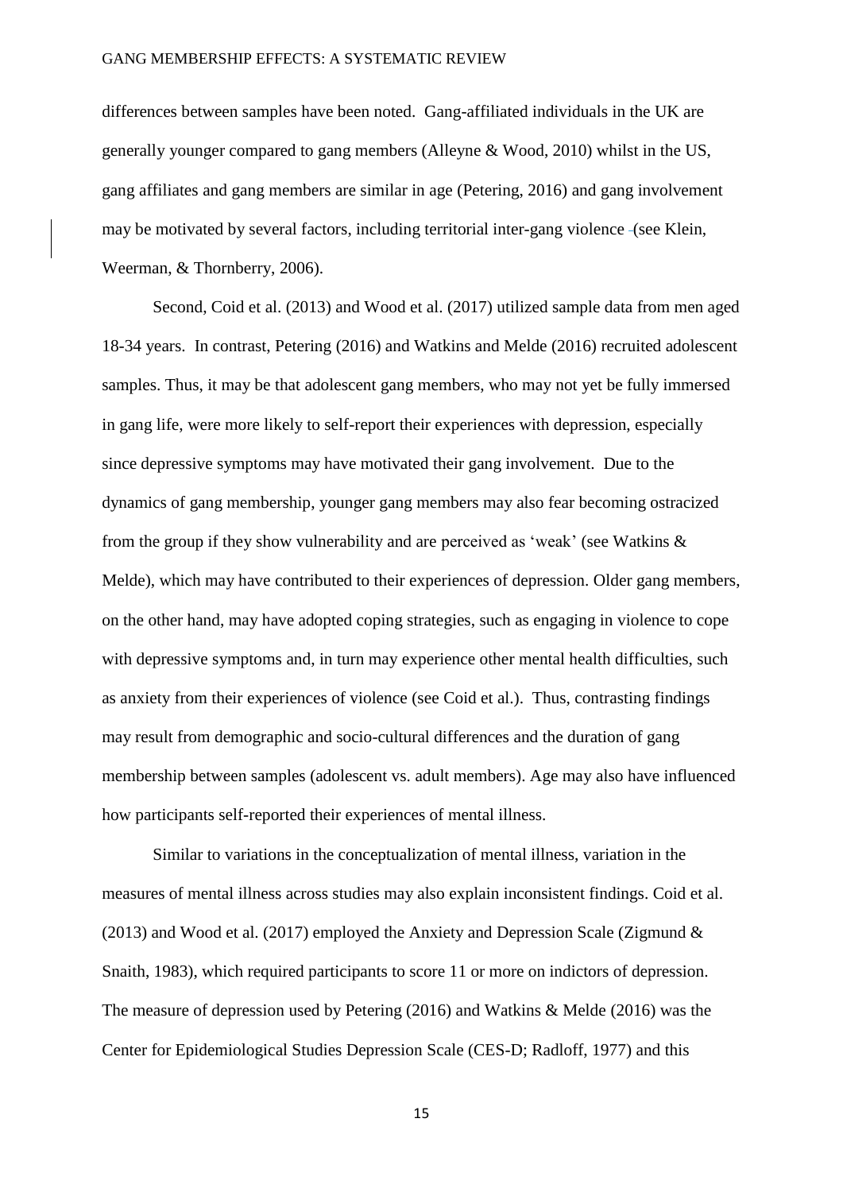differences between samples have been noted. Gang-affiliated individuals in the UK are generally younger compared to gang members (Alleyne & Wood, 2010) whilst in the US, gang affiliates and gang members are similar in age (Petering, 2016) and gang involvement may be motivated by several factors, including territorial inter-gang violence (see Klein, Weerman, & Thornberry, 2006).

Second, Coid et al. (2013) and Wood et al. (2017) utilized sample data from men aged 18-34 years. In contrast, Petering (2016) and Watkins and Melde (2016) recruited adolescent samples. Thus, it may be that adolescent gang members, who may not yet be fully immersed in gang life, were more likely to self-report their experiences with depression, especially since depressive symptoms may have motivated their gang involvement. Due to the dynamics of gang membership, younger gang members may also fear becoming ostracized from the group if they show vulnerability and are perceived as 'weak' (see Watkins & Melde), which may have contributed to their experiences of depression. Older gang members, on the other hand, may have adopted coping strategies, such as engaging in violence to cope with depressive symptoms and, in turn may experience other mental health difficulties, such as anxiety from their experiences of violence (see Coid et al.). Thus, contrasting findings may result from demographic and socio-cultural differences and the duration of gang membership between samples (adolescent vs. adult members). Age may also have influenced how participants self-reported their experiences of mental illness.

Similar to variations in the conceptualization of mental illness, variation in the measures of mental illness across studies may also explain inconsistent findings. Coid et al. (2013) and Wood et al. (2017) employed the Anxiety and Depression Scale (Zigmund & Snaith, 1983), which required participants to score 11 or more on indictors of depression. The measure of depression used by Petering (2016) and Watkins & Melde (2016) was the Center for Epidemiological Studies Depression Scale (CES-D; Radloff, 1977) and this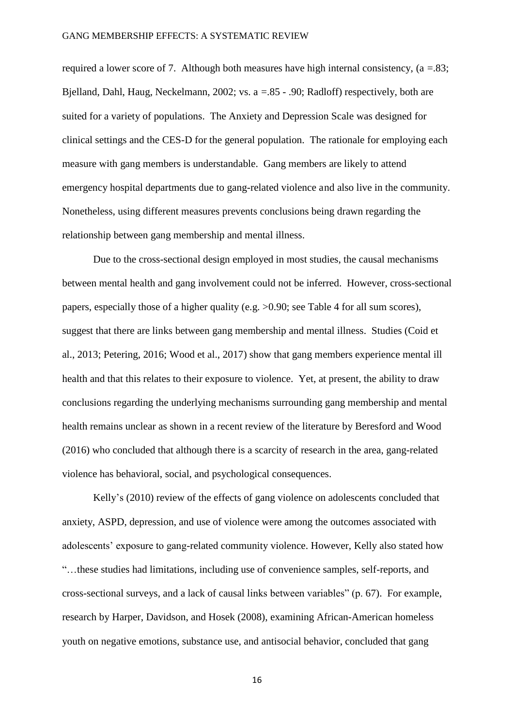required a lower score of 7. Although both measures have high internal consistency, (a =.83; Bjelland, Dahl, Haug, Neckelmann, 2002; vs. a =.85 - .90; Radloff) respectively, both are suited for a variety of populations. The Anxiety and Depression Scale was designed for clinical settings and the CES-D for the general population. The rationale for employing each measure with gang members is understandable. Gang members are likely to attend emergency hospital departments due to gang-related violence and also live in the community. Nonetheless, using different measures prevents conclusions being drawn regarding the relationship between gang membership and mental illness.

Due to the cross-sectional design employed in most studies, the causal mechanisms between mental health and gang involvement could not be inferred. However, cross-sectional papers, especially those of a higher quality (e.g. >0.90; see Table 4 for all sum scores), suggest that there are links between gang membership and mental illness. Studies (Coid et al., 2013; Petering, 2016; Wood et al., 2017) show that gang members experience mental ill health and that this relates to their exposure to violence. Yet, at present, the ability to draw conclusions regarding the underlying mechanisms surrounding gang membership and mental health remains unclear as shown in a recent review of the literature by Beresford and Wood (2016) who concluded that although there is a scarcity of research in the area, gang-related violence has behavioral, social, and psychological consequences.

Kelly's (2010) review of the effects of gang violence on adolescents concluded that anxiety, ASPD, depression, and use of violence were among the outcomes associated with adolescents' exposure to gang-related community violence. However, Kelly also stated how "…these studies had limitations, including use of convenience samples, self-reports, and cross-sectional surveys, and a lack of causal links between variables" (p. 67). For example, research by Harper, Davidson, and Hosek (2008), examining African-American homeless youth on negative emotions, substance use, and antisocial behavior, concluded that gang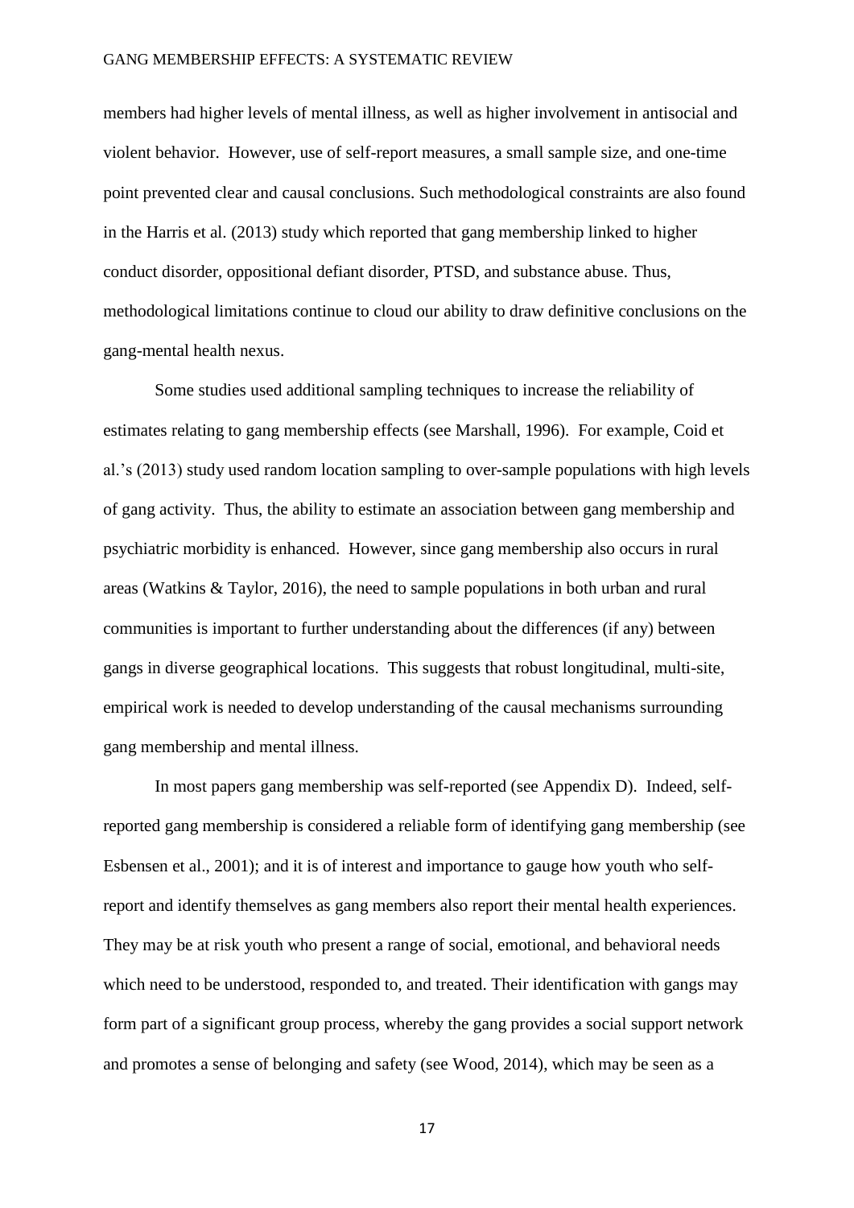members had higher levels of mental illness, as well as higher involvement in antisocial and violent behavior. However, use of self-report measures, a small sample size, and one-time point prevented clear and causal conclusions. Such methodological constraints are also found in the Harris et al. (2013) study which reported that gang membership linked to higher conduct disorder, oppositional defiant disorder, PTSD, and substance abuse. Thus, methodological limitations continue to cloud our ability to draw definitive conclusions on the gang-mental health nexus.

Some studies used additional sampling techniques to increase the reliability of estimates relating to gang membership effects (see Marshall, 1996). For example, Coid et al.'s (2013) study used random location sampling to over-sample populations with high levels of gang activity. Thus, the ability to estimate an association between gang membership and psychiatric morbidity is enhanced. However, since gang membership also occurs in rural areas (Watkins & Taylor, 2016), the need to sample populations in both urban and rural communities is important to further understanding about the differences (if any) between gangs in diverse geographical locations. This suggests that robust longitudinal, multi-site, empirical work is needed to develop understanding of the causal mechanisms surrounding gang membership and mental illness.

In most papers gang membership was self-reported (see Appendix D). Indeed, self-reported gang membership is considered a reliable form of identifying gang membership (see Esbensen et al., 2001); and it is of interest and importance to gauge how youth who self-report and identify themselves as gang members also report their mental health experiences. They may be at risk youth who present a range of social, emotional, and behavioral needs which need to be understood, responded to, and treated. Their identification with gangs may form part of a significant group process, whereby the gang provides a social support network and promotes a sense of belonging and safety (see Wood, 2014), which may be seen as a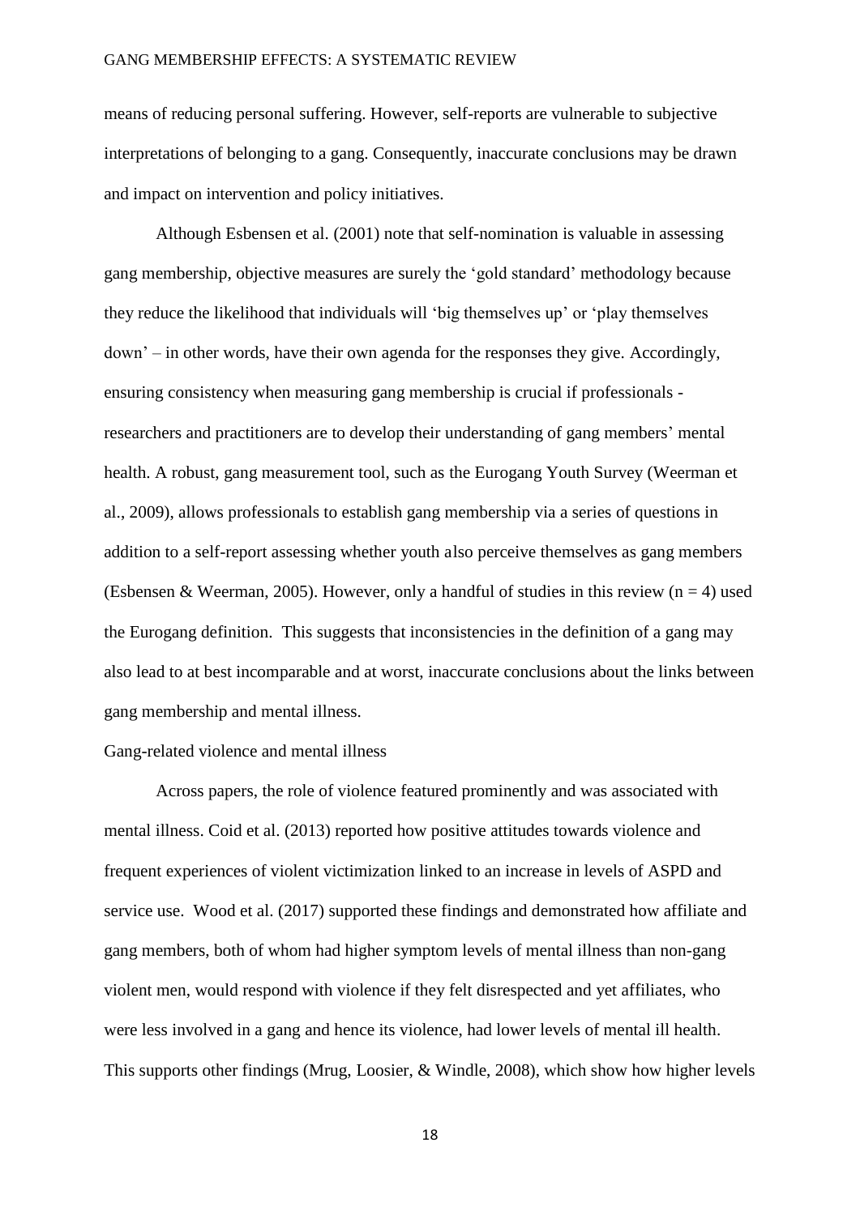means of reducing personal suffering. However, self-reports are vulnerable to subjective interpretations of belonging to a gang. Consequently, inaccurate conclusions may be drawn and impact on intervention and policy initiatives.

Although Esbensen et al. (2001) note that self-nomination is valuable in assessing gang membership, objective measures are surely the 'gold standard' methodology because they reduce the likelihood that individuals will 'big themselves up' or 'play themselves down' – in other words, have their own agenda for the responses they give. Accordingly, ensuring consistency when measuring gang membership is crucial if professionals - researchers and practitioners are to develop their understanding of gang members' mental health. A robust, gang measurement tool, such as the Eurogang Youth Survey (Weerman et al., 2009), allows professionals to establish gang membership via a series of questions in addition to a self-report assessing whether youth also perceive themselves as gang members (Esbensen & Weerman, 2005). However, only a handful of studies in this review (n = 4) used the Eurogang definition. This suggests that inconsistencies in the definition of a gang may also lead to at best incomparable and at worst, inaccurate conclusions about the links between gang membership and mental illness.

## Gang-related violence and mental illness

Across papers, the role of violence featured prominently and was associated with mental illness. Coid et al. (2013) reported how positive attitudes towards violence and frequent experiences of violent victimization linked to an increase in levels of ASPD and service use. Wood et al. (2017) supported these findings and demonstrated how affiliate and gang members, both of whom had higher symptom levels of mental illness than non-gang violent men, would respond with violence if they felt disrespected and yet affiliates, who were less involved in a gang and hence its violence, had lower levels of mental ill health. This supports other findings (Mrug, Loosier, & Windle, 2008), which show how higher levels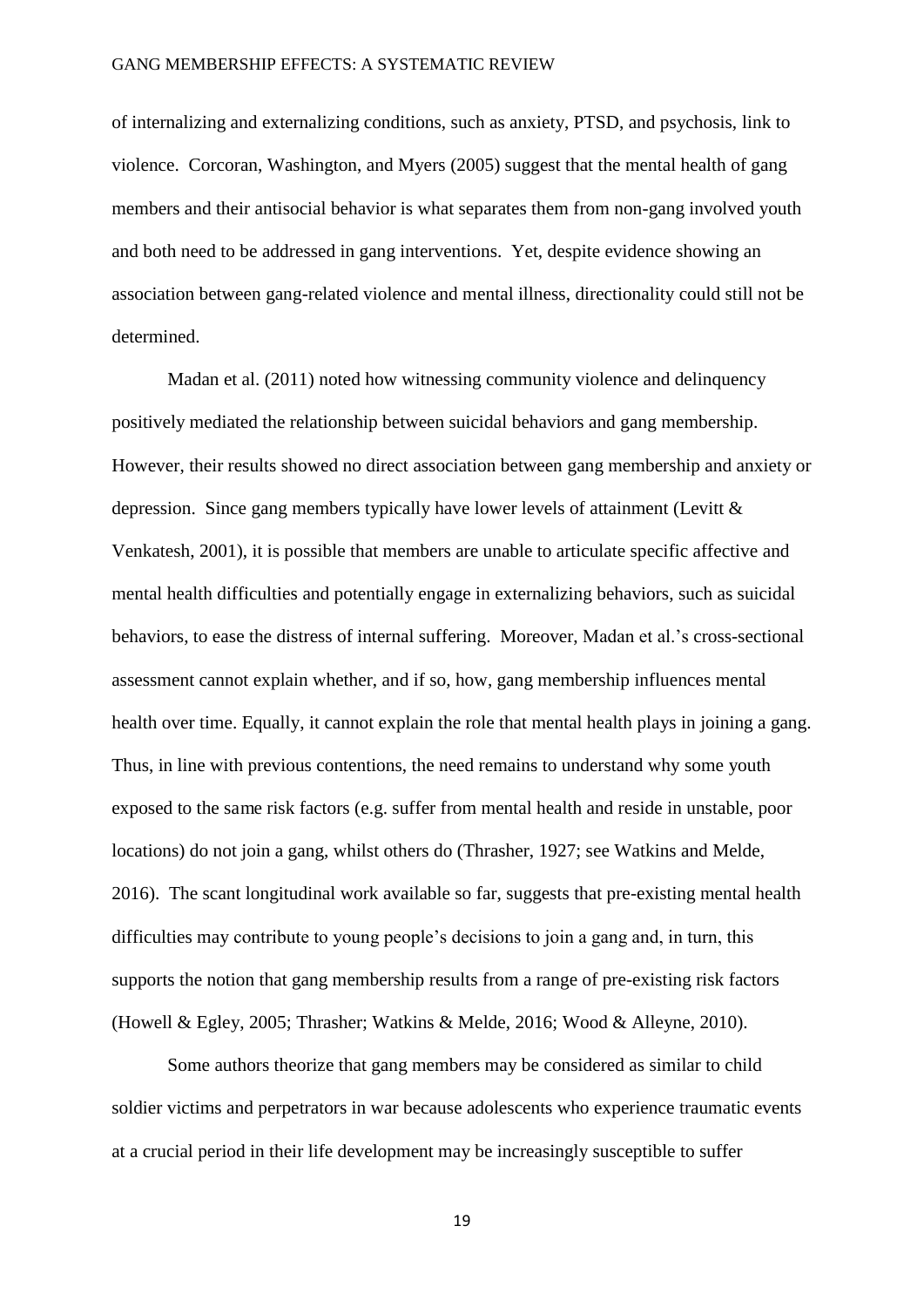of internalizing and externalizing conditions, such as anxiety, PTSD, and psychosis, link to violence. Corcoran, Washington, and Myers (2005) suggest that the mental health of gang members and their antisocial behavior is what separates them from non-gang involved youth and both need to be addressed in gang interventions. Yet, despite evidence showing an association between gang-related violence and mental illness, directionality could still not be determined.

Madan et al. (2011) noted how witnessing community violence and delinquency positively mediated the relationship between suicidal behaviors and gang membership. However, their results showed no direct association between gang membership and anxiety or depression. Since gang members typically have lower levels of attainment (Levitt & Venkatesh, 2001), it is possible that members are unable to articulate specific affective and mental health difficulties and potentially engage in externalizing behaviors, such as suicidal behaviors, to ease the distress of internal suffering. Moreover, Madan et al.'s cross-sectional assessment cannot explain whether, and if so, how, gang membership influences mental health over time. Equally, it cannot explain the role that mental health plays in joining a gang. Thus, in line with previous contentions, the need remains to understand why some youth exposed to the same risk factors (e.g. suffer from mental health and reside in unstable, poor locations) do not join a gang, whilst others do (Thrasher, 1927; see Watkins and Melde, 2016). The scant longitudinal work available so far, suggests that pre-existing mental health difficulties may contribute to young people's decisions to join a gang and, in turn, this supports the notion that gang membership results from a range of pre-existing risk factors (Howell & Egley, 2005; Thrasher; Watkins & Melde, 2016; Wood & Alleyne, 2010).

Some authors theorize that gang members may be considered as similar to child soldier victims and perpetrators in war because adolescents who experience traumatic events at a crucial period in their life development may be increasingly susceptible to suffer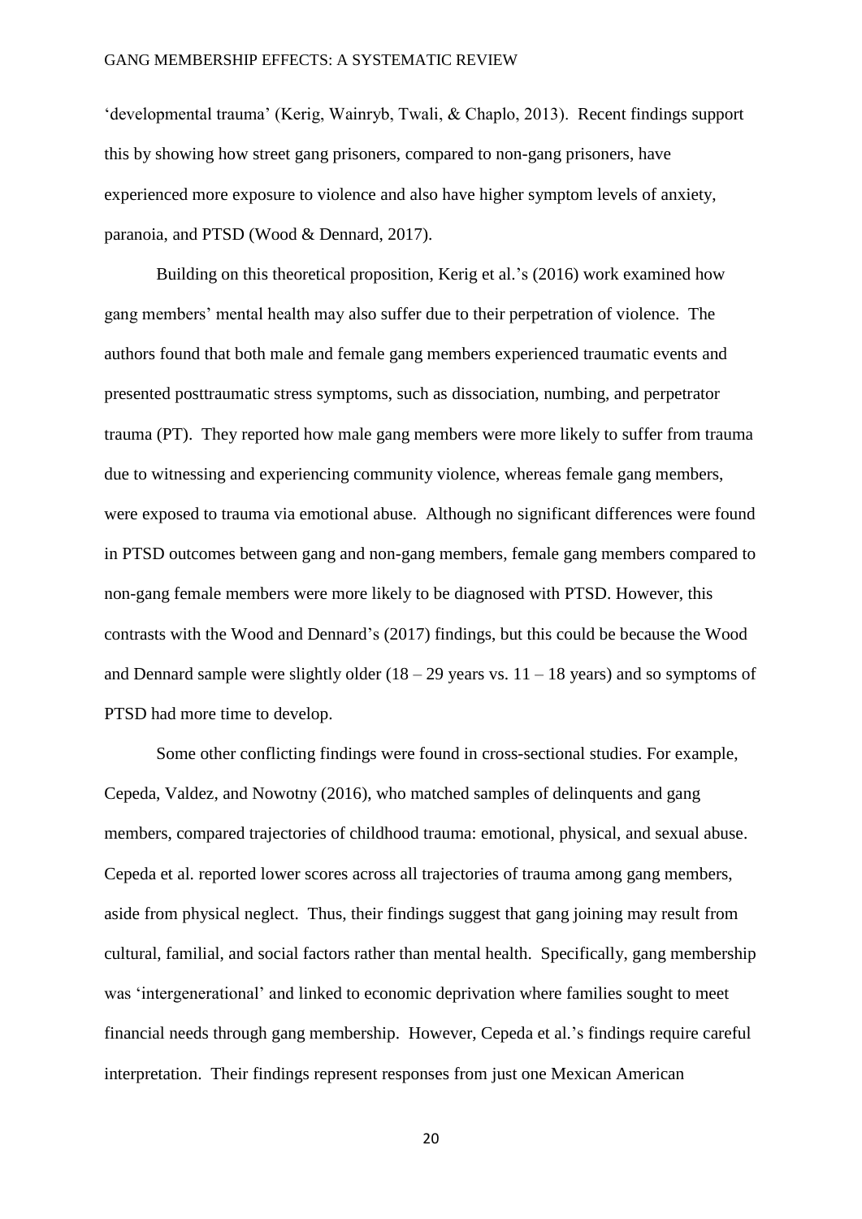'developmental trauma' (Kerig, Wainryb, Twali, & Chaplo, 2013). Recent findings support this by showing how street gang prisoners, compared to non-gang prisoners, have experienced more exposure to violence and also have higher symptom levels of anxiety, paranoia, and PTSD (Wood & Dennard, 2017).

Building on this theoretical proposition, Kerig et al.'s (2016) work examined how gang members' mental health may also suffer due to their perpetration of violence. The authors found that both male and female gang members experienced traumatic events and presented posttraumatic stress symptoms, such as dissociation, numbing, and perpetrator trauma (PT). They reported how male gang members were more likely to suffer from trauma due to witnessing and experiencing community violence, whereas female gang members, were exposed to trauma via emotional abuse. Although no significant differences were found in PTSD outcomes between gang and non-gang members, female gang members compared to non-gang female members were more likely to be diagnosed with PTSD. However, this contrasts with the Wood and Dennard's (2017) findings, but this could be because the Wood and Dennard sample were slightly older (18 – 29 years vs. 11 – 18 years) and so symptoms of PTSD had more time to develop.

Some other conflicting findings were found in cross-sectional studies. For example, Cepeda, Valdez, and Nowotny (2016), who matched samples of delinquents and gang members, compared trajectories of childhood trauma: emotional, physical, and sexual abuse. Cepeda et al. reported lower scores across all trajectories of trauma among gang members, aside from physical neglect. Thus, their findings suggest that gang joining may result from cultural, familial, and social factors rather than mental health. Specifically, gang membership was 'intergenerational' and linked to economic deprivation where families sought to meet financial needs through gang membership. However, Cepeda et al.'s findings require careful interpretation. Their findings represent responses from just one Mexican American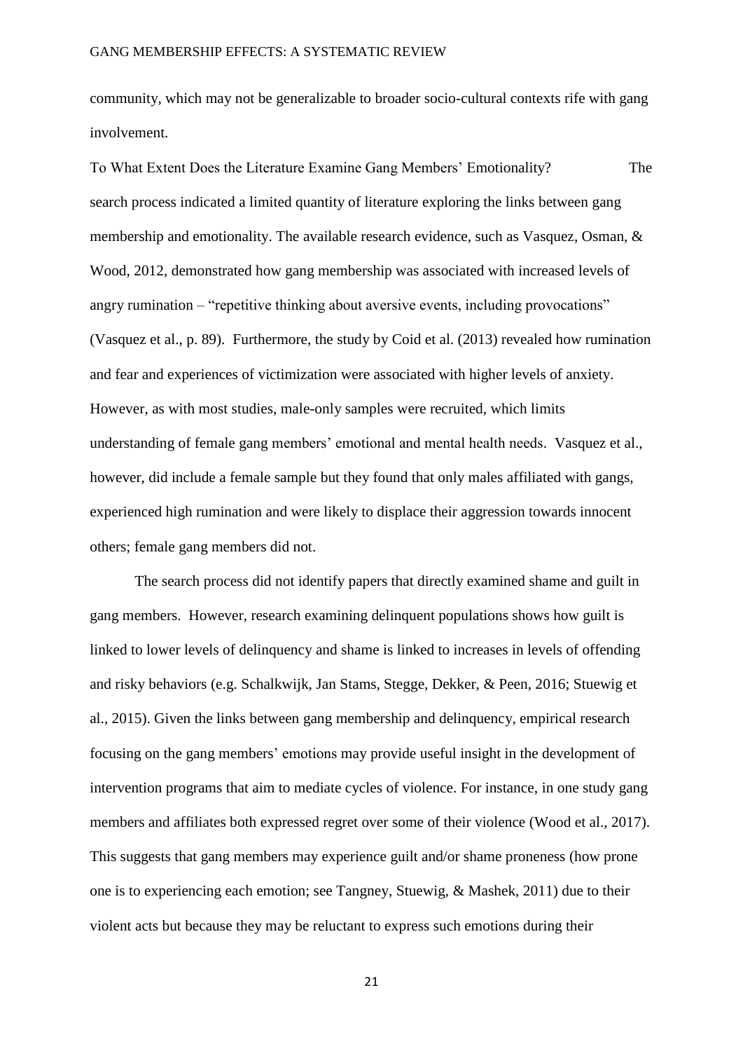community, which may not be generalizable to broader socio-cultural contexts rife with gang involvement.

### To What Extent Does the Literature Examine Gang Members' Emotionality?

The search process indicated a limited quantity of literature exploring the links between gang membership and emotionality. The available research evidence, such as Vasquez, Osman, & Wood, 2012, demonstrated how gang membership was associated with increased levels of angry rumination – "repetitive thinking about aversive events, including provocations" (Vasquez et al., p. 89). Furthermore, the study by Coid et al. (2013) revealed how rumination and fear and experiences of victimization were associated with higher levels of anxiety. However, as with most studies, male-only samples were recruited, which limits understanding of female gang members' emotional and mental health needs. Vasquez et al., however, did include a female sample but they found that only males affiliated with gangs, experienced high rumination and were likely to displace their aggression towards innocent others; female gang members did not.

The search process did not identify papers that directly examined shame and guilt in gang members. However, research examining delinquent populations shows how guilt is linked to lower levels of delinquency and shame is linked to increases in levels of offending and risky behaviors (e.g. Schalkwijk, Jan Stams, Stegge, Dekker, & Peen, 2016; Stuewig et al., 2015). Given the links between gang membership and delinquency, empirical research focusing on the gang members' emotions may provide useful insight in the development of intervention programs that aim to mediate cycles of violence. For instance, in one study gang members and affiliates both expressed regret over some of their violence (Wood et al., 2017). This suggests that gang members may experience guilt and/or shame proneness (how prone one is to experiencing each emotion; see Tangney, Stuewig, & Mashek, 2011) due to their violent acts but because they may be reluctant to express such emotions during their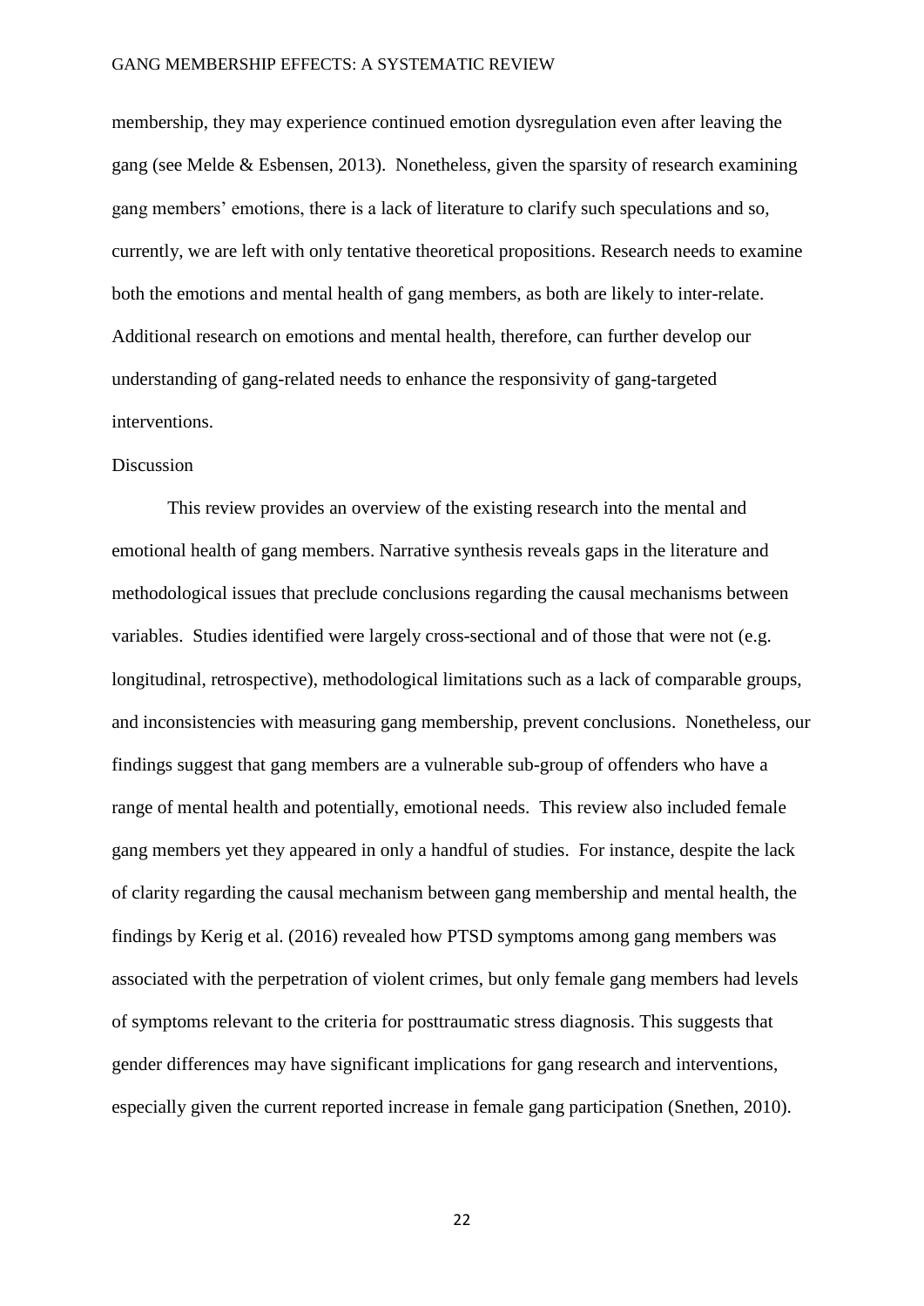membership, they may experience continued emotion dysregulation even after leaving the gang (see Melde & Esbensen, 2013). Nonetheless, given the sparsity of research examining gang members' emotions, there is a lack of literature to clarify such speculations and so, currently, we are left with only tentative theoretical propositions. Research needs to examine both the emotions and mental health of gang members, as both are likely to inter-relate. Additional research on emotions and mental health, therefore, can further develop our understanding of gang-related needs to enhance the responsivity of gang-targeted interventions.

## Discussion

This review provides an overview of the existing research into the mental and emotional health of gang members. Narrative synthesis reveals gaps in the literature and methodological issues that preclude conclusions regarding the causal mechanisms between variables. Studies identified were largely cross-sectional and of those that were not (e.g. longitudinal, retrospective), methodological limitations such as a lack of comparable groups, and inconsistencies with measuring gang membership, prevent conclusions. Nonetheless, our findings suggest that gang members are a vulnerable sub-group of offenders who have a range of mental health and potentially, emotional needs. This review also included female gang members yet they appeared in only a handful of studies. For instance, despite the lack of clarity regarding the causal mechanism between gang membership and mental health, the findings by Kerig et al. (2016) revealed how PTSD symptoms among gang members was associated with the perpetration of violent crimes, but only female gang members had levels of symptoms relevant to the criteria for posttraumatic stress diagnosis. This suggests that gender differences may have significant implications for gang research and interventions, especially given the current reported increase in female gang participation (Snethen, 2010).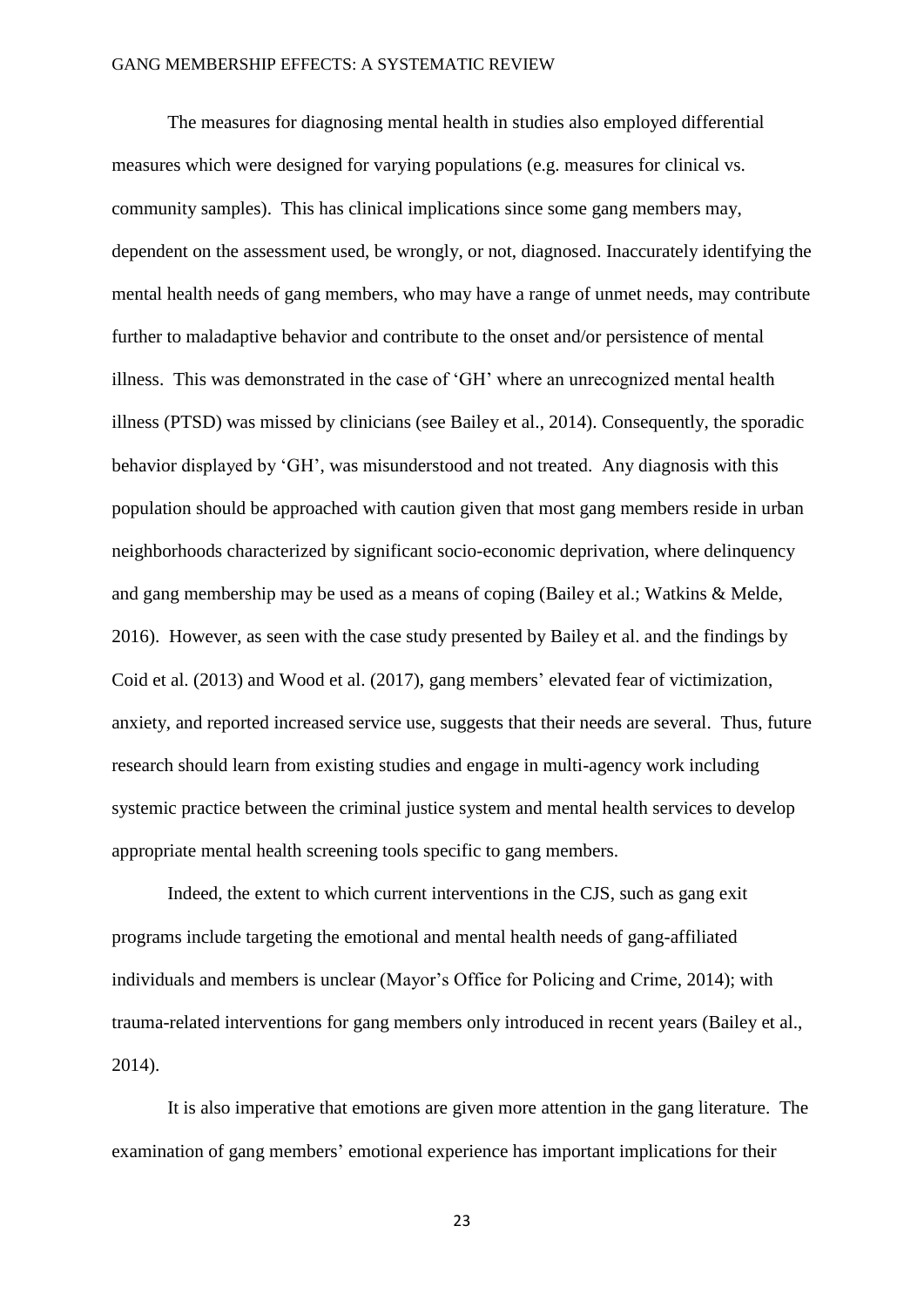The measures for diagnosing mental health in studies also employed differential measures which were designed for varying populations (e.g. measures for clinical vs. community samples). This has clinical implications since some gang members may, dependent on the assessment used, be wrongly, or not, diagnosed. Inaccurately identifying the mental health needs of gang members, who may have a range of unmet needs, may contribute further to maladaptive behavior and contribute to the onset and/or persistence of mental illness. This was demonstrated in the case of 'GH' where an unrecognized mental health illness (PTSD) was missed by clinicians (see Bailey et al., 2014). Consequently, the sporadic behavior displayed by 'GH', was misunderstood and not treated. Any diagnosis with this population should be approached with caution given that most gang members reside in urban neighborhoods characterized by significant socio-economic deprivation, where delinquency and gang membership may be used as a means of coping (Bailey et al.; Watkins & Melde, 2016). However, as seen with the case study presented by Bailey et al. and the findings by Coid et al. (2013) and Wood et al. (2017), gang members' elevated fear of victimization, anxiety, and reported increased service use, suggests that their needs are several. Thus, future research should learn from existing studies and engage in multi-agency work including systemic practice between the criminal justice system and mental health services to develop appropriate mental health screening tools specific to gang members.

Indeed, the extent to which current interventions in the CJS, such as gang exit programs include targeting the emotional and mental health needs of gang-affiliated individuals and members is unclear (Mayor's Office for Policing and Crime, 2014); with trauma-related interventions for gang members only introduced in recent years (Bailey et al., 2014).

It is also imperative that emotions are given more attention in the gang literature. The examination of gang members' emotional experience has important implications for their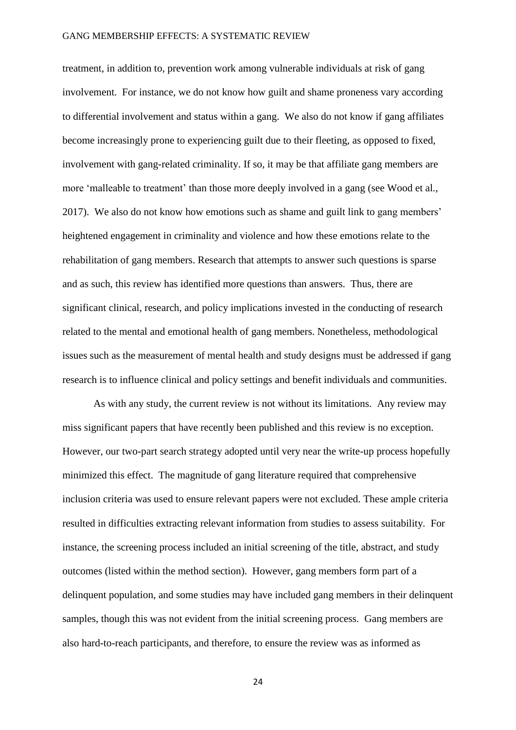treatment, in addition to, prevention work among vulnerable individuals at risk of gang involvement. For instance, we do not know how guilt and shame proneness vary according to differential involvement and status within a gang. We also do not know if gang affiliates become increasingly prone to experiencing guilt due to their fleeting, as opposed to fixed, involvement with gang-related criminality. If so, it may be that affiliate gang members are more 'malleable to treatment' than those more deeply involved in a gang (see Wood et al., 2017). We also do not know how emotions such as shame and guilt link to gang members' heightened engagement in criminality and violence and how these emotions relate to the rehabilitation of gang members. Research that attempts to answer such questions is sparse and as such, this review has identified more questions than answers. Thus, there are significant clinical, research, and policy implications invested in the conducting of research related to the mental and emotional health of gang members. Nonetheless, methodological issues such as the measurement of mental health and study designs must be addressed if gang research is to influence clinical and policy settings and benefit individuals and communities.

As with any study, the current review is not without its limitations. Any review may miss significant papers that have recently been published and this review is no exception. However, our two-part search strategy adopted until very near the write-up process hopefully minimized this effect. The magnitude of gang literature required that comprehensive inclusion criteria was used to ensure relevant papers were not excluded. These ample criteria resulted in difficulties extracting relevant information from studies to assess suitability. For instance, the screening process included an initial screening of the title, abstract, and study outcomes (listed within the method section). However, gang members form part of a delinquent population, and some studies may have included gang members in their delinquent samples, though this was not evident from the initial screening process. Gang members are also hard-to-reach participants, and therefore, to ensure the review was as informed as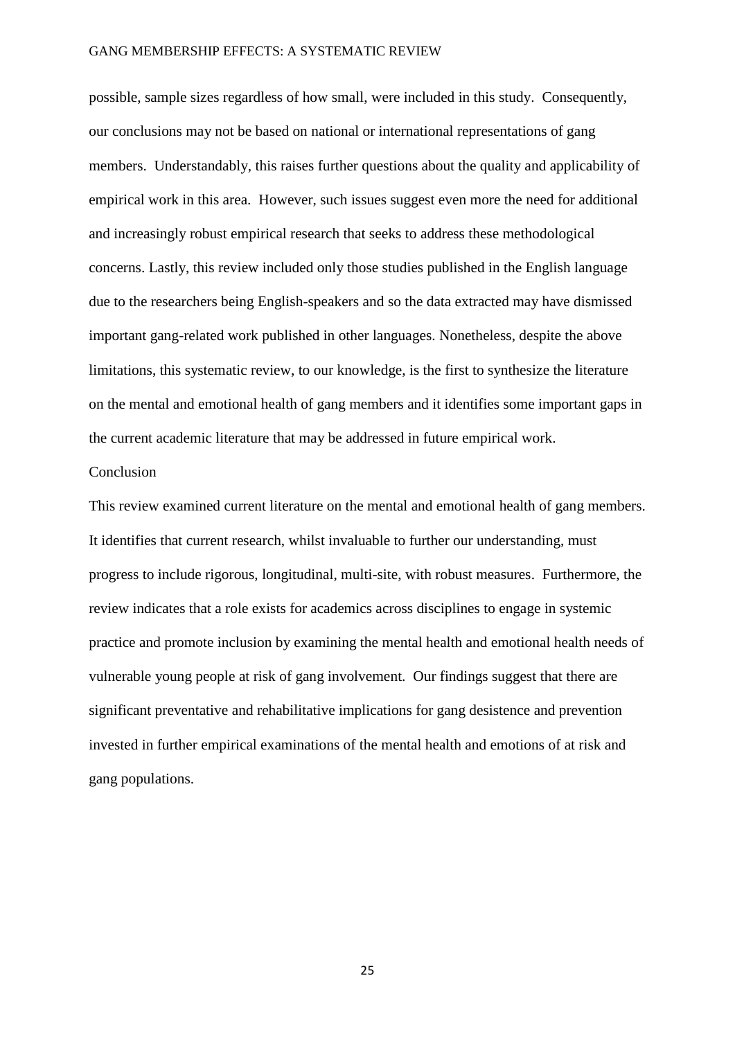possible, sample sizes regardless of how small, were included in this study. Consequently, our conclusions may not be based on national or international representations of gang members. Understandably, this raises further questions about the quality and applicability of empirical work in this area. However, such issues suggest even more the need for additional and increasingly robust empirical research that seeks to address these methodological concerns. Lastly, this review included only those studies published in the English language due to the researchers being English-speakers and so the data extracted may have dismissed important gang-related work published in other languages. Nonetheless, despite the above limitations, this systematic review, to our knowledge, is the first to synthesize the literature on the mental and emotional health of gang members and it identifies some important gaps in the current academic literature that may be addressed in future empirical work.

## Conclusion

This review examined current literature on the mental and emotional health of gang members. It identifies that current research, whilst invaluable to further our understanding, must progress to include rigorous, longitudinal, multi-site, with robust measures. Furthermore, the review indicates that a role exists for academics across disciplines to engage in systemic practice and promote inclusion by examining the mental health and emotional health needs of vulnerable young people at risk of gang involvement. Our findings suggest that there are significant preventative and rehabilitative implications for gang desistence and prevention invested in further empirical examinations of the mental health and emotions of at risk and gang populations.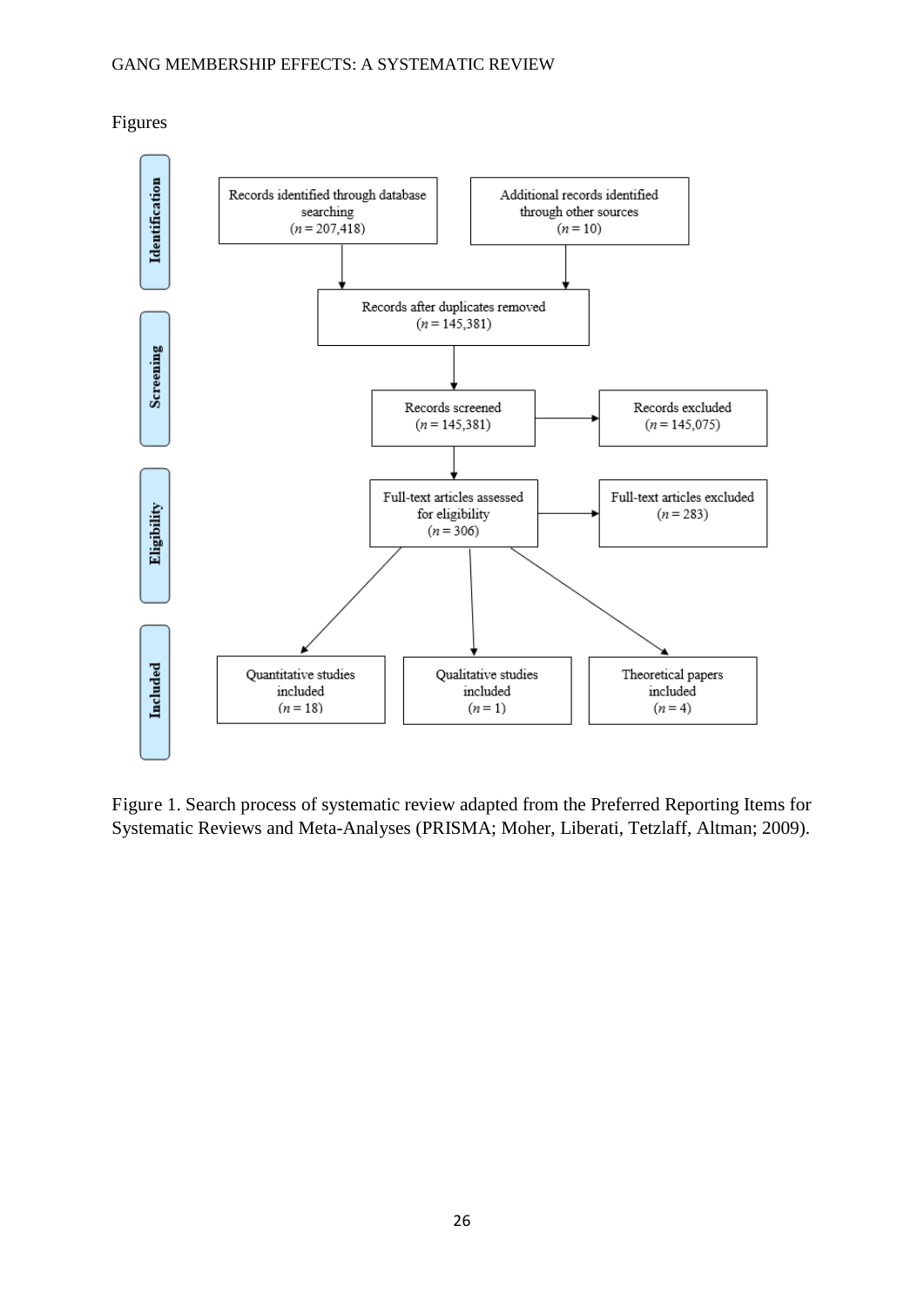Figures

Identification

Records identified through database searching ($n = 207{,}418$)

Additional records identified through other sources ($n = 10$)

Screening

Records after duplicates removed ($n = 145{,}381$)

Records screened ($n = 145{,}381$)

Records excluded ($n = 145{,}075$)

Eligibility

Full-text articles assessed for eligibility ($n = 306$)

Full-text articles excluded ($n = 283$)

Included

Quantitative studies included ($n = 18$)

Qualitative studies included ($n = 1$)

Theoretical papers included ($n = 4$)

Figure 1. Search process of systematic review adapted from the Preferred Reporting Items for Systematic Reviews and Meta-Analyses (PRISMA; Moher, Liberati, Tetzlaff, Altman; 2009).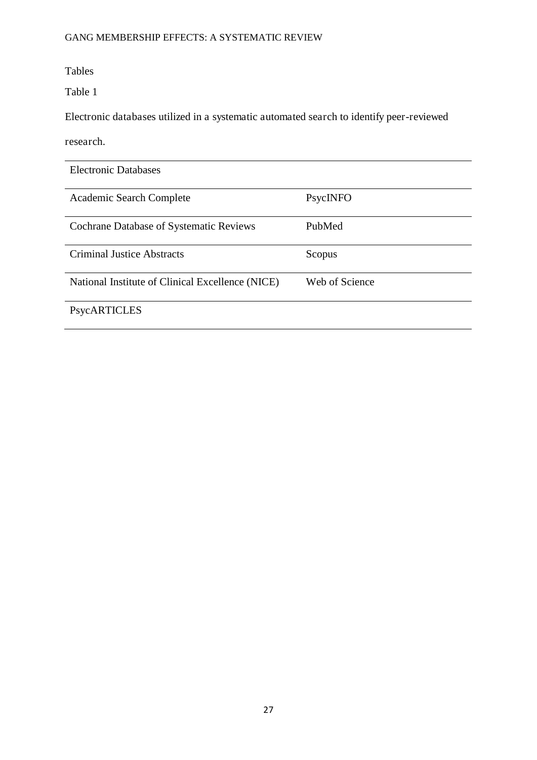Tables

Table 1

Electronic databases utilized in a systematic automated search to identify peer-reviewed research.

| Electronic Databases | |
|---|---|
| Academic Search Complete | PsycINFO |
| Cochrane Database of Systematic Reviews | PubMed |
| Criminal Justice Abstracts | Scopus |
| National Institute of Clinical Excellence (NICE) | Web of Science |
| PsycARTICLES | |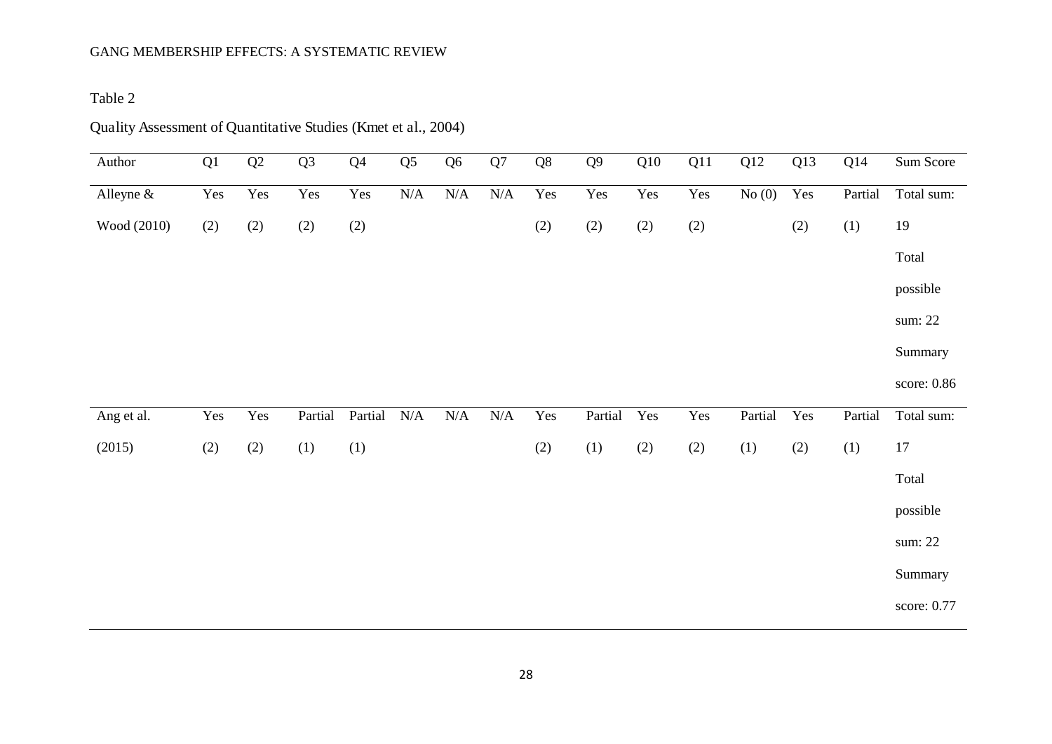Table 2

Quality Assessment of Quantitative Studies (Kmet et al., 2004)

| Author | Q1 | Q2 | Q3 | Q4 | Q5 | Q6 | Q7 | Q8 | Q9 | Q10 | Q11 | Q12 | Q13 | Q14 | Sum Score |
|---|---|---|---|---|---|---|---|---|---|---|---|---|---|---|---|
| Alleyne & Wood (2010) | Yes (2) | Yes (2) | Yes (2) | Yes (2) | N/A | N/A | N/A | Yes (2) | Yes (2) | Yes (2) | Yes (2) | No (0) | Yes (2) | Partial (1) | Total sum: 19 Total possible sum: 22 Summary score: 0.86 |
| Ang et al. (2015) | Yes (2) | Yes (2) | Partial (1) | Partial (1) | N/A | N/A | N/A | Yes (2) | Partial (1) | Yes (2) | Yes (2) | Partial (1) | Yes (2) | Partial (1) | Total sum: 17 Total possible sum: 22 Summary score: 0.77 |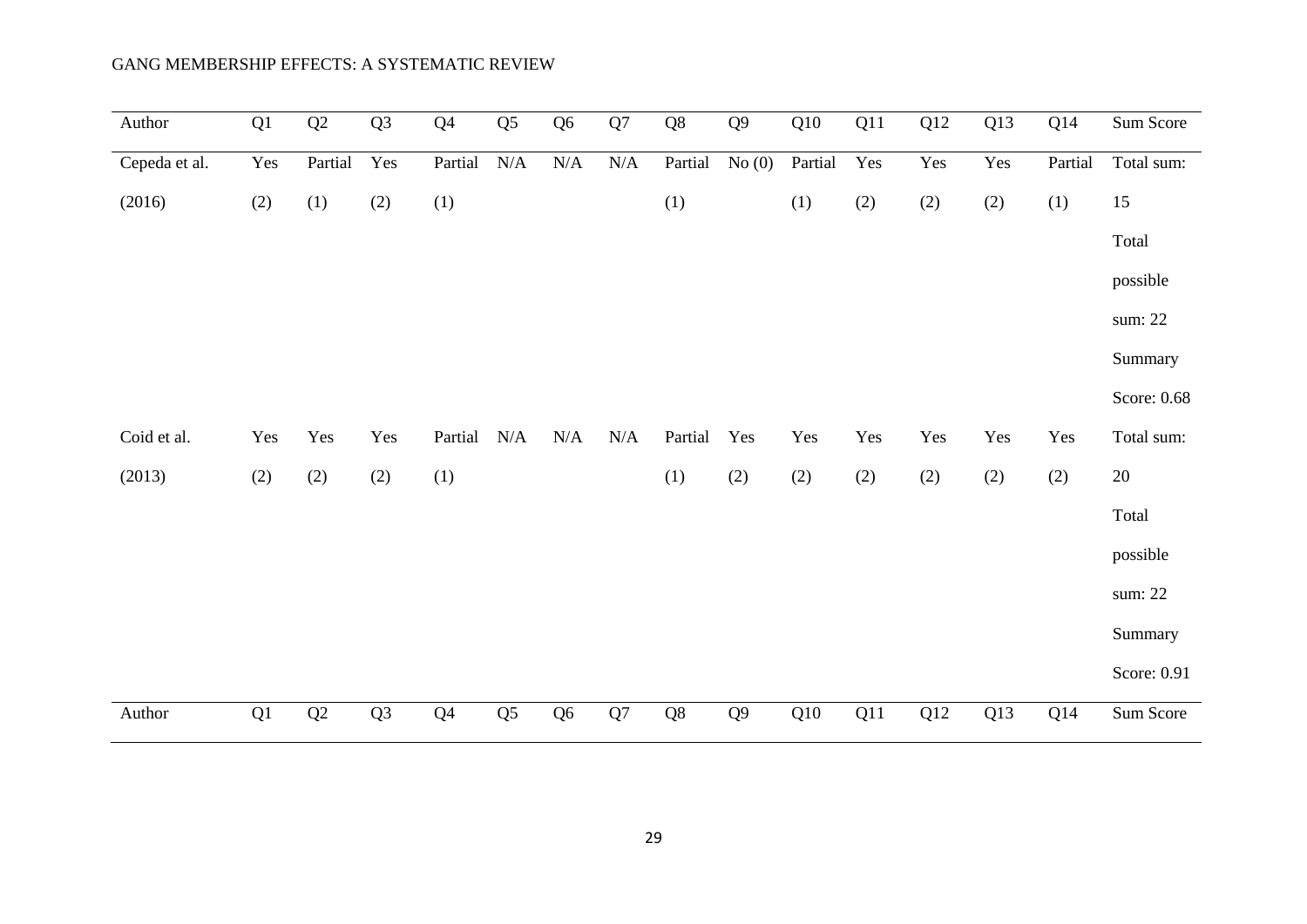| Author | Q1 | Q2 | Q3 | Q4 | Q5 | Q6 | Q7 | Q8 | Q9 | Q10 | Q11 | Q12 | Q13 | Q14 | Sum Score |
|---|---|---|---|---|---|---|---|---|---|---|---|---|---|---|---|
| Cepeda et al. (2016) | Yes (2) | Partial (1) | Yes (2) | Partial (1) | N/A | N/A | N/A | Partial (1) | No (0) | Partial (1) | Yes (2) | Yes (2) | Yes (2) | Partial (1) | Total sum: 15 Total possible sum: 22 Summary Score: 0.68 |
| Coid et al. (2013) | Yes (2) | Yes (2) | Yes (2) | Partial (1) | N/A | N/A | N/A | Partial (1) | Yes (2) | Yes (2) | Yes (2) | Yes (2) | Yes (2) | Yes (2) | Total sum: 20 Total possible sum: 22 Summary Score: 0.91 |
| Author | Q1 | Q2 | Q3 | Q4 | Q5 | Q6 | Q7 | Q8 | Q9 | Q10 | Q11 | Q12 | Q13 | Q14 | Sum Score |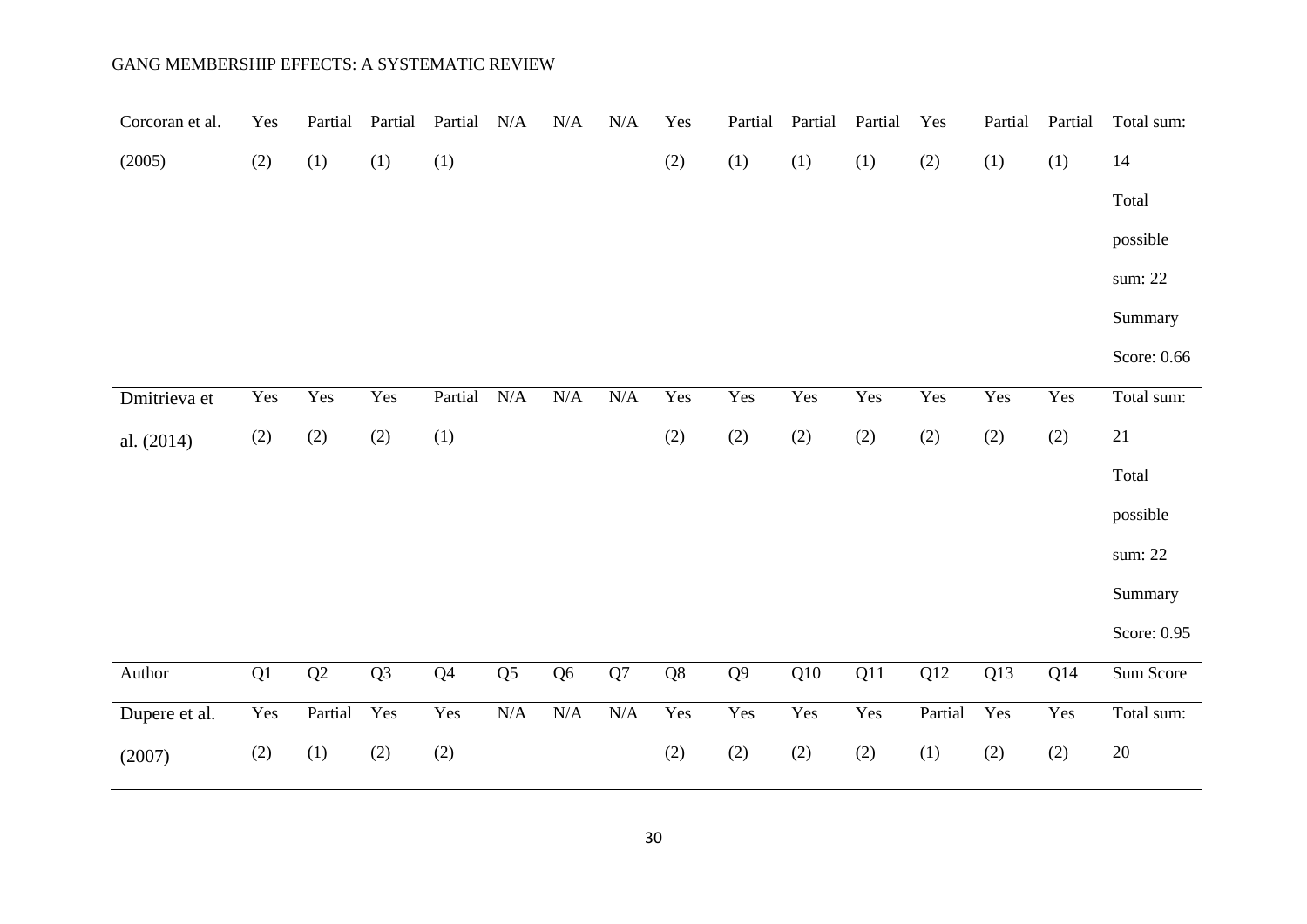| Author | Q1 | Q2 | Q3 | Q4 | Q5 | Q6 | Q7 | Q8 | Q9 | Q10 | Q11 | Q12 | Q13 | Q14 | Sum Score |
|---|---|---|---|---|---|---|---|---|---|---|---|---|---|---|---|
| Corcoran et al. (2005) | Yes (2) | Partial (1) | Partial (1) | Partial (1) | N/A | N/A | N/A | Yes (2) | Partial (1) | Partial (1) | Partial (1) | Yes (2) | Partial (1) | Partial (1) | Total sum: 14 Total possible sum: 22 Summary Score: 0.66 |
| Dmitrieva et al. (2014) | Yes (2) | Yes (2) | Yes (2) | Partial (1) | N/A | N/A | N/A | Yes (2) | Yes (2) | Yes (2) | Yes (2) | Yes (2) | Yes (2) | Yes (2) | Total sum: 21 Total possible sum: 22 Summary Score: 0.95 |
| Dupere et al. (2007) | Yes (2) | Partial (1) | Yes (2) | Yes (2) | N/A | N/A | N/A | Yes (2) | Yes (2) | Yes (2) | Yes (2) | Partial (1) | Yes (2) | Yes (2) | Total sum: 20 |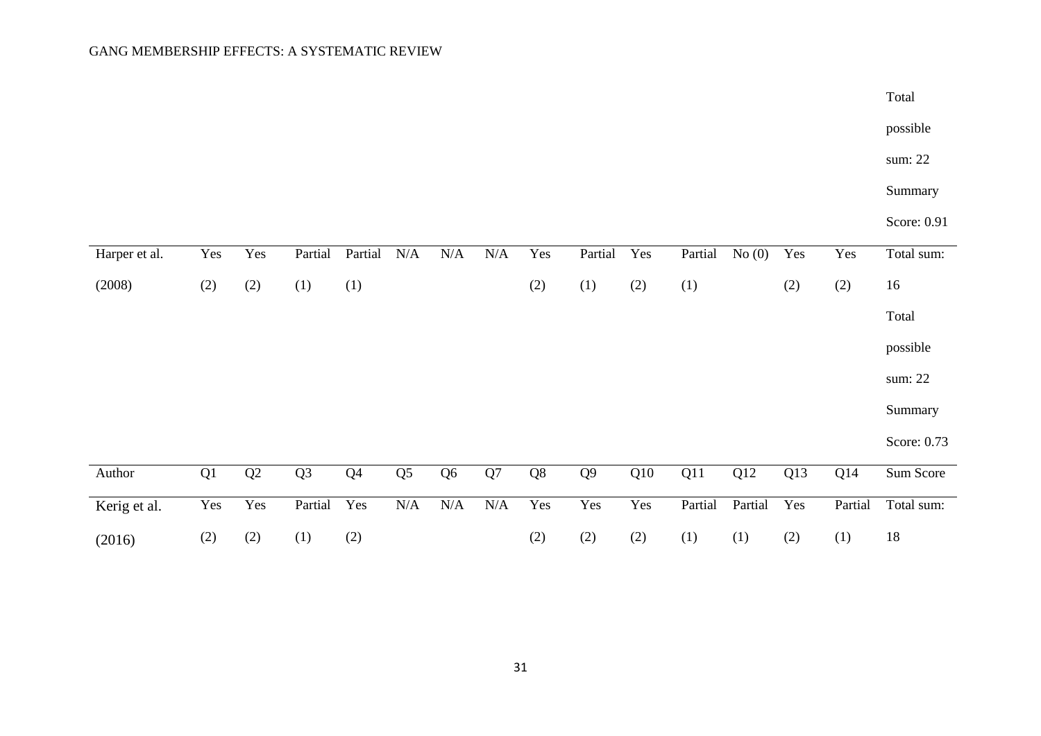| | | | | | | | | | | | | | | | Total possible sum: 22 Summary Score: 0.91 |
|---|---|---|---|---|---|---|---|---|---|---|---|---|---|---|---|
| Harper et al. (2008) | Yes (2) | Yes (2) | Partial (1) | Partial (1) | N/A | N/A | N/A | Yes (2) | Partial (1) | Yes (2) | Partial (1) | No (0) | Yes (2) | Yes (2) | Total sum: 16 Total possible sum: 22 Summary Score: 0.73 |

| Author | Q1 | Q2 | Q3 | Q4 | Q5 | Q6 | Q7 | Q8 | Q9 | Q10 | Q11 | Q12 | Q13 | Q14 | Sum Score |
|---|---|---|---|---|---|---|---|---|---|---|---|---|---|---|---|
| Kerig et al. (2016) | Yes (2) | Yes (2) | Partial (1) | Yes (2) | N/A | N/A | N/A | Yes (2) | Yes (2) | Yes (2) | Partial (1) | Partial (1) | Yes (2) | Partial (1) | Total sum: 18 |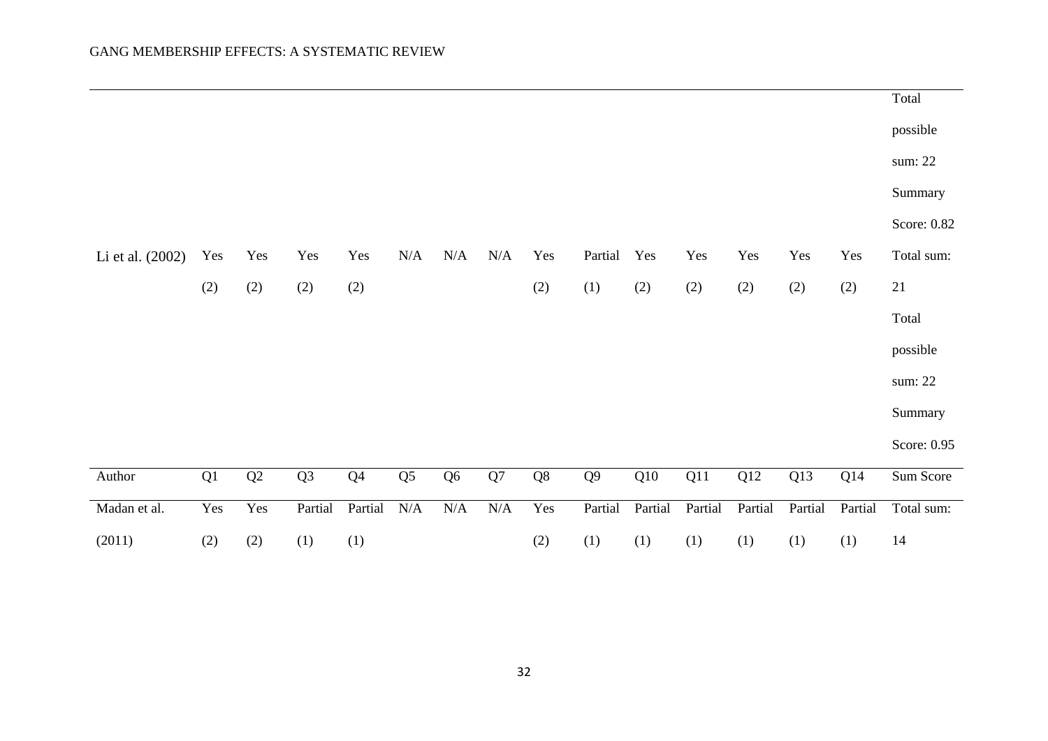| | | | | | | | | | | | | | | | Total possible sum: 22 Summary Score: 0.82 |
|---|---|---|---|---|---|---|---|---|---|---|---|---|---|---|---|
| Li et al. (2002) | Yes (2) | Yes (2) | Yes (2) | Yes (2) | N/A | N/A | N/A | Yes (2) | Partial (1) | Yes (2) | Yes (2) | Yes (2) | Yes (2) | Yes (2) | Total sum: 21 Total possible sum: 22 Summary Score: 0.95 |

| Author | Q1 | Q2 | Q3 | Q4 | Q5 | Q6 | Q7 | Q8 | Q9 | Q10 | Q11 | Q12 | Q13 | Q14 | Sum Score |
|---|---|---|---|---|---|---|---|---|---|---|---|---|---|---|---|
| Madan et al. (2011) | Yes (2) | Yes (2) | Partial (1) | Partial (1) | N/A | N/A | N/A | Yes (2) | Partial (1) | Partial (1) | Partial (1) | Partial (1) | Partial (1) | Partial (1) | Total sum: 14 |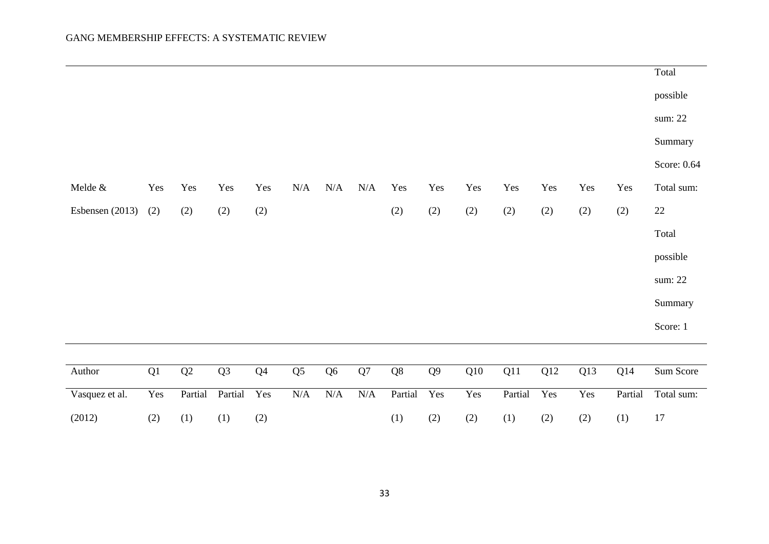| | | | | | | | | | | | | | | | |
|---|---|---|---|---|---|---|---|---|---|---|---|---|---|---|---|
| | | | | | | | | | | | | | | | Total possible sum: 22 Summary Score: 0.64 |
| Melde & Esbensen (2013) | Yes (2) | Yes (2) | Yes (2) | Yes (2) | N/A | N/A | N/A | Yes (2) | Yes (2) | Yes (2) | Yes (2) | Yes (2) | Yes (2) | Yes (2) | Total sum: 22 Total possible sum: 22 Summary Score: 1 |

| Author | Q1 | Q2 | Q3 | Q4 | Q5 | Q6 | Q7 | Q8 | Q9 | Q10 | Q11 | Q12 | Q13 | Q14 | Sum Score |
|---|---|---|---|---|---|---|---|---|---|---|---|---|---|---|---|
| Vasquez et al. (2012) | Yes (2) | Partial (1) | Partial (1) | Yes (2) | N/A | N/A | N/A | Partial (1) | Yes (2) | Yes (2) | Partial (1) | Yes (2) | Yes (2) | Partial (1) | Total sum: 17 |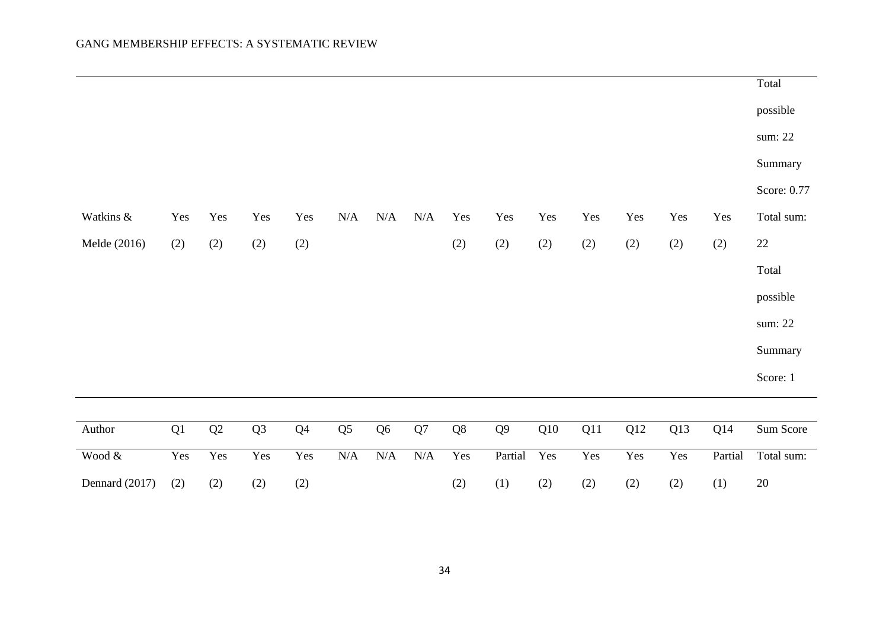|  |  |  |  |  |  |  |  |  |  |  |  |  |  |  | Total possible sum: 22 Summary Score: 0.77 |
|---|---|---|---|---|---|---|---|---|---|---|---|---|---|---|---|
| Watkins & Melde (2016) | Yes (2) | Yes (2) | Yes (2) | Yes (2) | N/A | N/A | N/A | Yes (2) | Yes (2) | Yes (2) | Yes (2) | Yes (2) | Yes (2) | Yes (2) | Total sum: 22 Total possible sum: 22 Summary Score: 1 |

| Author | Q1 | Q2 | Q3 | Q4 | Q5 | Q6 | Q7 | Q8 | Q9 | Q10 | Q11 | Q12 | Q13 | Q14 | Sum Score |
|---|---|---|---|---|---|---|---|---|---|---|---|---|---|---|---|
| Wood & Dennard (2017) | Yes (2) | Yes (2) | Yes (2) | Yes (2) | N/A | N/A | N/A | Yes (2) | Partial (1) | Yes (2) | Yes (2) | Yes (2) | Yes (2) | Partial (1) | Total sum: 20 |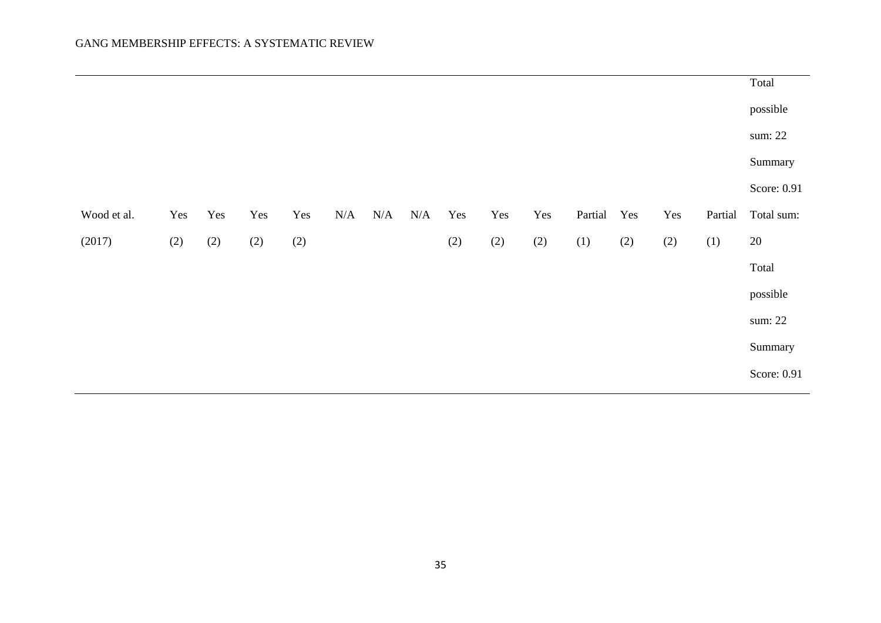| | | | | | | | | | | | | | | | |
|---|---|---|---|---|---|---|---|---|---|---|---|---|---|---|---|
| | | | | | | | | | | | | | | | Total possible sum: 22 Summary Score: 0.91 |
| Wood et al. (2017) | Yes (2) | Yes (2) | Yes (2) | Yes (2) | N/A | N/A | N/A | Yes (2) | Yes (2) | Yes (2) | Partial (1) | Yes (2) | Yes (2) | Partial (1) | Total sum: 20 Total possible sum: 22 Summary Score: 0.91 |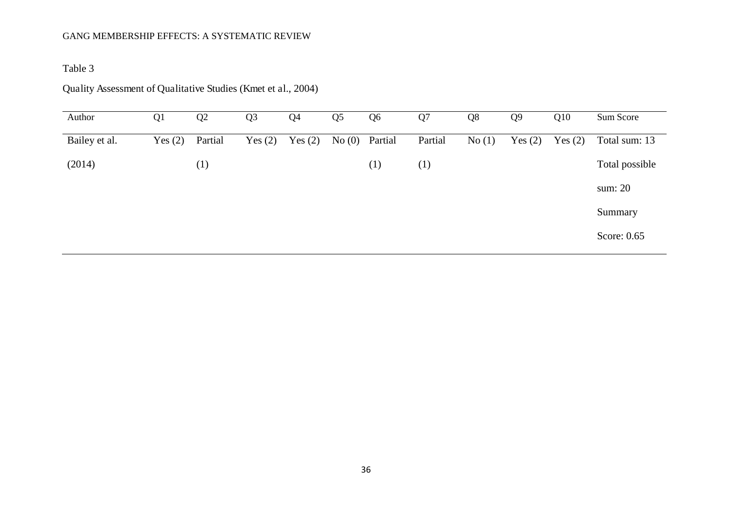Table 3

Quality Assessment of Qualitative Studies (Kmet et al., 2004)

| Author | Q1 | Q2 | Q3 | Q4 | Q5 | Q6 | Q7 | Q8 | Q9 | Q10 | Sum Score |
|---|---|---|---|---|---|---|---|---|---|---|---|
| Bailey et al. (2014) | Yes (2) | Partial (1) | Yes (2) | Yes (2) | No (0) | Partial (1) | Partial (1) | No (1) | Yes (2) | Yes (2) | Total sum: 13 Total possible sum: 20 Summary Score: 0.65 |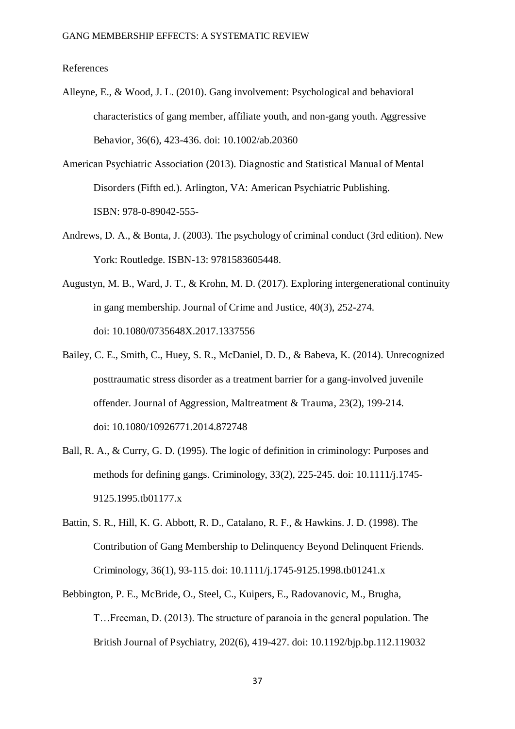References

Alleyne, E., & Wood, J. L. (2010). Gang involvement: Psychological and behavioral characteristics of gang member, affiliate youth, and non-gang youth. Aggressive Behavior, 36(6), 423-436. doi: 10.1002/ab.20360

American Psychiatric Association (2013). Diagnostic and Statistical Manual of Mental Disorders (Fifth ed.). Arlington, VA: American Psychiatric Publishing. ISBN: 978-0-89042-555-

Andrews, D. A., & Bonta, J. (2003). The psychology of criminal conduct (3rd edition). New York: Routledge. ISBN-13: 9781583605448.

Augustyn, M. B., Ward, J. T., & Krohn, M. D. (2017). Exploring intergenerational continuity in gang membership. Journal of Crime and Justice, 40(3), 252-274. doi: 10.1080/0735648X.2017.1337556

Bailey, C. E., Smith, C., Huey, S. R., McDaniel, D. D., & Babeva, K. (2014). Unrecognized posttraumatic stress disorder as a treatment barrier for a gang-involved juvenile offender. Journal of Aggression, Maltreatment & Trauma, 23(2), 199-214. doi: 10.1080/10926771.2014.872748

Ball, R. A., & Curry, G. D. (1995). The logic of definition in criminology: Purposes and methods for defining gangs. Criminology, 33(2), 225-245. doi: 10.1111/j.1745-9125.1995.tb01177.x

Battin, S. R., Hill, K. G. Abbott, R. D., Catalano, R. F., & Hawkins. J. D. (1998). The Contribution of Gang Membership to Delinquency Beyond Delinquent Friends. Criminology, 36(1), 93-115. doi: 10.1111/j.1745-9125.1998.tb01241.x

Bebbington, P. E., McBride, O., Steel, C., Kuipers, E., Radovanovic, M., Brugha, T…Freeman, D. (2013). The structure of paranoia in the general population. The British Journal of Psychiatry, 202(6), 419-427. doi: 10.1192/bjp.bp.112.119032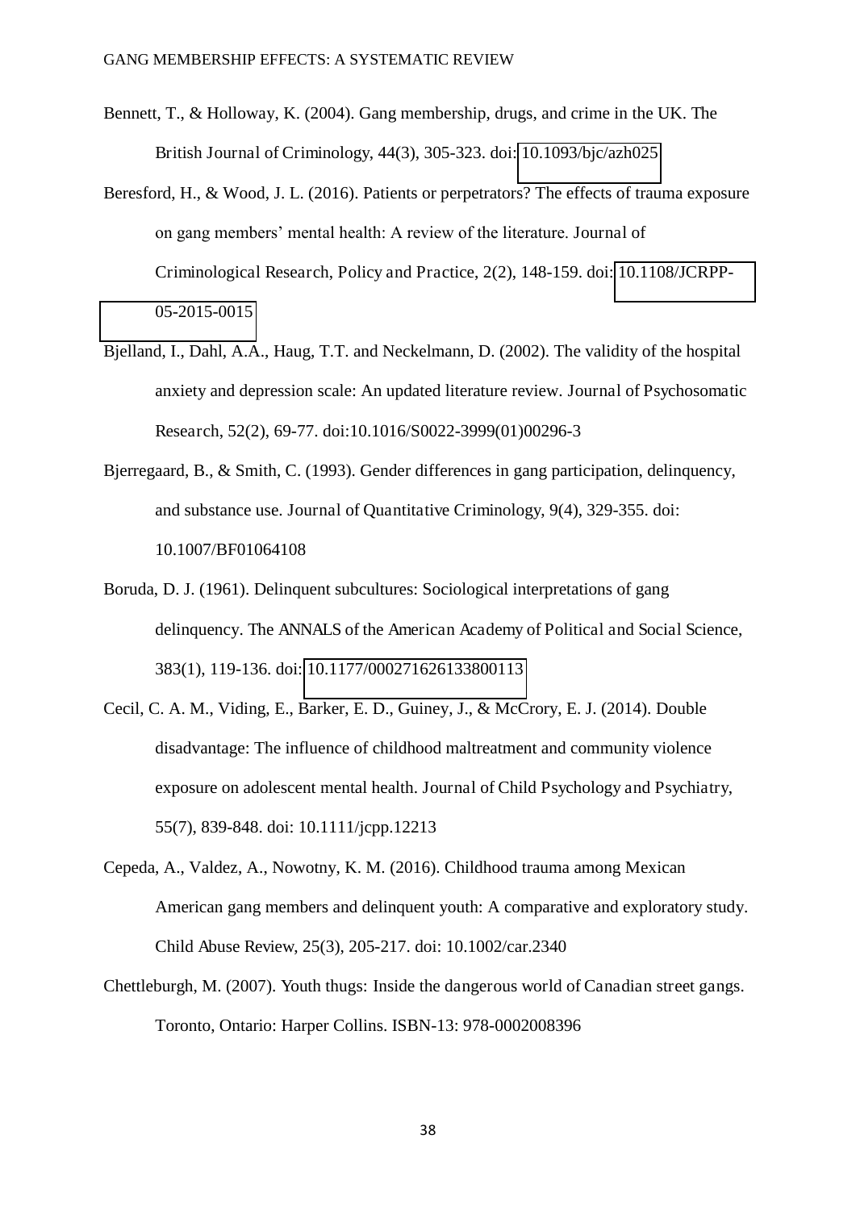Bennett, T., & Holloway, K. (2004). Gang membership, drugs, and crime in the UK. The British Journal of Criminology, 44(3), 305-323. doi: 10.1093/bjc/azh025

Beresford, H., & Wood, J. L. (2016). Patients or perpetrators? The effects of trauma exposure on gang members' mental health: A review of the literature. Journal of Criminological Research, Policy and Practice, 2(2), 148-159. doi: 10.1108/JCRPP-05-2015-0015

Bjelland, I., Dahl, A.A., Haug, T.T. and Neckelmann, D. (2002). The validity of the hospital anxiety and depression scale: An updated literature review. Journal of Psychosomatic Research, 52(2), 69-77. doi:10.1016/S0022-3999(01)00296-3

Bjerregaard, B., & Smith, C. (1993). Gender differences in gang participation, delinquency, and substance use. Journal of Quantitative Criminology, 9(4), 329-355. doi: 10.1007/BF01064108

Boruda, D. J. (1961). Delinquent subcultures: Sociological interpretations of gang delinquency. The ANNALS of the American Academy of Political and Social Science, 383(1), 119-136. doi: 10.1177/000271626133800113

Cecil, C. A. M., Viding, E., Barker, E. D., Guiney, J., & McCrory, E. J. (2014). Double disadvantage: The influence of childhood maltreatment and community violence exposure on adolescent mental health. Journal of Child Psychology and Psychiatry, 55(7), 839-848. doi: 10.1111/jcpp.12213

Cepeda, A., Valdez, A., Nowotny, K. M. (2016). Childhood trauma among Mexican American gang members and delinquent youth: A comparative and exploratory study. Child Abuse Review, 25(3), 205-217. doi: 10.1002/car.2340

Chettleburgh, M. (2007). Youth thugs: Inside the dangerous world of Canadian street gangs. Toronto, Ontario: Harper Collins. ISBN-13: 978-0002008396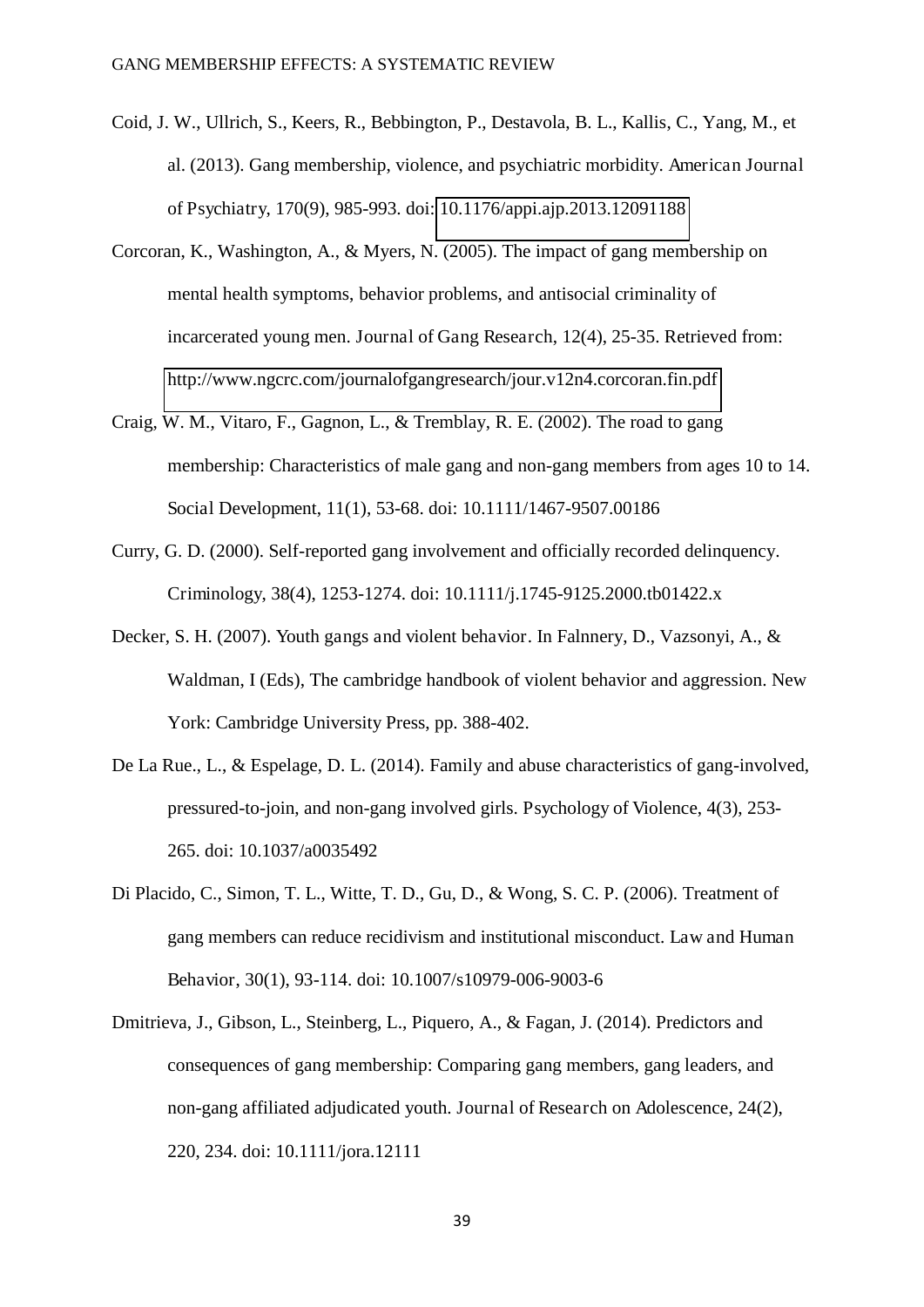Coid, J. W., Ullrich, S., Keers, R., Bebbington, P., Destavola, B. L., Kallis, C., Yang, M., et al. (2013). Gang membership, violence, and psychiatric morbidity. American Journal of Psychiatry, 170(9), 985-993. doi: 10.1176/appi.ajp.2013.12091188

Corcoran, K., Washington, A., & Myers, N. (2005). The impact of gang membership on mental health symptoms, behavior problems, and antisocial criminality of incarcerated young men. Journal of Gang Research, 12(4), 25-35. Retrieved from: http://www.ngcrc.com/journalofgangresearch/jour.v12n4.corcoran.fin.pdf

Craig, W. M., Vitaro, F., Gagnon, L., & Tremblay, R. E. (2002). The road to gang membership: Characteristics of male gang and non-gang members from ages 10 to 14. Social Development, 11(1), 53-68. doi: 10.1111/1467-9507.00186

Curry, G. D. (2000). Self-reported gang involvement and officially recorded delinquency. Criminology, 38(4), 1253-1274. doi: 10.1111/j.1745-9125.2000.tb01422.x

Decker, S. H. (2007). Youth gangs and violent behavior. In Falnnery, D., Vazsonyi, A., & Waldman, I (Eds), The cambridge handbook of violent behavior and aggression. New York: Cambridge University Press, pp. 388-402.

De La Rue., L., & Espelage, D. L. (2014). Family and abuse characteristics of gang-involved, pressured-to-join, and non-gang involved girls. Psychology of Violence, 4(3), 253-265. doi: 10.1037/a0035492

Di Placido, C., Simon, T. L., Witte, T. D., Gu, D., & Wong, S. C. P. (2006). Treatment of gang members can reduce recidivism and institutional misconduct. Law and Human Behavior, 30(1), 93-114. doi: 10.1007/s10979-006-9003-6

Dmitrieva, J., Gibson, L., Steinberg, L., Piquero, A., & Fagan, J. (2014). Predictors and consequences of gang membership: Comparing gang members, gang leaders, and non-gang affiliated adjudicated youth. Journal of Research on Adolescence, 24(2), 220, 234. doi: 10.1111/jora.12111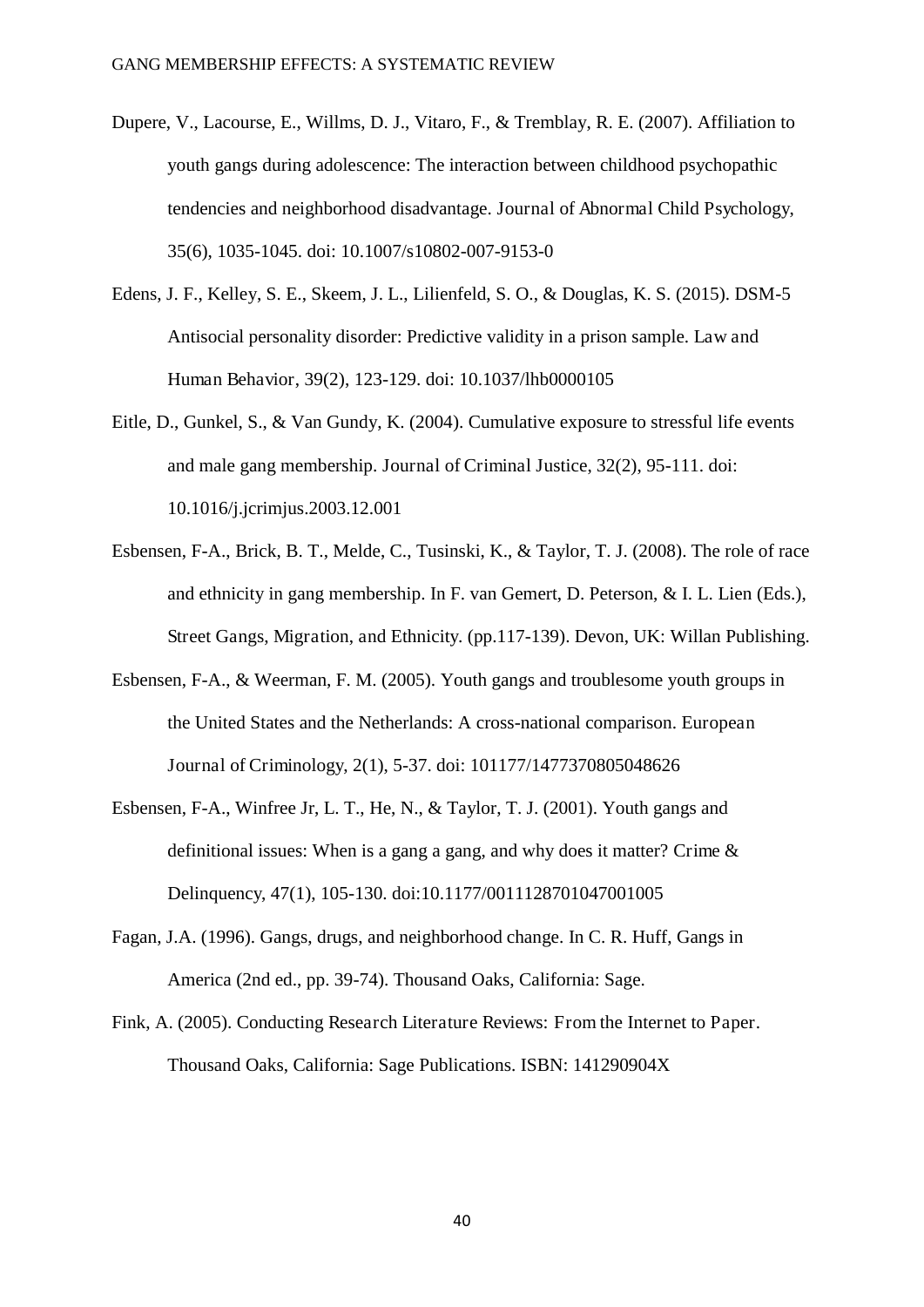Dupere, V., Lacourse, E., Willms, D. J., Vitaro, F., & Tremblay, R. E. (2007). Affiliation to youth gangs during adolescence: The interaction between childhood psychopathic tendencies and neighborhood disadvantage. Journal of Abnormal Child Psychology, 35(6), 1035-1045. doi: 10.1007/s10802-007-9153-0

Edens, J. F., Kelley, S. E., Skeem, J. L., Lilienfeld, S. O., & Douglas, K. S. (2015). DSM-5 Antisocial personality disorder: Predictive validity in a prison sample. Law and Human Behavior, 39(2), 123-129. doi: 10.1037/lhb0000105

Eitle, D., Gunkel, S., & Van Gundy, K. (2004). Cumulative exposure to stressful life events and male gang membership. Journal of Criminal Justice, 32(2), 95-111. doi: 10.1016/j.jcrimjus.2003.12.001

Esbensen, F-A., Brick, B. T., Melde, C., Tusinski, K., & Taylor, T. J. (2008). The role of race and ethnicity in gang membership. In F. van Gemert, D. Peterson, & I. L. Lien (Eds.), Street Gangs, Migration, and Ethnicity. (pp.117-139). Devon, UK: Willan Publishing.

Esbensen, F-A., & Weerman, F. M. (2005). Youth gangs and troublesome youth groups in the United States and the Netherlands: A cross-national comparison. European Journal of Criminology, 2(1), 5-37. doi: 101177/1477370805048626

Esbensen, F-A., Winfree Jr, L. T., He, N., & Taylor, T. J. (2001). Youth gangs and definitional issues: When is a gang a gang, and why does it matter? Crime & Delinquency, 47(1), 105-130. doi:10.1177/0011128701047001005

Fagan, J.A. (1996). Gangs, drugs, and neighborhood change. In C. R. Huff, Gangs in America (2nd ed., pp. 39-74). Thousand Oaks, California: Sage.

Fink, A. (2005). Conducting Research Literature Reviews: From the Internet to Paper. Thousand Oaks, California: Sage Publications. ISBN: 141290904X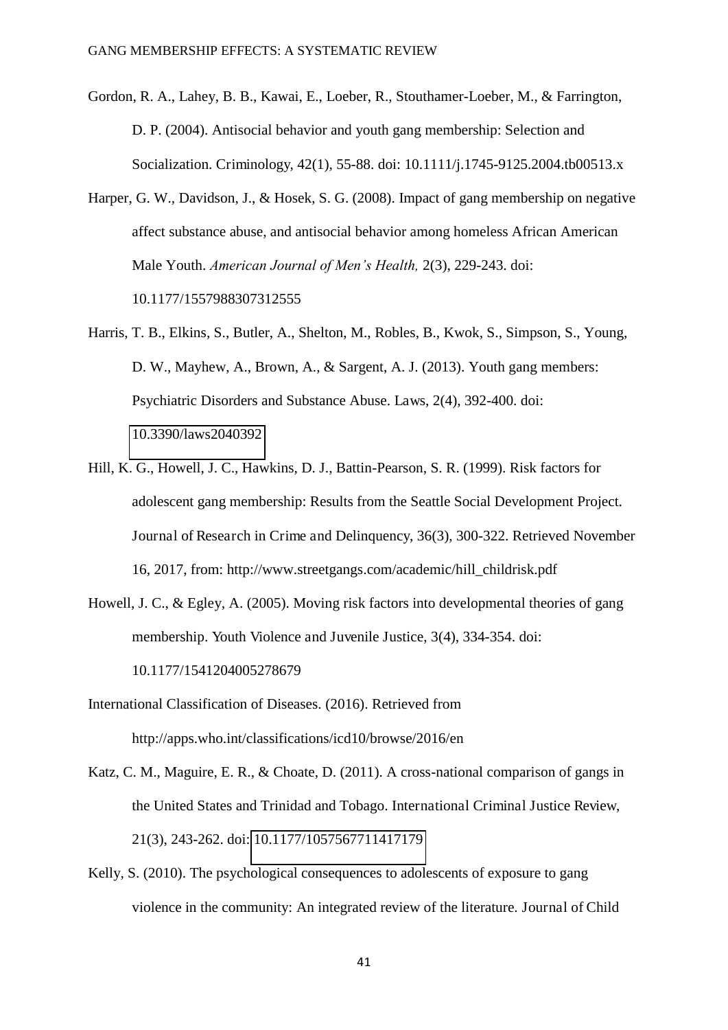Gordon, R. A., Lahey, B. B., Kawai, E., Loeber, R., Stouthamer-Loeber, M., & Farrington, D. P. (2004). Antisocial behavior and youth gang membership: Selection and Socialization. Criminology, 42(1), 55-88. doi: 10.1111/j.1745-9125.2004.tb00513.x

Harper, G. W., Davidson, J., & Hosek, S. G. (2008). Impact of gang membership on negative affect substance abuse, and antisocial behavior among homeless African American Male Youth. *American Journal of Men's Health,* 2(3), 229-243. doi: 10.1177/1557988307312555

Harris, T. B., Elkins, S., Butler, A., Shelton, M., Robles, B., Kwok, S., Simpson, S., Young, D. W., Mayhew, A., Brown, A., & Sargent, A. J. (2013). Youth gang members: Psychiatric Disorders and Substance Abuse. Laws, 2(4), 392-400. doi: 10.3390/laws2040392

Hill, K. G., Howell, J. C., Hawkins, D. J., Battin-Pearson, S. R. (1999). Risk factors for adolescent gang membership: Results from the Seattle Social Development Project. Journal of Research in Crime and Delinquency, 36(3), 300-322. Retrieved November 16, 2017, from: http://www.streetgangs.com/academic/hill_childrisk.pdf

Howell, J. C., & Egley, A. (2005). Moving risk factors into developmental theories of gang membership. Youth Violence and Juvenile Justice, 3(4), 334-354. doi: 10.1177/1541204005278679

International Classification of Diseases. (2016). Retrieved from http://apps.who.int/classifications/icd10/browse/2016/en

Katz, C. M., Maguire, E. R., & Choate, D. (2011). A cross-national comparison of gangs in the United States and Trinidad and Tobago. International Criminal Justice Review, 21(3), 243-262. doi: 10.1177/1057567711417179

Kelly, S. (2010). The psychological consequences to adolescents of exposure to gang violence in the community: An integrated review of the literature. Journal of Child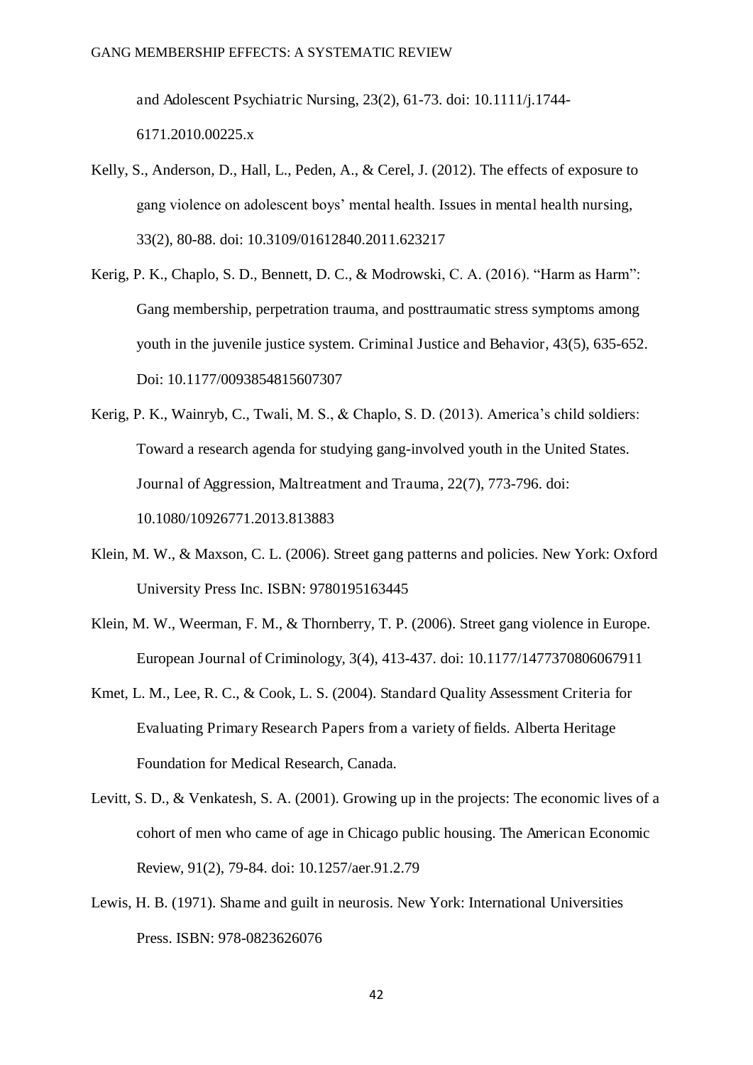and Adolescent Psychiatric Nursing, 23(2), 61-73. doi: 10.1111/j.1744-6171.2010.00225.x

Kelly, S., Anderson, D., Hall, L., Peden, A., & Cerel, J. (2012). The effects of exposure to gang violence on adolescent boys' mental health. Issues in mental health nursing, 33(2), 80-88. doi: 10.3109/01612840.2011.623217

Kerig, P. K., Chaplo, S. D., Bennett, D. C., & Modrowski, C. A. (2016). "Harm as Harm": Gang membership, perpetration trauma, and posttraumatic stress symptoms among youth in the juvenile justice system. Criminal Justice and Behavior, 43(5), 635-652. Doi: 10.1177/0093854815607307

Kerig, P. K., Wainryb, C., Twali, M. S., & Chaplo, S. D. (2013). America's child soldiers: Toward a research agenda for studying gang-involved youth in the United States. Journal of Aggression, Maltreatment and Trauma, 22(7), 773-796. doi: 10.1080/10926771.2013.813883

Klein, M. W., & Maxson, C. L. (2006). Street gang patterns and policies. New York: Oxford University Press Inc. ISBN: 9780195163445

Klein, M. W., Weerman, F. M., & Thornberry, T. P. (2006). Street gang violence in Europe. European Journal of Criminology, 3(4), 413-437. doi: 10.1177/1477370806067911

Kmet, L. M., Lee, R. C., & Cook, L. S. (2004). Standard Quality Assessment Criteria for Evaluating Primary Research Papers from a variety of fields. Alberta Heritage Foundation for Medical Research, Canada.

Levitt, S. D., & Venkatesh, S. A. (2001). Growing up in the projects: The economic lives of a cohort of men who came of age in Chicago public housing. The American Economic Review, 91(2), 79-84. doi: 10.1257/aer.91.2.79

Lewis, H. B. (1971). Shame and guilt in neurosis. New York: International Universities Press. ISBN: 978-0823626076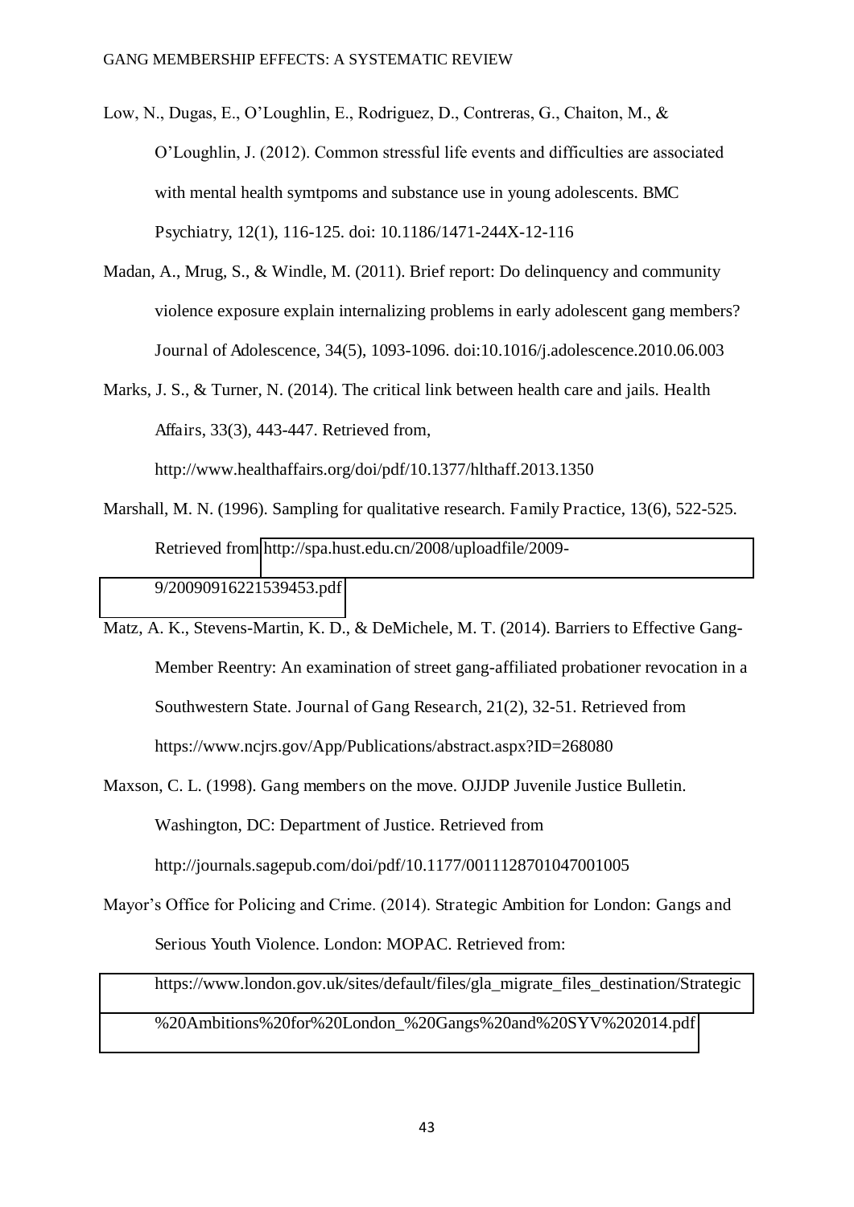Low, N., Dugas, E., O'Loughlin, E., Rodriguez, D., Contreras, G., Chaiton, M., & O'Loughlin, J. (2012). Common stressful life events and difficulties are associated with mental health symtpoms and substance use in young adolescents. BMC Psychiatry, 12(1), 116-125. doi: 10.1186/1471-244X-12-116

Madan, A., Mrug, S., & Windle, M. (2011). Brief report: Do delinquency and community violence exposure explain internalizing problems in early adolescent gang members? Journal of Adolescence, 34(5), 1093-1096. doi:10.1016/j.adolescence.2010.06.003

Marks, J. S., & Turner, N. (2014). The critical link between health care and jails. Health Affairs, 33(3), 443-447. Retrieved from, http://www.healthaffairs.org/doi/pdf/10.1377/hlthaff.2013.1350

Marshall, M. N. (1996). Sampling for qualitative research. Family Practice, 13(6), 522-525. Retrieved from http://spa.hust.edu.cn/2008/uploadfile/2009-9/20090916221539453.pdf

Matz, A. K., Stevens-Martin, K. D., & DeMichele, M. T. (2014). Barriers to Effective Gang-Member Reentry: An examination of street gang-affiliated probationer revocation in a Southwestern State. Journal of Gang Research, 21(2), 32-51. Retrieved from https://www.ncjrs.gov/App/Publications/abstract.aspx?ID=268080

Maxson, C. L. (1998). Gang members on the move. OJJDP Juvenile Justice Bulletin. Washington, DC: Department of Justice. Retrieved from http://journals.sagepub.com/doi/pdf/10.1177/0011128701047001005

Mayor's Office for Policing and Crime. (2014). Strategic Ambition for London: Gangs and Serious Youth Violence. London: MOPAC. Retrieved from: https://www.london.gov.uk/sites/default/files/gla_migrate_files_destination/Strategic%20Ambitions%20for%20London_%20Gangs%20and%20SYV%202014.pdf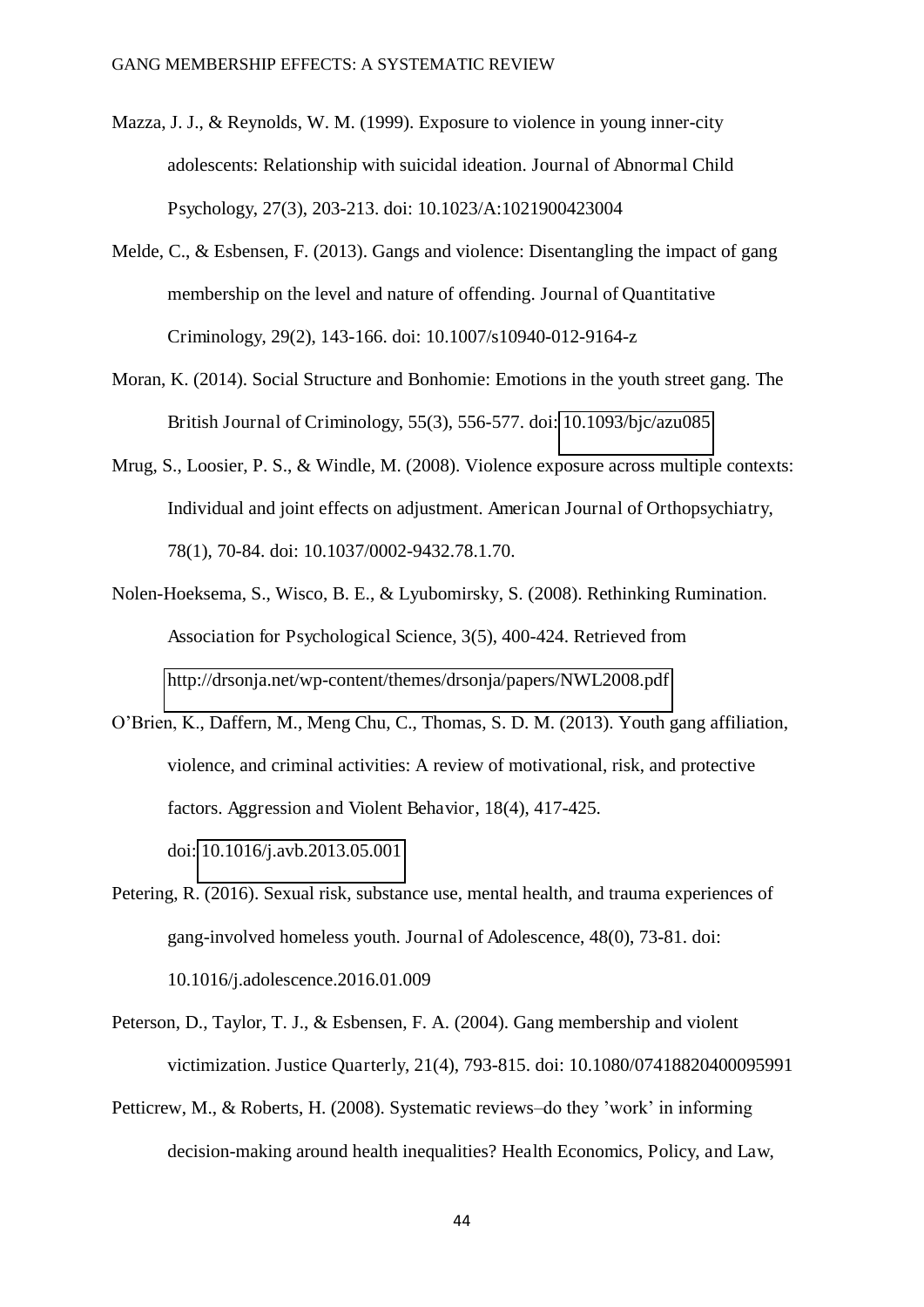Mazza, J. J., & Reynolds, W. M. (1999). Exposure to violence in young inner-city adolescents: Relationship with suicidal ideation. Journal of Abnormal Child Psychology, 27(3), 203-213. doi: 10.1023/A:1021900423004

Melde, C., & Esbensen, F. (2013). Gangs and violence: Disentangling the impact of gang membership on the level and nature of offending. Journal of Quantitative Criminology, 29(2), 143-166. doi: 10.1007/s10940-012-9164-z

Moran, K. (2014). Social Structure and Bonhomie: Emotions in the youth street gang. The British Journal of Criminology, 55(3), 556-577. doi: 10.1093/bjc/azu085

Mrug, S., Loosier, P. S., & Windle, M. (2008). Violence exposure across multiple contexts: Individual and joint effects on adjustment. American Journal of Orthopsychiatry, 78(1), 70-84. doi: 10.1037/0002-9432.78.1.70.

Nolen-Hoeksema, S., Wisco, B. E., & Lyubomirsky, S. (2008). Rethinking Rumination. Association for Psychological Science, 3(5), 400-424. Retrieved from http://drsonja.net/wp-content/themes/drsonja/papers/NWL2008.pdf

O'Brien, K., Daffern, M., Meng Chu, C., Thomas, S. D. M. (2013). Youth gang affiliation, violence, and criminal activities: A review of motivational, risk, and protective factors. Aggression and Violent Behavior, 18(4), 417-425. doi: 10.1016/j.avb.2013.05.001

Petering, R. (2016). Sexual risk, substance use, mental health, and trauma experiences of gang-involved homeless youth. Journal of Adolescence, 48(0), 73-81. doi: 10.1016/j.adolescence.2016.01.009

Peterson, D., Taylor, T. J., & Esbensen, F. A. (2004). Gang membership and violent victimization. Justice Quarterly, 21(4), 793-815. doi: 10.1080/07418820400095991

Petticrew, M., & Roberts, H. (2008). Systematic reviews–do they 'work' in informing decision-making around health inequalities? Health Economics, Policy, and Law,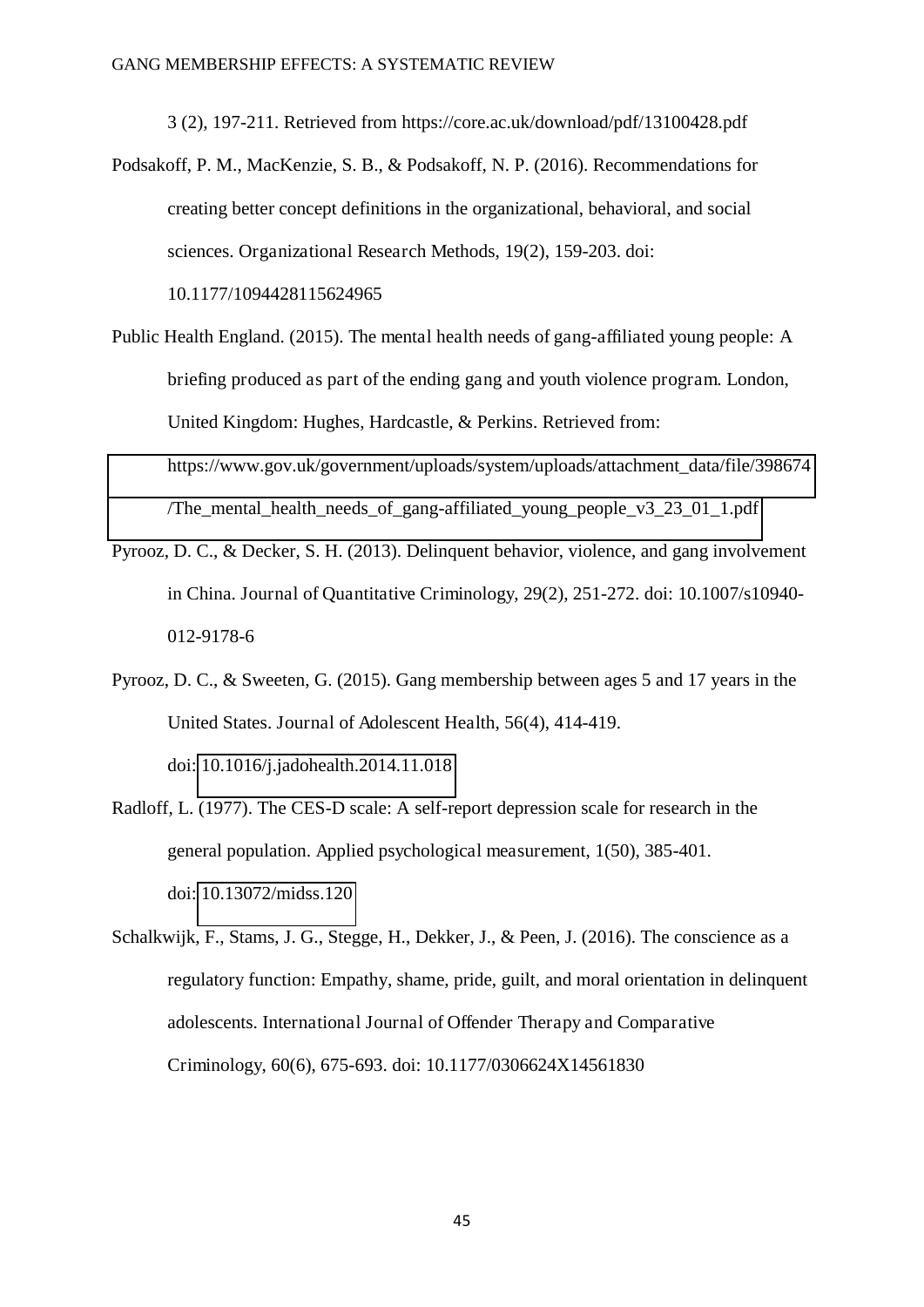3 (2), 197-211. Retrieved from https://core.ac.uk/download/pdf/13100428.pdf

Podsakoff, P. M., MacKenzie, S. B., & Podsakoff, N. P. (2016). Recommendations for creating better concept definitions in the organizational, behavioral, and social sciences. Organizational Research Methods, 19(2), 159-203. doi: 10.1177/1094428115624965

Public Health England. (2015). The mental health needs of gang-affiliated young people: A briefing produced as part of the ending gang and youth violence program. London, United Kingdom: Hughes, Hardcastle, & Perkins. Retrieved from: https://www.gov.uk/government/uploads/system/uploads/attachment_data/file/398674/The_mental_health_needs_of_gang-affiliated_young_people_v3_23_01_1.pdf

Pyrooz, D. C., & Decker, S. H. (2013). Delinquent behavior, violence, and gang involvement in China. Journal of Quantitative Criminology, 29(2), 251-272. doi: 10.1007/s10940-012-9178-6

Pyrooz, D. C., & Sweeten, G. (2015). Gang membership between ages 5 and 17 years in the United States. Journal of Adolescent Health, 56(4), 414-419. doi: 10.1016/j.jadohealth.2014.11.018

Radloff, L. (1977). The CES-D scale: A self-report depression scale for research in the general population. Applied psychological measurement, 1(50), 385-401. doi: 10.13072/midss.120

Schalkwijk, F., Stams, J. G., Stegge, H., Dekker, J., & Peen, J. (2016). The conscience as a regulatory function: Empathy, shame, pride, guilt, and moral orientation in delinquent adolescents. International Journal of Offender Therapy and Comparative Criminology, 60(6), 675-693. doi: 10.1177/0306624X14561830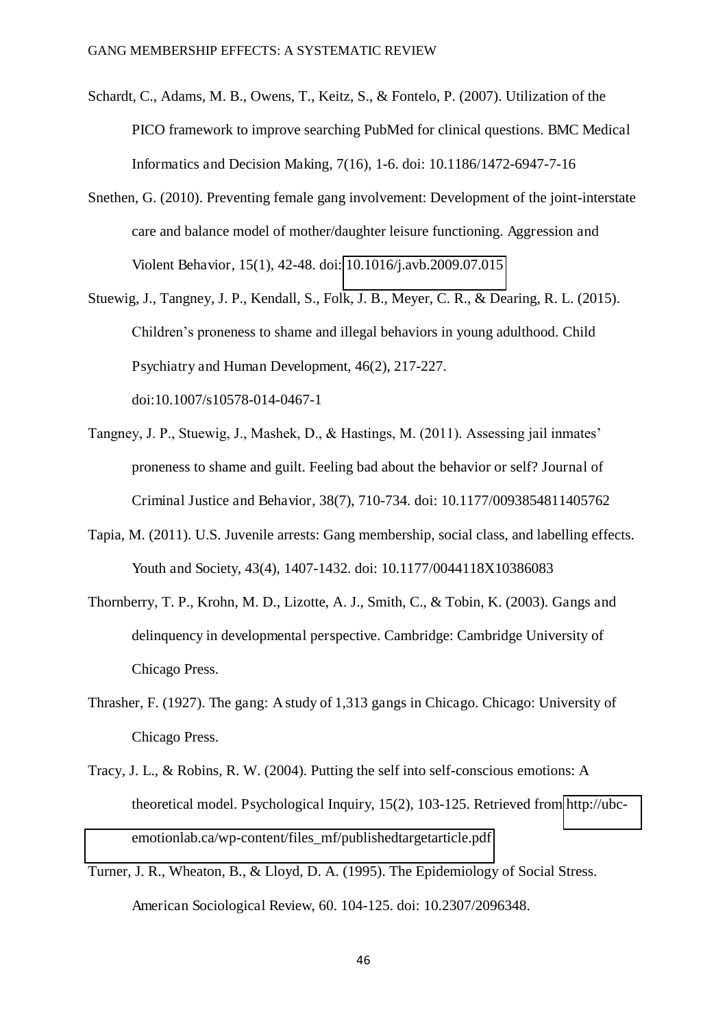Schardt, C., Adams, M. B., Owens, T., Keitz, S., & Fontelo, P. (2007). Utilization of the PICO framework to improve searching PubMed for clinical questions. BMC Medical Informatics and Decision Making, 7(16), 1-6. doi: 10.1186/1472-6947-7-16

Snethen, G. (2010). Preventing female gang involvement: Development of the joint-interstate care and balance model of mother/daughter leisure functioning. Aggression and Violent Behavior, 15(1), 42-48. doi: 10.1016/j.avb.2009.07.015

Stuewig, J., Tangney, J. P., Kendall, S., Folk, J. B., Meyer, C. R., & Dearing, R. L. (2015). Children's proneness to shame and illegal behaviors in young adulthood. Child Psychiatry and Human Development, 46(2), 217-227. doi:10.1007/s10578-014-0467-1

Tangney, J. P., Stuewig, J., Mashek, D., & Hastings, M. (2011). Assessing jail inmates' proneness to shame and guilt. Feeling bad about the behavior or self? Journal of Criminal Justice and Behavior, 38(7), 710-734. doi: 10.1177/0093854811405762

Tapia, M. (2011). U.S. Juvenile arrests: Gang membership, social class, and labelling effects. Youth and Society, 43(4), 1407-1432. doi: 10.1177/0044118X10386083

Thornberry, T. P., Krohn, M. D., Lizotte, A. J., Smith, C., & Tobin, K. (2003). Gangs and delinquency in developmental perspective. Cambridge: Cambridge University of Chicago Press.

Thrasher, F. (1927). The gang: A study of 1,313 gangs in Chicago. Chicago: University of Chicago Press.

Tracy, J. L., & Robins, R. W. (2004). Putting the self into self-conscious emotions: A theoretical model. Psychological Inquiry, 15(2), 103-125. Retrieved from http://ubc-emotionlab.ca/wp-content/files_mf/publishedtargetarticle.pdf

Turner, J. R., Wheaton, B., & Lloyd, D. A. (1995). The Epidemiology of Social Stress. American Sociological Review, 60. 104-125. doi: 10.2307/2096348.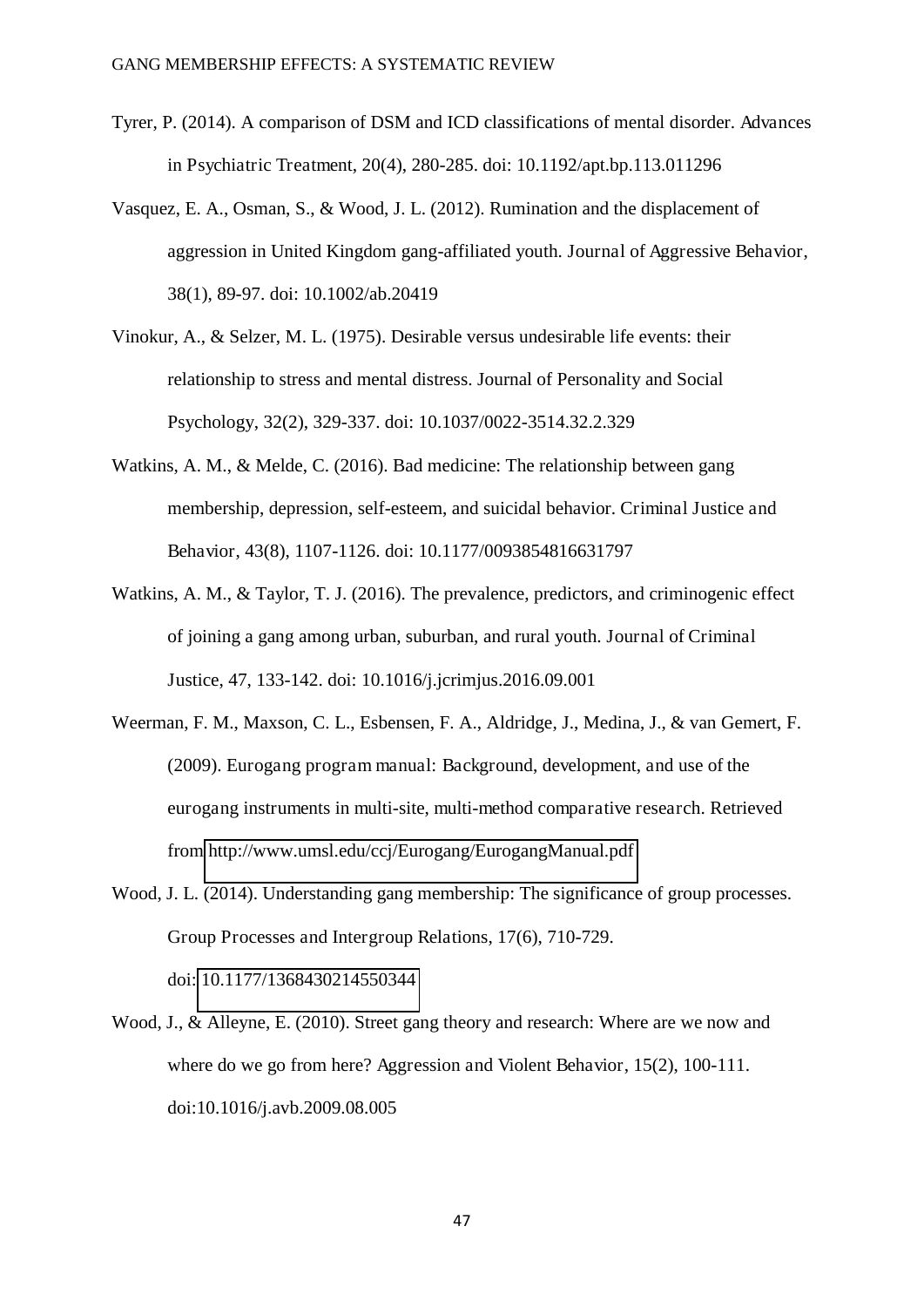Tyrer, P. (2014). A comparison of DSM and ICD classifications of mental disorder. Advances in Psychiatric Treatment, 20(4), 280-285. doi: 10.1192/apt.bp.113.011296

Vasquez, E. A., Osman, S., & Wood, J. L. (2012). Rumination and the displacement of aggression in United Kingdom gang-affiliated youth. Journal of Aggressive Behavior, 38(1), 89-97. doi: 10.1002/ab.20419

Vinokur, A., & Selzer, M. L. (1975). Desirable versus undesirable life events: their relationship to stress and mental distress. Journal of Personality and Social Psychology, 32(2), 329-337. doi: 10.1037/0022-3514.32.2.329

Watkins, A. M., & Melde, C. (2016). Bad medicine: The relationship between gang membership, depression, self-esteem, and suicidal behavior. Criminal Justice and Behavior, 43(8), 1107-1126. doi: 10.1177/0093854816631797

Watkins, A. M., & Taylor, T. J. (2016). The prevalence, predictors, and criminogenic effect of joining a gang among urban, suburban, and rural youth. Journal of Criminal Justice, 47, 133-142. doi: 10.1016/j.jcrimjus.2016.09.001

Weerman, F. M., Maxson, C. L., Esbensen, F. A., Aldridge, J., Medina, J., & van Gemert, F. (2009). Eurogang program manual: Background, development, and use of the eurogang instruments in multi-site, multi-method comparative research. Retrieved from http://www.umsl.edu/ccj/Eurogang/EurogangManual.pdf

Wood, J. L. (2014). Understanding gang membership: The significance of group processes. Group Processes and Intergroup Relations, 17(6), 710-729. doi: 10.1177/1368430214550344

Wood, J., & Alleyne, E. (2010). Street gang theory and research: Where are we now and where do we go from here? Aggression and Violent Behavior, 15(2), 100-111. doi:10.1016/j.avb.2009.08.005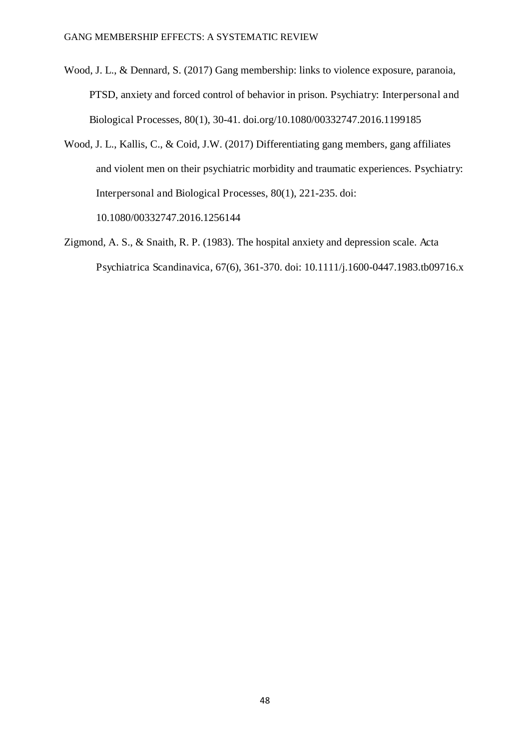Wood, J. L., & Dennard, S. (2017) Gang membership: links to violence exposure, paranoia, PTSD, anxiety and forced control of behavior in prison. Psychiatry: Interpersonal and Biological Processes, 80(1), 30-41. doi.org/10.1080/00332747.2016.1199185

Wood, J. L., Kallis, C., & Coid, J.W. (2017) Differentiating gang members, gang affiliates and violent men on their psychiatric morbidity and traumatic experiences. Psychiatry: Interpersonal and Biological Processes, 80(1), 221-235. doi: 10.1080/00332747.2016.1256144

Zigmond, A. S., & Snaith, R. P. (1983). The hospital anxiety and depression scale. Acta Psychiatrica Scandinavica, 67(6), 361-370. doi: 10.1111/j.1600-0447.1983.tb09716.x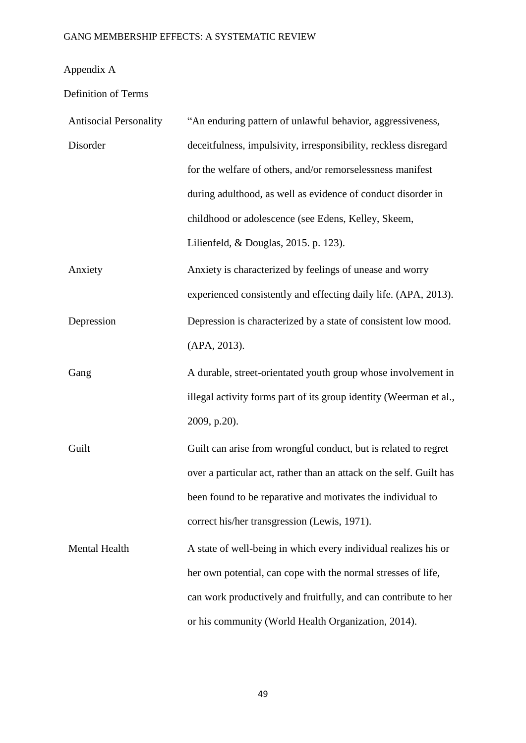## Appendix A

### Definition of Terms

| | |
|---|---|
| Antisocial Personality Disorder | "An enduring pattern of unlawful behavior, aggressiveness, deceitfulness, impulsivity, irresponsibility, reckless disregard for the welfare of others, and/or remorselessness manifest during adulthood, as well as evidence of conduct disorder in childhood or adolescence (see Edens, Kelley, Skeem, Lilienfeld, & Douglas, 2015. p. 123). |
| Anxiety | Anxiety is characterized by feelings of unease and worry experienced consistently and effecting daily life. (APA, 2013). |
| Depression | Depression is characterized by a state of consistent low mood. (APA, 2013). |
| Gang | A durable, street-orientated youth group whose involvement in illegal activity forms part of its group identity (Weerman et al., 2009, p.20). |
| Guilt | Guilt can arise from wrongful conduct, but is related to regret over a particular act, rather than an attack on the self. Guilt has been found to be reparative and motivates the individual to correct his/her transgression (Lewis, 1971). |
| Mental Health | A state of well-being in which every individual realizes his or her own potential, can cope with the normal stresses of life, can work productively and fruitfully, and can contribute to her or his community (World Health Organization, 2014). |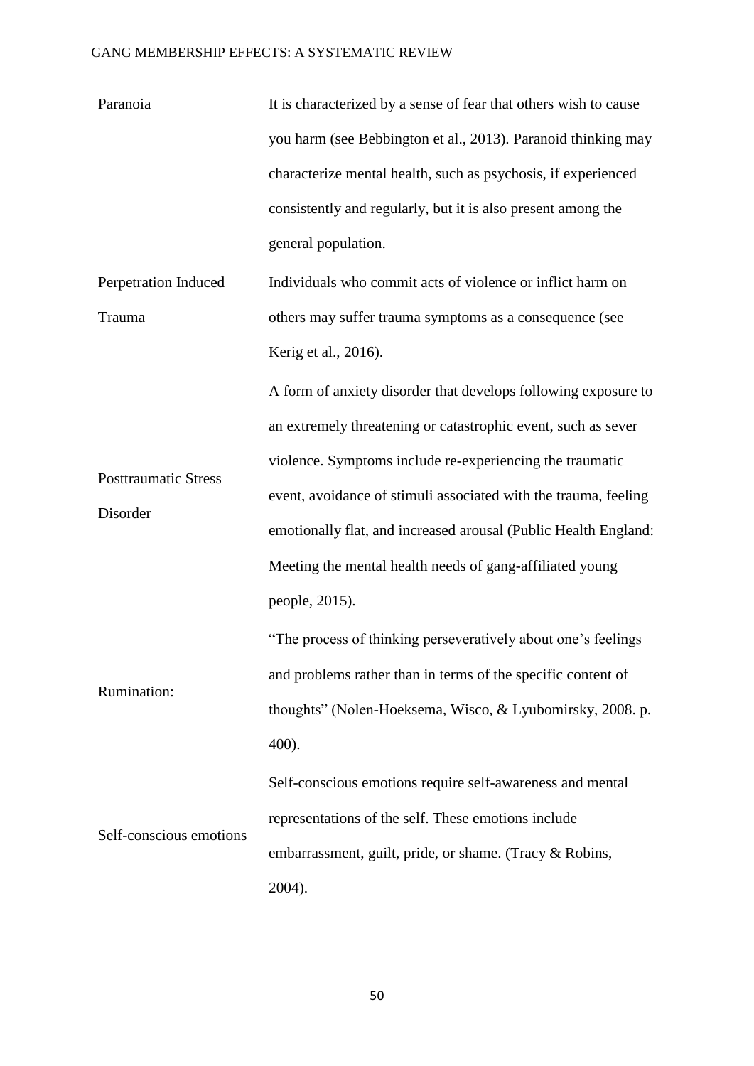| | |
|---|---|
| Paranoia | It is characterized by a sense of fear that others wish to cause you harm (see Bebbington et al., 2013). Paranoid thinking may characterize mental health, such as psychosis, if experienced consistently and regularly, but it is also present among the general population. |
| Perpetration Induced Trauma | Individuals who commit acts of violence or inflict harm on others may suffer trauma symptoms as a consequence (see Kerig et al., 2016). |
| Posttraumatic Stress Disorder | A form of anxiety disorder that develops following exposure to an extremely threatening or catastrophic event, such as sever violence. Symptoms include re-experiencing the traumatic event, avoidance of stimuli associated with the trauma, feeling emotionally flat, and increased arousal (Public Health England: Meeting the mental health needs of gang-affiliated young people, 2015). |
| Rumination: | "The process of thinking perseveratively about one's feelings and problems rather than in terms of the specific content of thoughts" (Nolen-Hoeksema, Wisco, & Lyubomirsky, 2008. p. 400). |
| Self-conscious emotions | Self-conscious emotions require self-awareness and mental representations of the self. These emotions include embarrassment, guilt, pride, or shame. (Tracy & Robins, 2004). |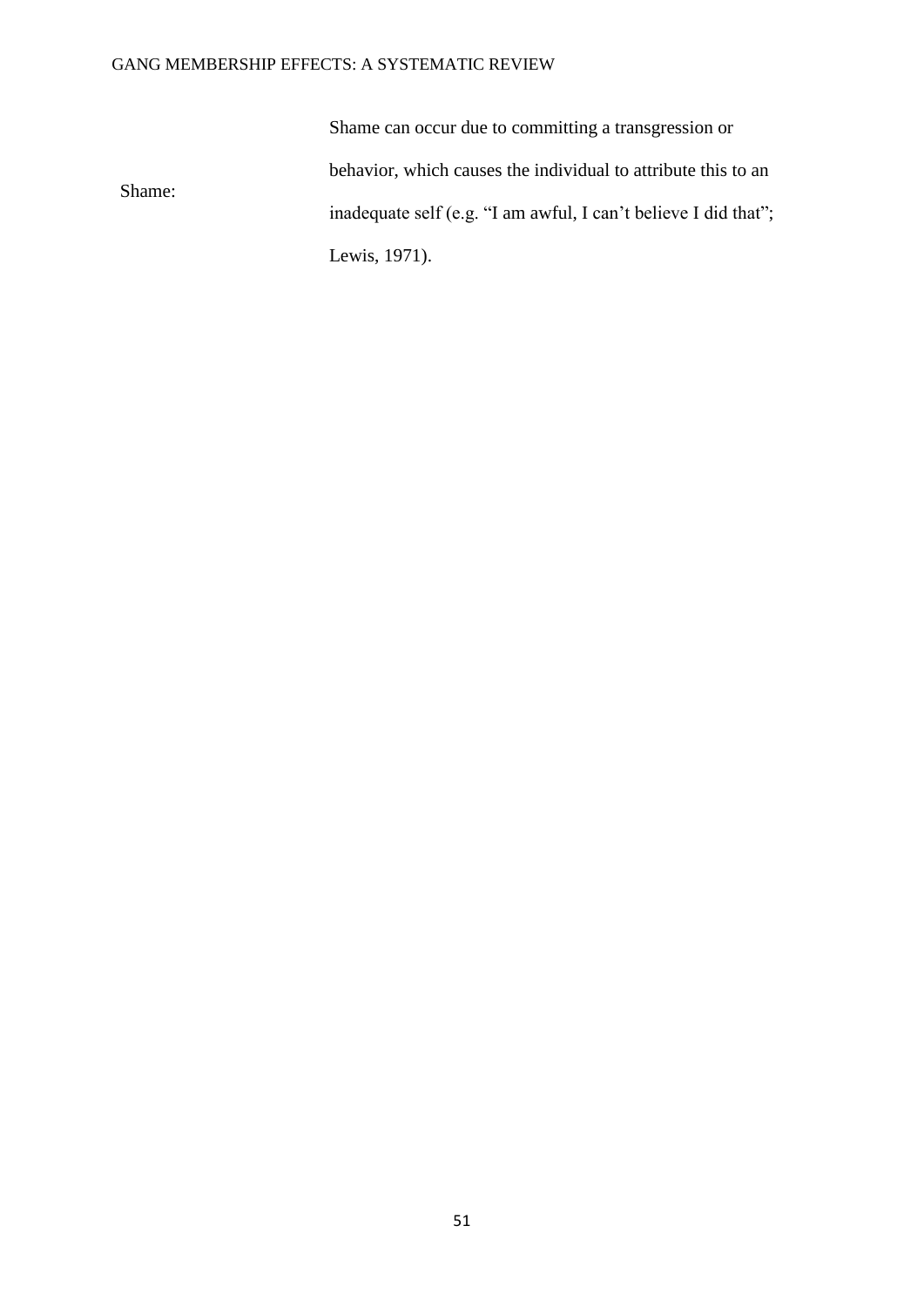| | |
|---|---|
| Shame: | Shame can occur due to committing a transgression or behavior, which causes the individual to attribute this to an inadequate self (e.g. "I am awful, I can't believe I did that"; Lewis, 1971). |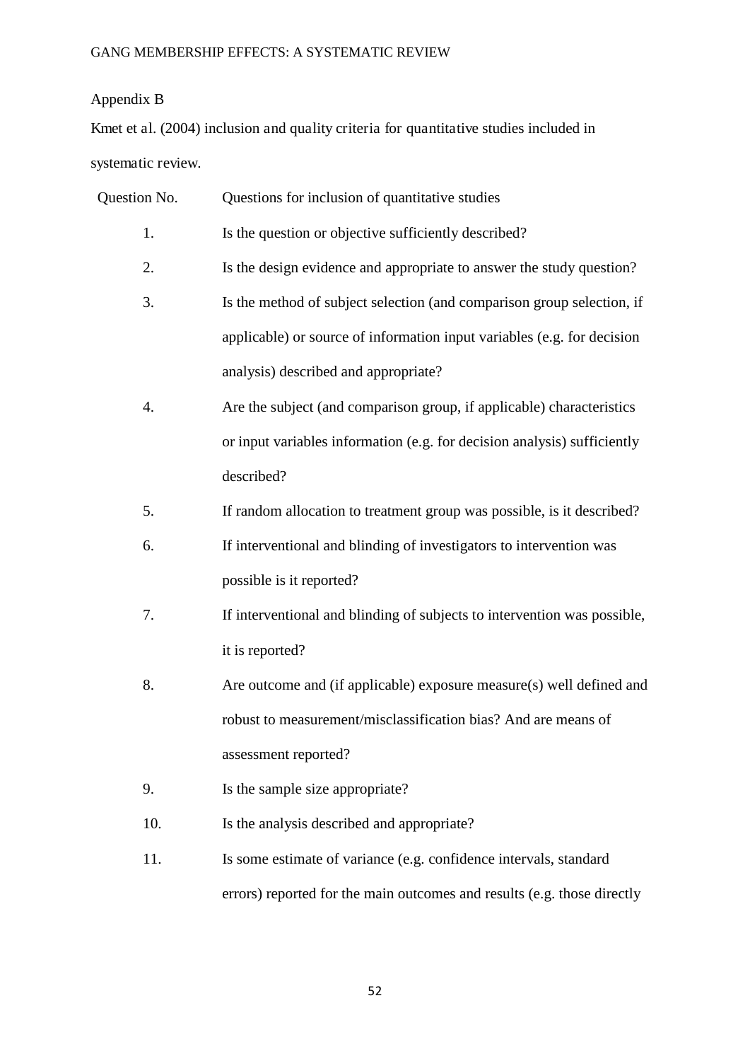Appendix B

Kmet et al. (2004) inclusion and quality criteria for quantitative studies included in systematic review.

| Question No. | Questions for inclusion of quantitative studies |
|---|---|
| 1. | Is the question or objective sufficiently described? |
| 2. | Is the design evidence and appropriate to answer the study question? |
| 3. | Is the method of subject selection (and comparison group selection, if applicable) or source of information input variables (e.g. for decision analysis) described and appropriate? |
| 4. | Are the subject (and comparison group, if applicable) characteristics or input variables information (e.g. for decision analysis) sufficiently described? |
| 5. | If random allocation to treatment group was possible, is it described? |
| 6. | If interventional and blinding of investigators to intervention was possible is it reported? |
| 7. | If interventional and blinding of subjects to intervention was possible, it is reported? |
| 8. | Are outcome and (if applicable) exposure measure(s) well defined and robust to measurement/misclassification bias? And are means of assessment reported? |
| 9. | Is the sample size appropriate? |
| 10. | Is the analysis described and appropriate? |
| 11. | Is some estimate of variance (e.g. confidence intervals, standard errors) reported for the main outcomes and results (e.g. those directly |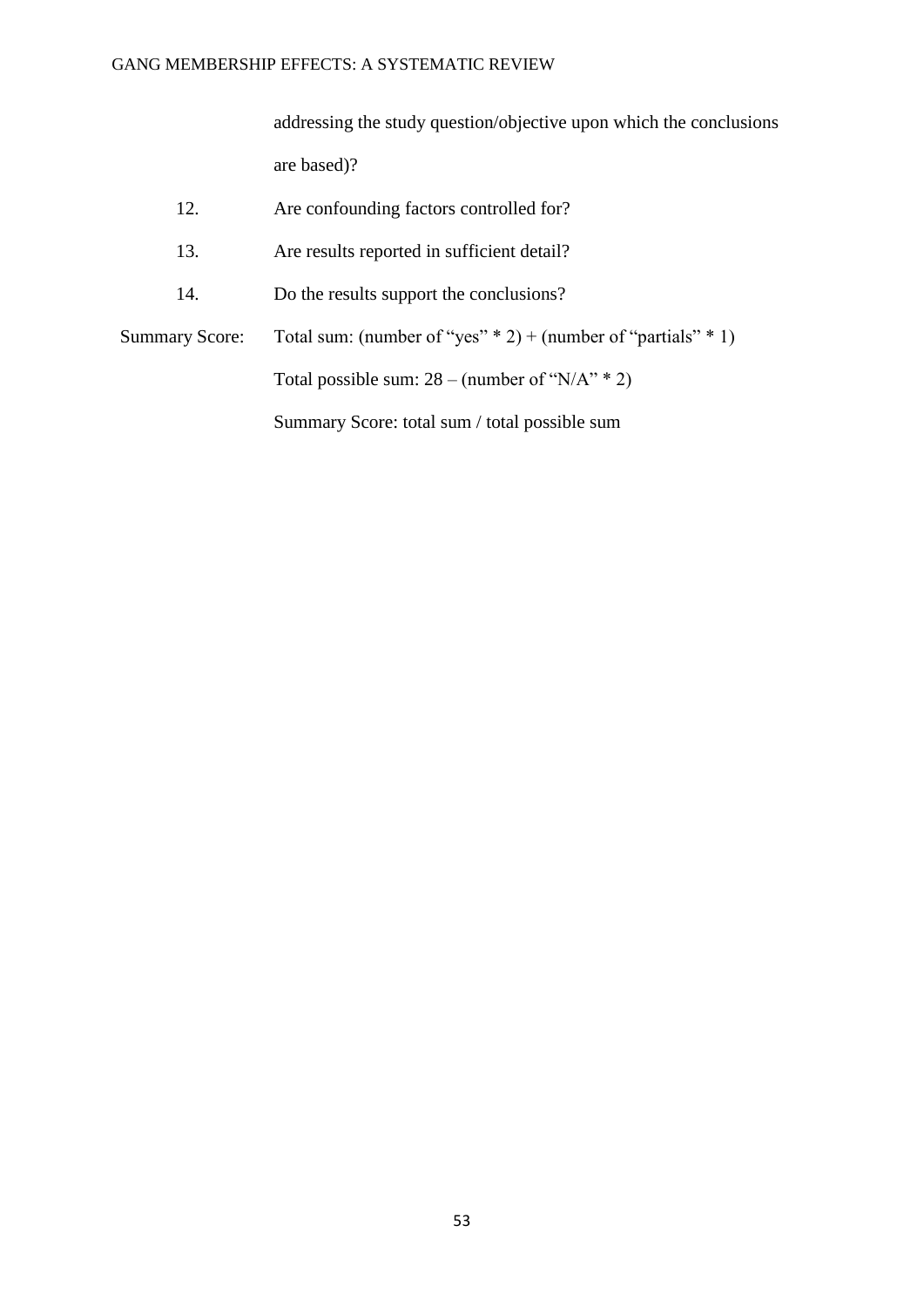addressing the study question/objective upon which the conclusions are based)?

| | |
|---|---|
| 12. | Are confounding factors controlled for? |
| 13. | Are results reported in sufficient detail? |
| 14. | Do the results support the conclusions? |
| Summary Score: | Total sum: (number of "yes" * 2) + (number of "partials" * 1) |
| | Total possible sum: 28 – (number of "N/A" * 2) |
| | Summary Score: total sum / total possible sum |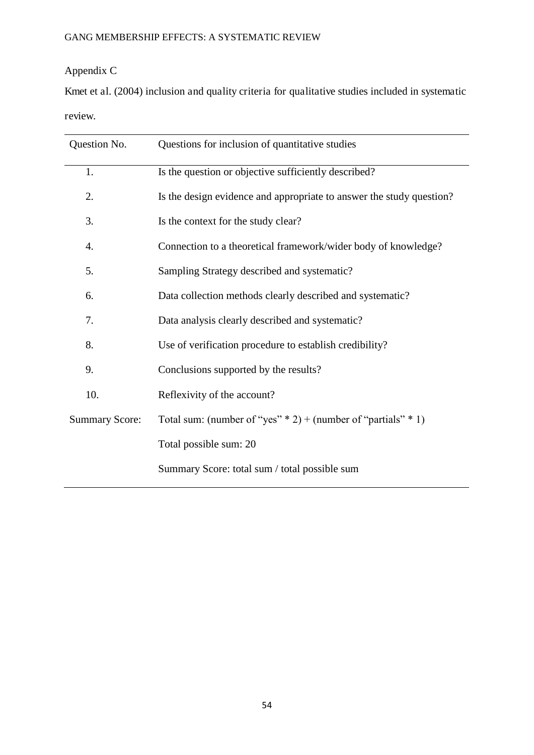Appendix C

Kmet et al. (2004) inclusion and quality criteria for qualitative studies included in systematic review.

| Question No. | Questions for inclusion of quantitative studies |
|---|---|
| 1. | Is the question or objective sufficiently described? |
| 2. | Is the design evidence and appropriate to answer the study question? |
| 3. | Is the context for the study clear? |
| 4. | Connection to a theoretical framework/wider body of knowledge? |
| 5. | Sampling Strategy described and systematic? |
| 6. | Data collection methods clearly described and systematic? |
| 7. | Data analysis clearly described and systematic? |
| 8. | Use of verification procedure to establish credibility? |
| 9. | Conclusions supported by the results? |
| 10. | Reflexivity of the account? |
| Summary Score: | Total sum: (number of "yes" * 2) + (number of "partials" * 1) |
| | Total possible sum: 20 |
| | Summary Score: total sum / total possible sum |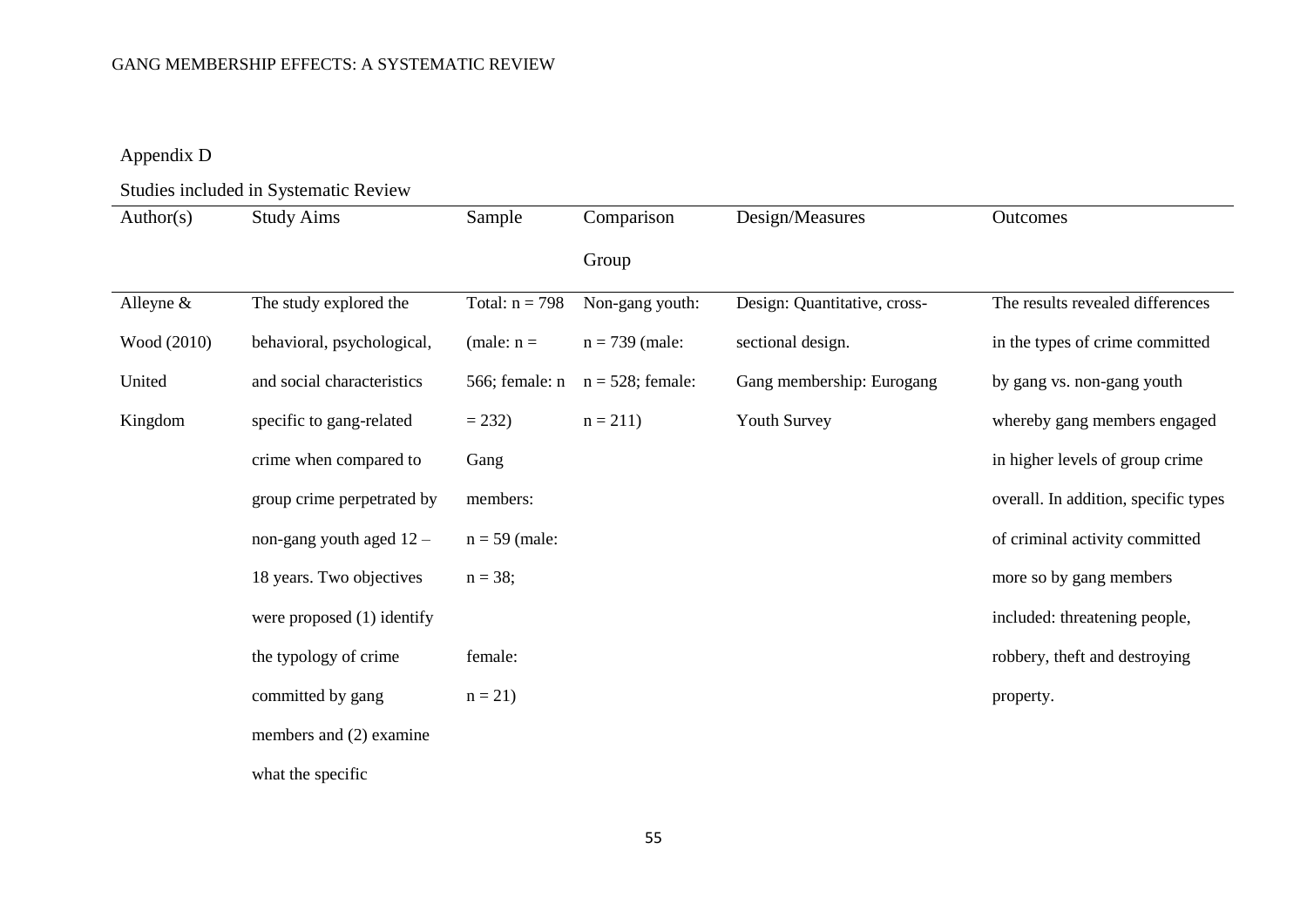Appendix D

Studies included in Systematic Review

| Author(s) | Study Aims | Sample | Comparison Group | Design/Measures | Outcomes |
|---|---|---|---|---|---|
| Alleyne & Wood (2010) United Kingdom | The study explored the behavioral, psychological, and social characteristics specific to gang-related crime when compared to group crime perpetrated by non-gang youth aged 12 – 18 years. Two objectives were proposed (1) identify the typology of crime committed by gang members and (2) examine what the specific | Total: n = 798 (male: n = 566; female: n = 232) Gang members: n = 59 (male: n = 38; female: n = 21) | Non-gang youth: n = 739 (male: n = 528; female: n = 211) | Design: Quantitative, cross-sectional design. Gang membership: Eurogang Youth Survey | The results revealed differences in the types of crime committed by gang vs. non-gang youth whereby gang members engaged in higher levels of group crime overall. In addition, specific types of criminal activity committed more so by gang members included: threatening people, robbery, theft and destroying property. |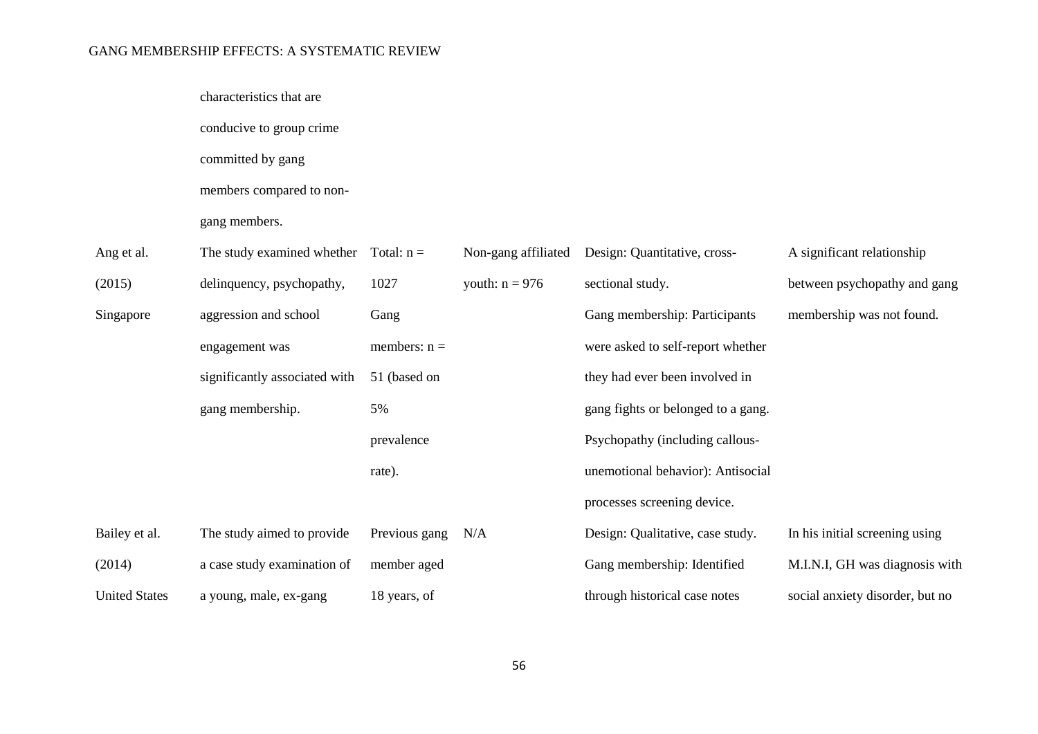| | | | | | |
|---|---|---|---|---|---|
| | characteristics that are conducive to group crime committed by gang members compared to non-gang members. | | | | |
| Ang et al. (2015) Singapore | The study examined whether delinquency, psychopathy, aggression and school engagement was significantly associated with gang membership. | Total: n = 1027 Gang members: n = 51 (based on 5% prevalence rate). | Non-gang affiliated youth: n = 976 | Design: Quantitative, cross-sectional study. Gang membership: Participants were asked to self-report whether they had ever been involved in gang fights or belonged to a gang. Psychopathy (including callous-unemotional behavior): Antisocial processes screening device. | A significant relationship between psychopathy and gang membership was not found. |
| Bailey et al. (2014) United States | The study aimed to provide a case study examination of a young, male, ex-gang | Previous gang member aged 18 years, of | N/A | Design: Qualitative, case study. Gang membership: Identified through historical case notes | In his initial screening using M.I.N.I, GH was diagnosis with social anxiety disorder, but no |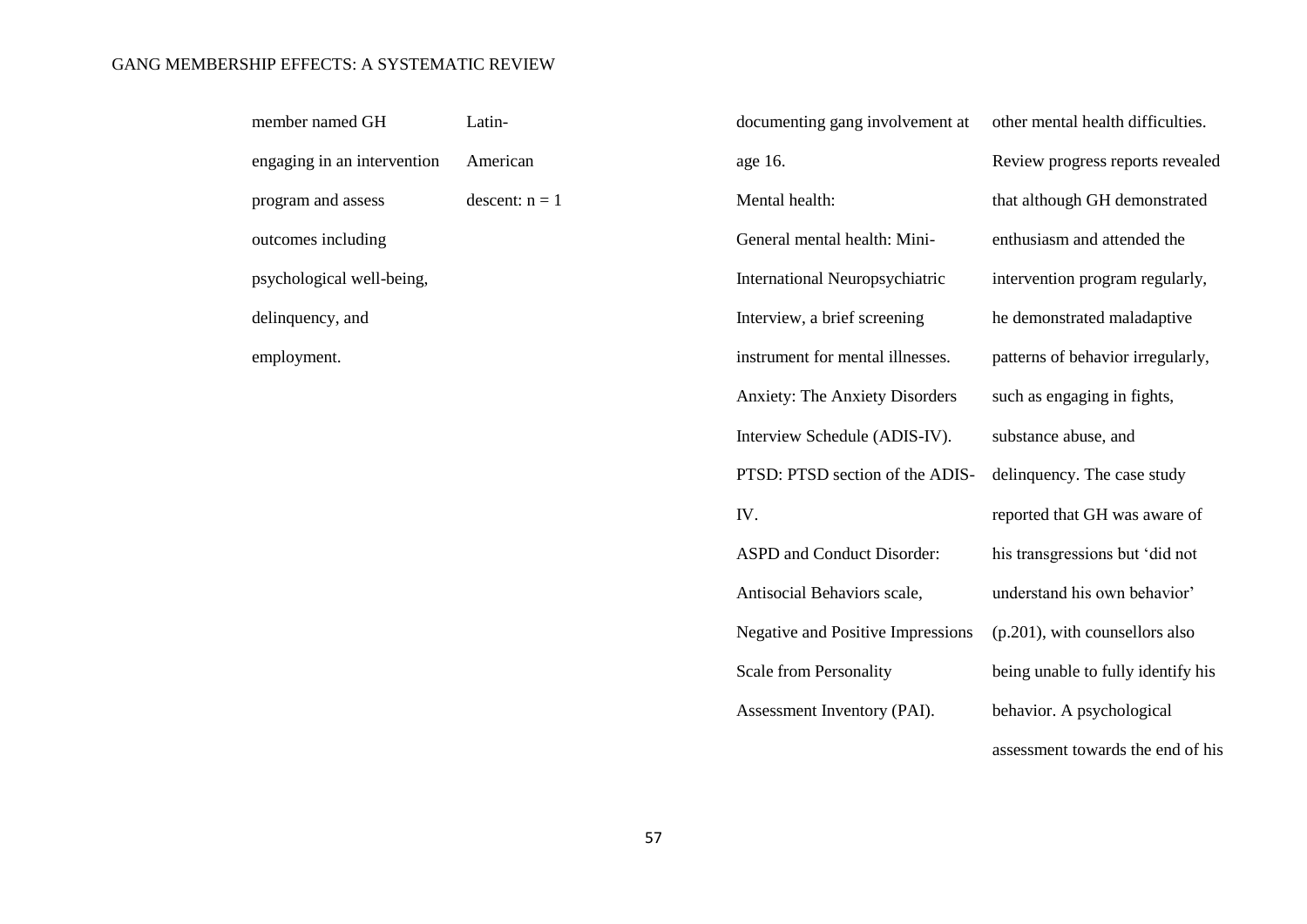| | | | |
|---|---|---|---|
| member named GH engaging in an intervention program and assess outcomes including psychological well-being, delinquency, and employment. | Latin-American descent: n = 1 | documenting gang involvement at age 16.<br>Mental health:<br>General mental health: Mini-International Neuropsychiatric Interview, a brief screening instrument for mental illnesses.<br>Anxiety: The Anxiety Disorders Interview Schedule (ADIS-IV).<br>PTSD: PTSD section of the ADIS-IV.<br>ASPD and Conduct Disorder: Antisocial Behaviors scale, Negative and Positive Impressions Scale from Personality Assessment Inventory (PAI). | other mental health difficulties. Review progress reports revealed that although GH demonstrated enthusiasm and attended the intervention program regularly, he demonstrated maladaptive patterns of behavior irregularly, such as engaging in fights, substance abuse, and delinquency. The case study reported that GH was aware of his transgressions but 'did not understand his own behavior' (p.201), with counsellors also being unable to fully identify his behavior. A psychological assessment towards the end of his |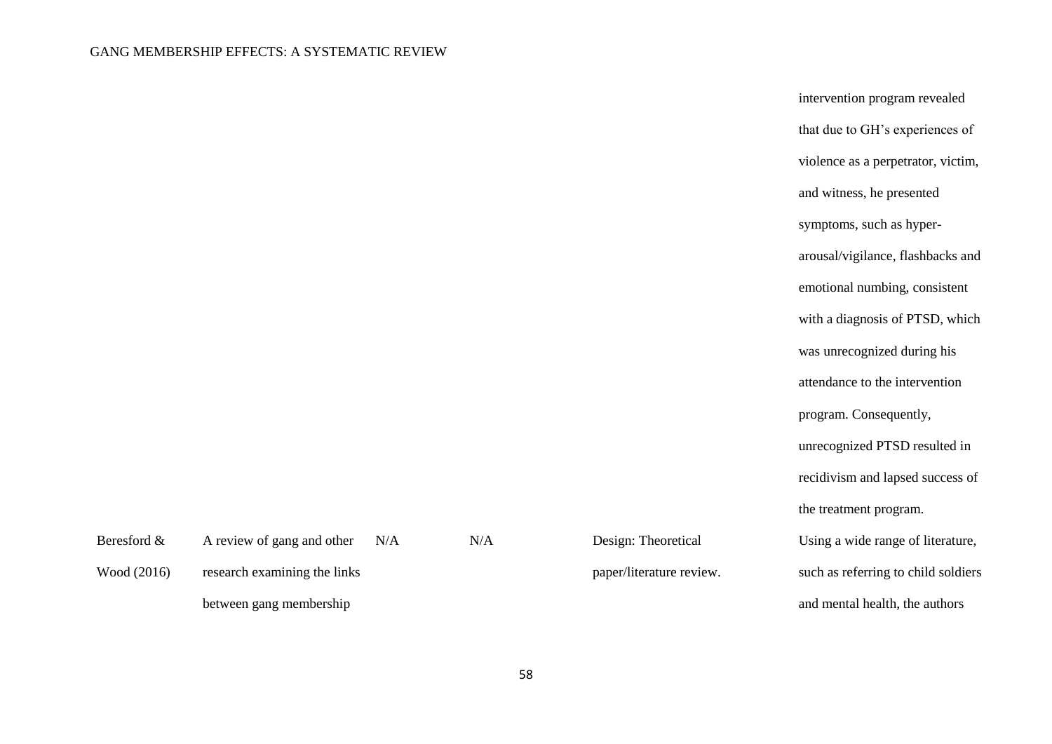| | | | | | intervention program revealed that due to GH's experiences of violence as a perpetrator, victim, and witness, he presented symptoms, such as hyper-arousal/vigilance, flashbacks and emotional numbing, consistent with a diagnosis of PTSD, which was unrecognized during his attendance to the intervention program. Consequently, unrecognized PTSD resulted in recidivism and lapsed success of the treatment program. |
|---|---|---|---|---|---|
| Beresford & Wood (2016) | A review of gang and other research examining the links between gang membership | N/A | N/A | Design: Theoretical paper/literature review. | Using a wide range of literature, such as referring to child soldiers and mental health, the authors |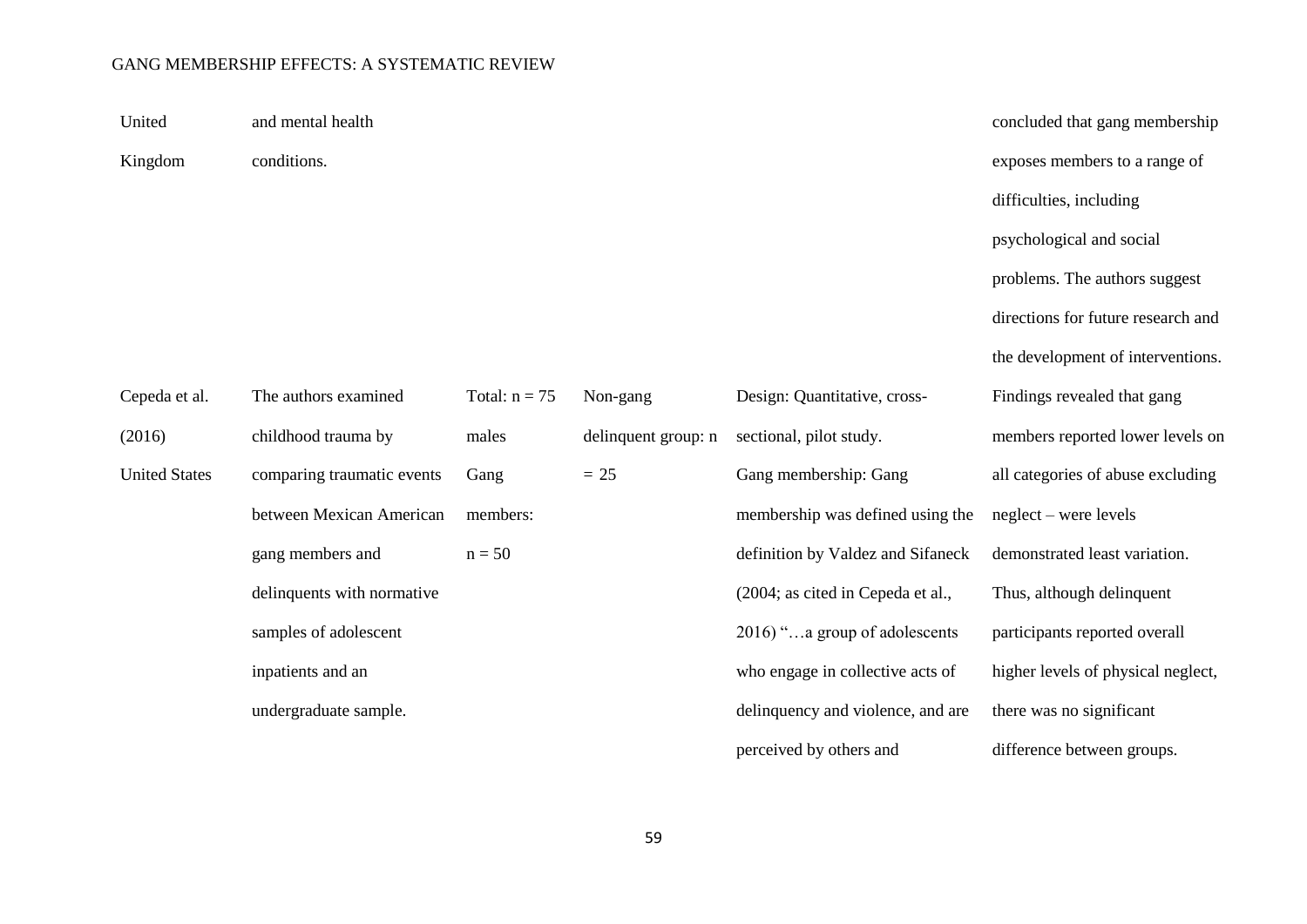| | | | | | |
|---|---|---|---|---|---|
| United Kingdom | and mental health conditions. | | | | concluded that gang membership exposes members to a range of difficulties, including psychological and social problems. The authors suggest directions for future research and the development of interventions. |
| Cepeda et al. (2016) United States | The authors examined childhood trauma by comparing traumatic events between Mexican American gang members and delinquents with normative samples of adolescent inpatients and an undergraduate sample. | Total: n = 75 males Gang members: n = 50 | Non-gang delinquent group: n = 25 | Design: Quantitative, cross-sectional, pilot study. Gang membership: Gang membership was defined using the definition by Valdez and Sifaneck (2004; as cited in Cepeda et al., 2016) "…a group of adolescents who engage in collective acts of delinquency and violence, and are perceived by others and | Findings revealed that gang members reported lower levels on all categories of abuse excluding neglect – were levels demonstrated least variation. Thus, although delinquent participants reported overall higher levels of physical neglect, there was no significant difference between groups. |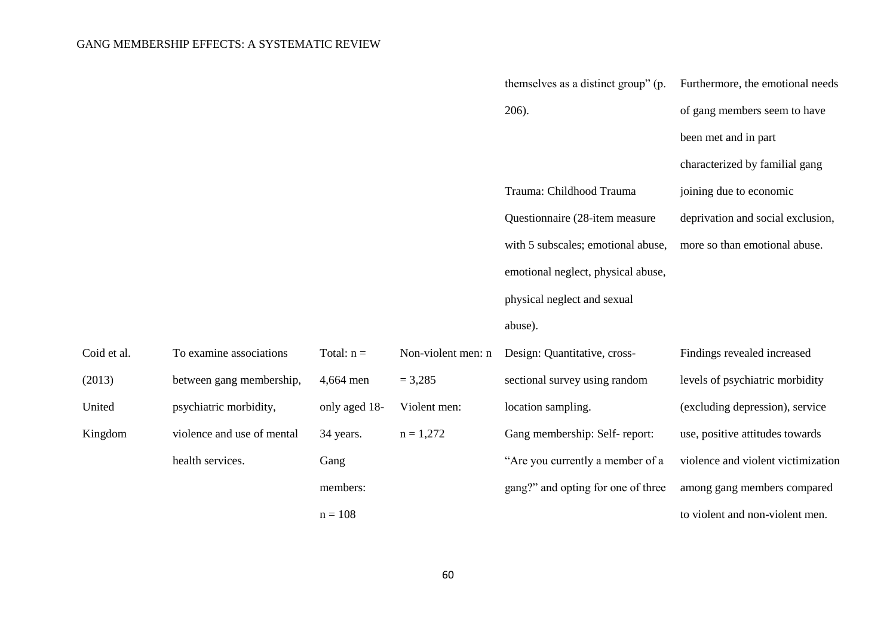| | | | | | |
|---|---|---|---|---|---|
| | | | | themselves as a distinct group" (p. 206).<br><br>Trauma: Childhood Trauma Questionnaire (28-item measure with 5 subscales; emotional abuse, emotional neglect, physical abuse, physical neglect and sexual abuse). | Furthermore, the emotional needs of gang members seem to have been met and in part characterized by familial gang joining due to economic deprivation and social exclusion, more so than emotional abuse. |
| Coid et al. (2013) United Kingdom | To examine associations between gang membership, psychiatric morbidity, violence and use of mental health services. | Total: n = 4,664 men only aged 18-34 years. Gang members: n = 108 | Non-violent men: n = 3,285 Violent men: n = 1,272 | Design: Quantitative, cross-sectional survey using random location sampling.<br>Gang membership: Self- report: "Are you currently a member of a gang?" and opting for one of three | Findings revealed increased levels of psychiatric morbidity (excluding depression), service use, positive attitudes towards violence and violent victimization among gang members compared to violent and non-violent men. |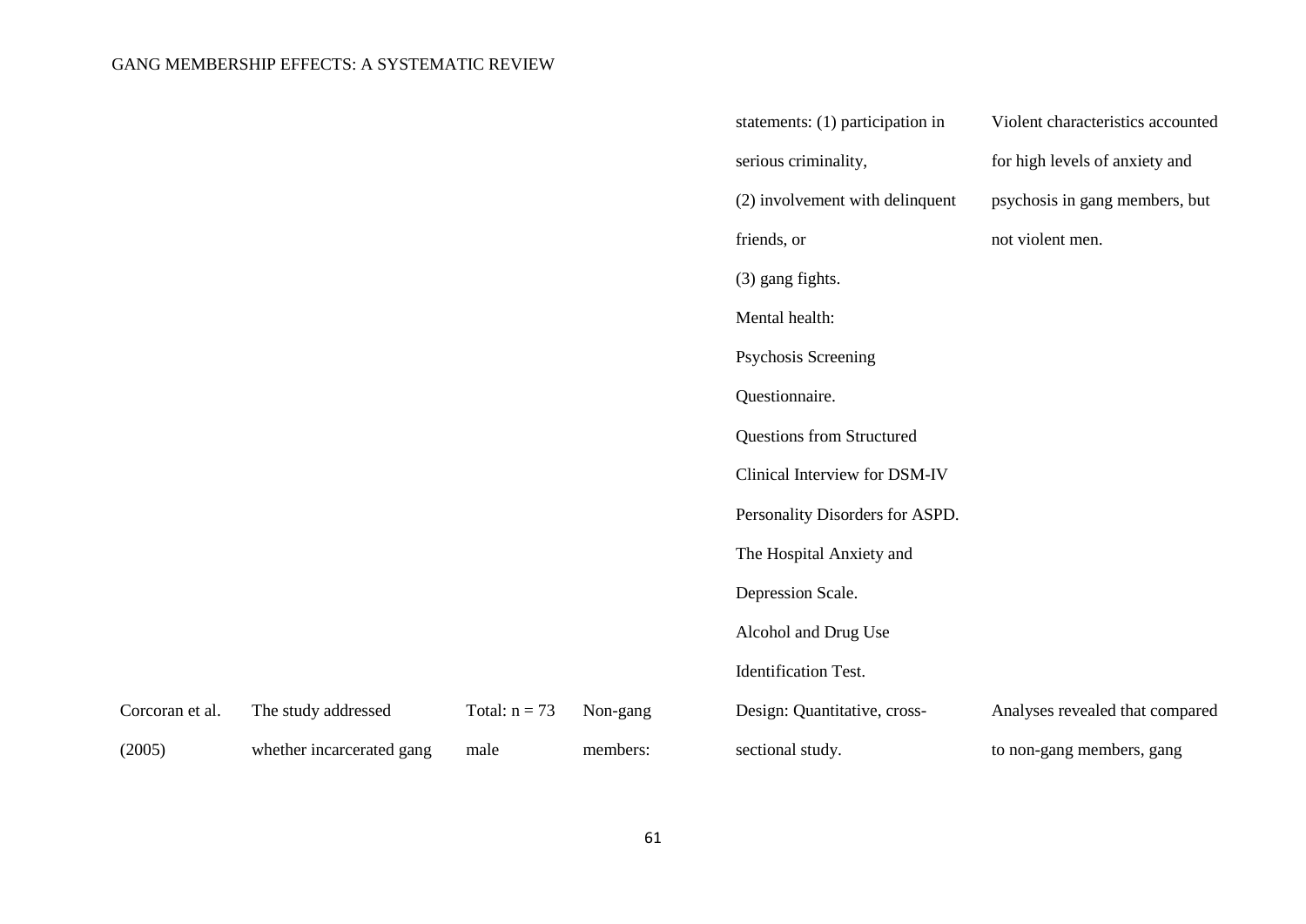| | | | | | |
|---|---|---|---|---|---|
| | | | | statements: (1) participation in serious criminality, (2) involvement with delinquent friends, or (3) gang fights. Mental health: Psychosis Screening Questionnaire. Questions from Structured Clinical Interview for DSM-IV Personality Disorders for ASPD. The Hospital Anxiety and Depression Scale. Alcohol and Drug Use Identification Test. | Violent characteristics accounted for high levels of anxiety and psychosis in gang members, but not violent men. |
| Corcoran et al. (2005) | The study addressed whether incarcerated gang | Total: n = 73 male | Non-gang members: | Design: Quantitative, cross-sectional study. | Analyses revealed that compared to non-gang members, gang |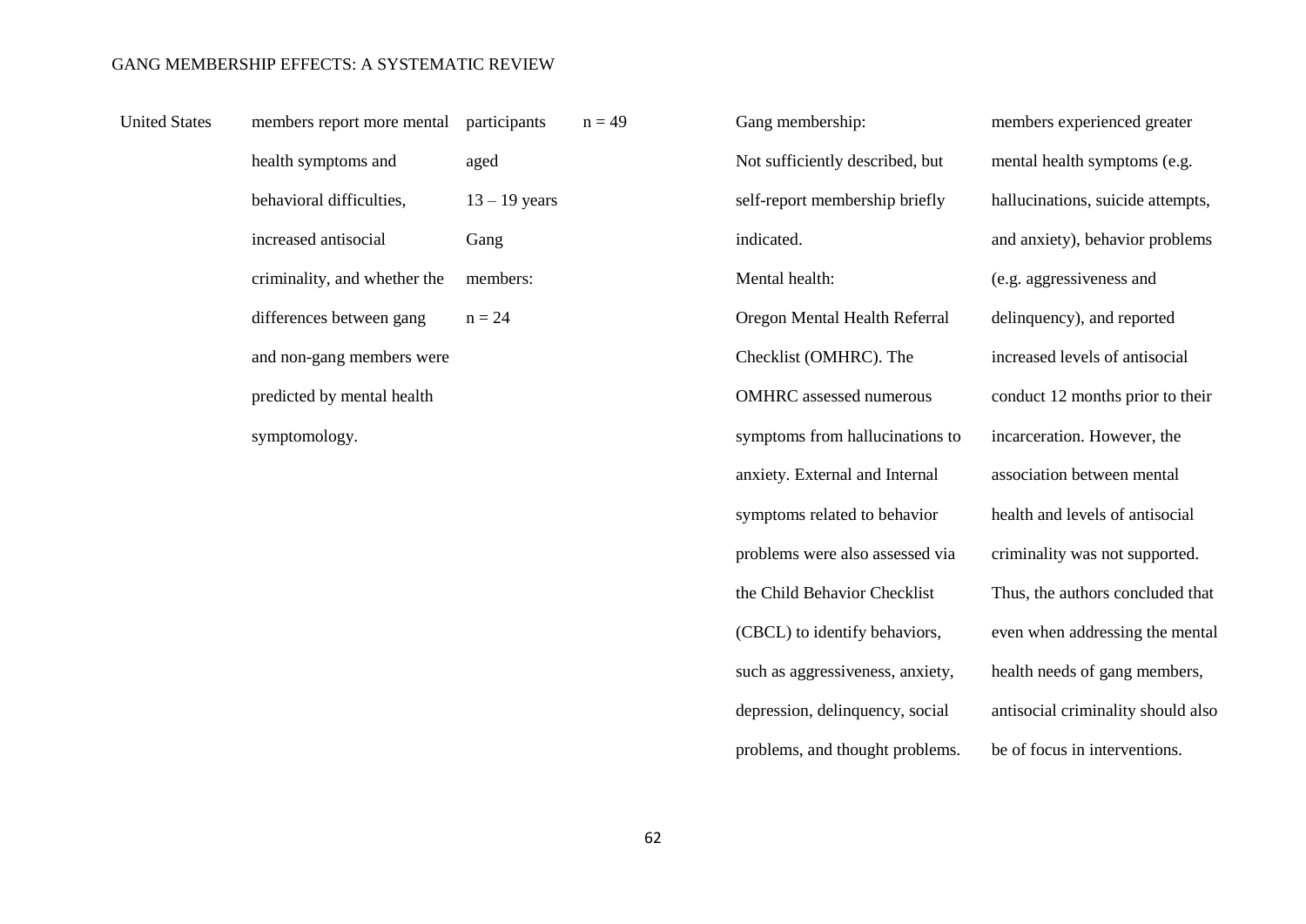| | | | | | |
|---|---|---|---|---|---|
| United States | members report more mental health symptoms and behavioral difficulties, increased antisocial criminality, and whether the differences between gang and non-gang members were predicted by mental health symptomology. | participants aged 13 – 19 years<br>Gang members:<br>n = 24 | n = 49 | Gang membership:<br>Not sufficiently described, but self-report membership briefly indicated.<br>Mental health:<br>Oregon Mental Health Referral Checklist (OMHRC). The OMHRC assessed numerous symptoms from hallucinations to anxiety. External and Internal symptoms related to behavior problems were also assessed via the Child Behavior Checklist (CBCL) to identify behaviors, such as aggressiveness, anxiety, depression, delinquency, social problems, and thought problems. | members experienced greater mental health symptoms (e.g. hallucinations, suicide attempts, and anxiety), behavior problems (e.g. aggressiveness and delinquency), and reported increased levels of antisocial conduct 12 months prior to their incarceration. However, the association between mental health and levels of antisocial criminality was not supported. Thus, the authors concluded that even when addressing the mental health needs of gang members, antisocial criminality should also be of focus in interventions. |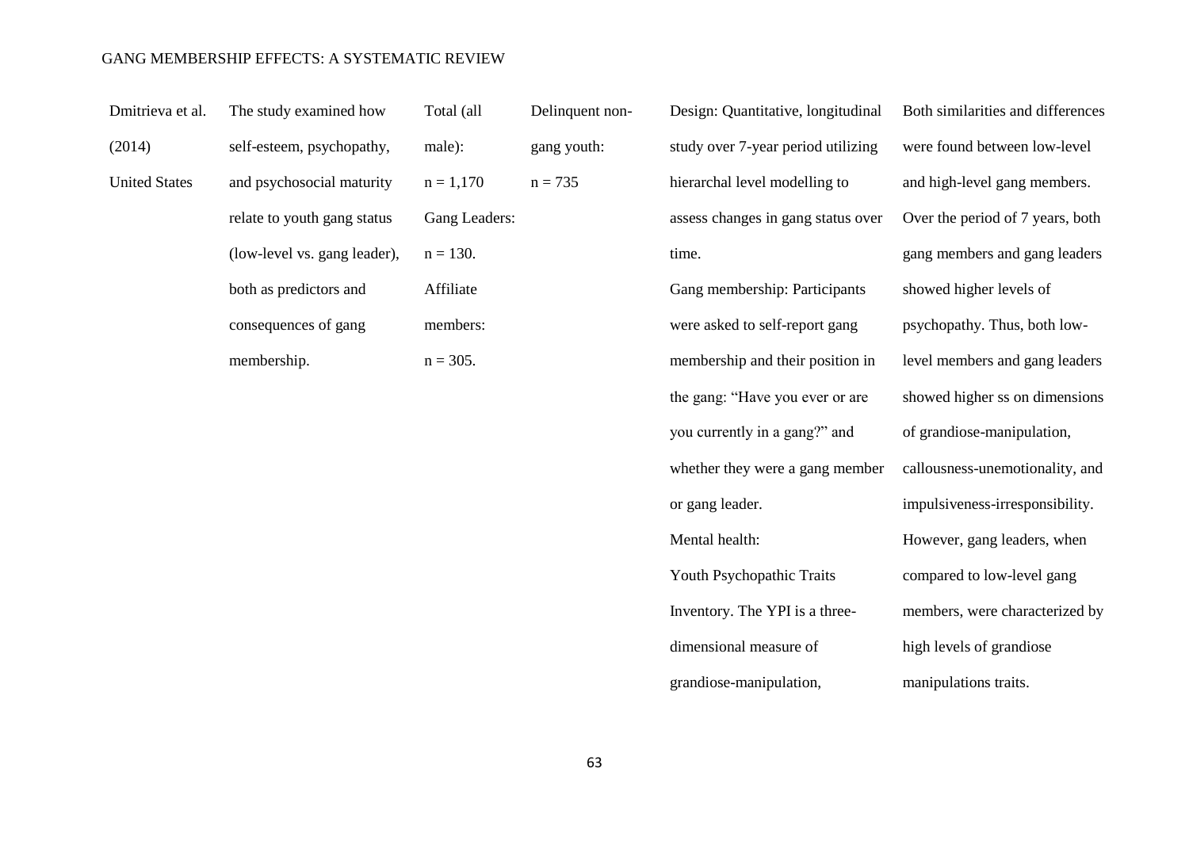| Dmitrieva et al. (2014) United States | The study examined how self-esteem, psychopathy, and psychosocial maturity relate to youth gang status (low-level vs. gang leader), both as predictors and consequences of gang membership. | Total (all male): n = 1,170 Gang Leaders: n = 130. Affiliate members: n = 305. | Delinquent non-gang youth: n = 735 | Design: Quantitative, longitudinal study over 7-year period utilizing hierarchal level modelling to assess changes in gang status over time. Gang membership: Participants were asked to self-report gang membership and their position in the gang: "Have you ever or are you currently in a gang?" and whether they were a gang member or gang leader. Mental health: Youth Psychopathic Traits Inventory. The YPI is a three-dimensional measure of grandiose-manipulation, | Both similarities and differences were found between low-level and high-level gang members. Over the period of 7 years, both gang members and gang leaders showed higher levels of psychopathy. Thus, both low-level members and gang leaders showed higher ss on dimensions of grandiose-manipulation, callousness-unemotionality, and impulsiveness-irresponsibility. However, gang leaders, when compared to low-level gang members, were characterized by high levels of grandiose manipulations traits. |
|---|---|---|---|---|---|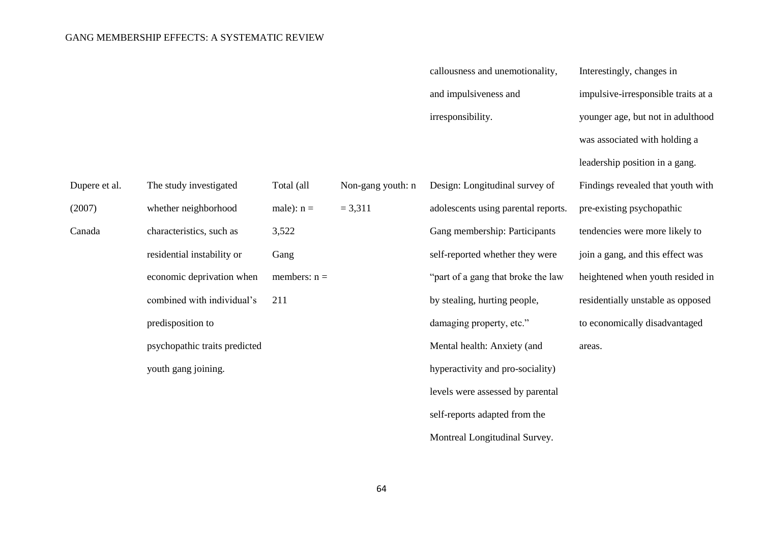| | | | | | |
|---|---|---|---|---|---|
| | | | | callousness and unemotionality, and impulsiveness and irresponsibility. | Interestingly, changes in impulsive-irresponsible traits at a younger age, but not in adulthood was associated with holding a leadership position in a gang. |
| Dupere et al. (2007) Canada | The study investigated whether neighborhood characteristics, such as residential instability or economic deprivation when combined with individual's predisposition to psychopathic traits predicted youth gang joining. | Total (all male): n = 3,522 Gang members: n = 211 | Non-gang youth: n = 3,311 | Design: Longitudinal survey of adolescents using parental reports. Gang membership: Participants self-reported whether they were "part of a gang that broke the law by stealing, hurting people, damaging property, etc." Mental health: Anxiety (and hyperactivity and pro-sociality) levels were assessed by parental self-reports adapted from the Montreal Longitudinal Survey. | Findings revealed that youth with pre-existing psychopathic tendencies were more likely to join a gang, and this effect was heightened when youth resided in residentially unstable as opposed to economically disadvantaged areas. |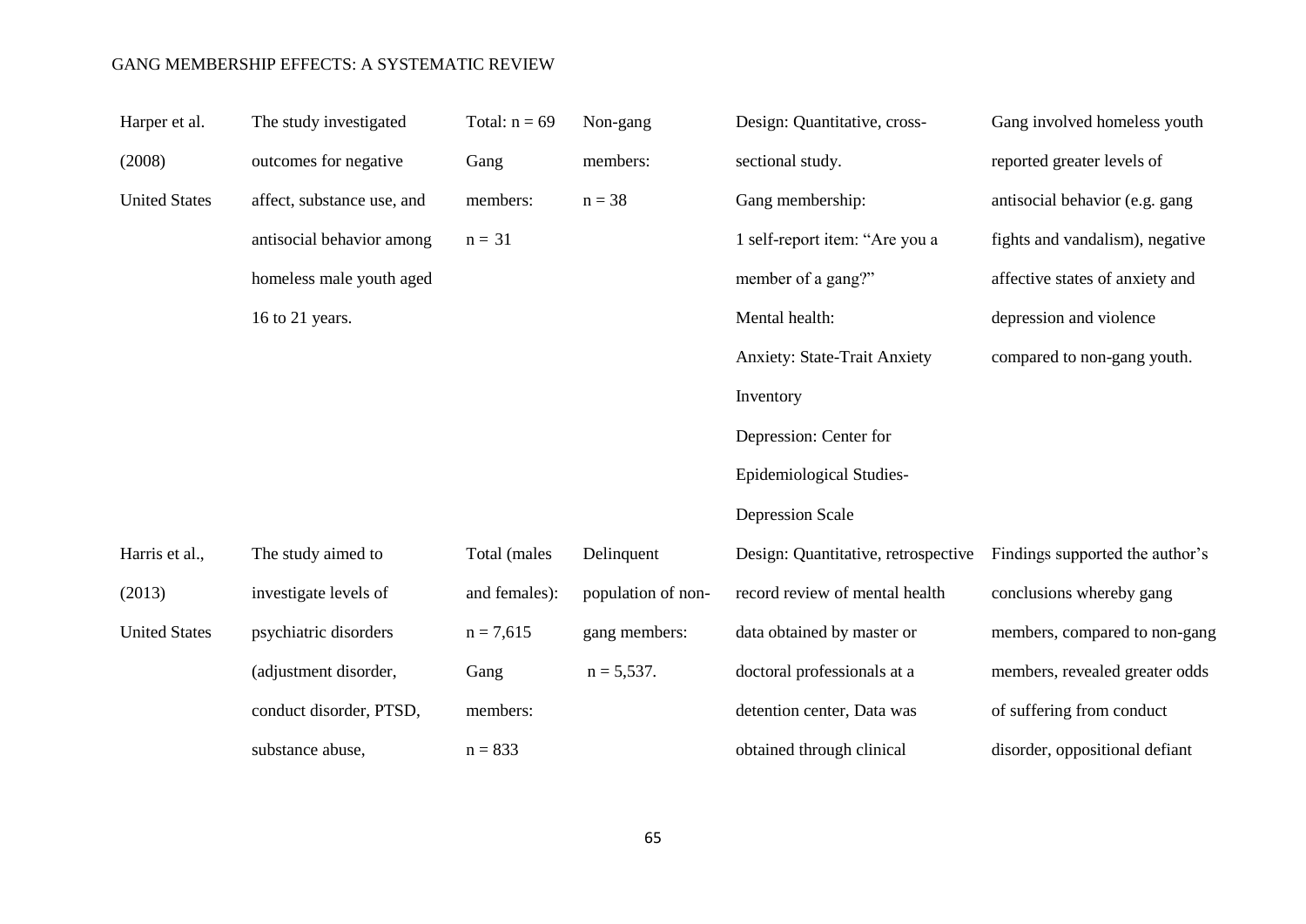| | | | | | |
|---|---|---|---|---|---|
| Harper et al. (2008) United States | The study investigated outcomes for negative affect, substance use, and antisocial behavior among homeless male youth aged 16 to 21 years. | Total: n = 69 Gang members: n = 31 | Non-gang members: n = 38 | Design: Quantitative, cross-sectional study. Gang membership: 1 self-report item: "Are you a member of a gang?" Mental health: Anxiety: State-Trait Anxiety Inventory Depression: Center for Epidemiological Studies-Depression Scale | Gang involved homeless youth reported greater levels of antisocial behavior (e.g. gang fights and vandalism), negative affective states of anxiety and depression and violence compared to non-gang youth. |
| Harris et al., (2013) United States | The study aimed to investigate levels of psychiatric disorders (adjustment disorder, conduct disorder, PTSD, substance abuse, | Total (males and females): n = 7,615 Gang members: n = 833 | Delinquent population of non-gang members: n = 5,537. | Design: Quantitative, retrospective record review of mental health data obtained by master or doctoral professionals at a detention center, Data was obtained through clinical | Findings supported the author's conclusions whereby gang members, compared to non-gang members, revealed greater odds of suffering from conduct disorder, oppositional defiant |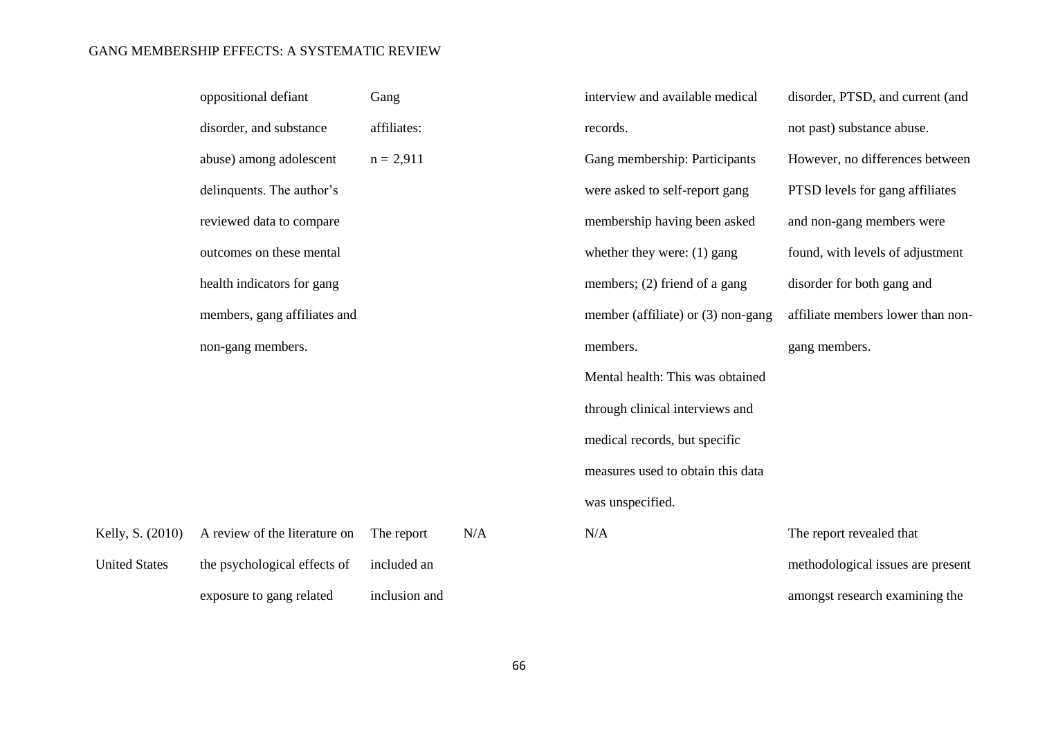| | | | | | |
|---|---|---|---|---|---|
| | oppositional defiant disorder, and substance abuse) among adolescent delinquents. The author's reviewed data to compare outcomes on these mental health indicators for gang members, gang affiliates and non-gang members. | Gang affiliates: n = 2,911 | | interview and available medical records. Gang membership: Participants were asked to self-report gang membership having been asked whether they were: (1) gang members; (2) friend of a gang member (affiliate) or (3) non-gang members. Mental health: This was obtained through clinical interviews and medical records, but specific measures used to obtain this data was unspecified. | disorder, PTSD, and current (and not past) substance abuse. However, no differences between PTSD levels for gang affiliates and non-gang members were found, with levels of adjustment disorder for both gang and affiliate members lower than non-gang members. |
| Kelly, S. (2010) United States | A review of the literature on the psychological effects of exposure to gang related | The report included an inclusion and | N/A | N/A | The report revealed that methodological issues are present amongst research examining the |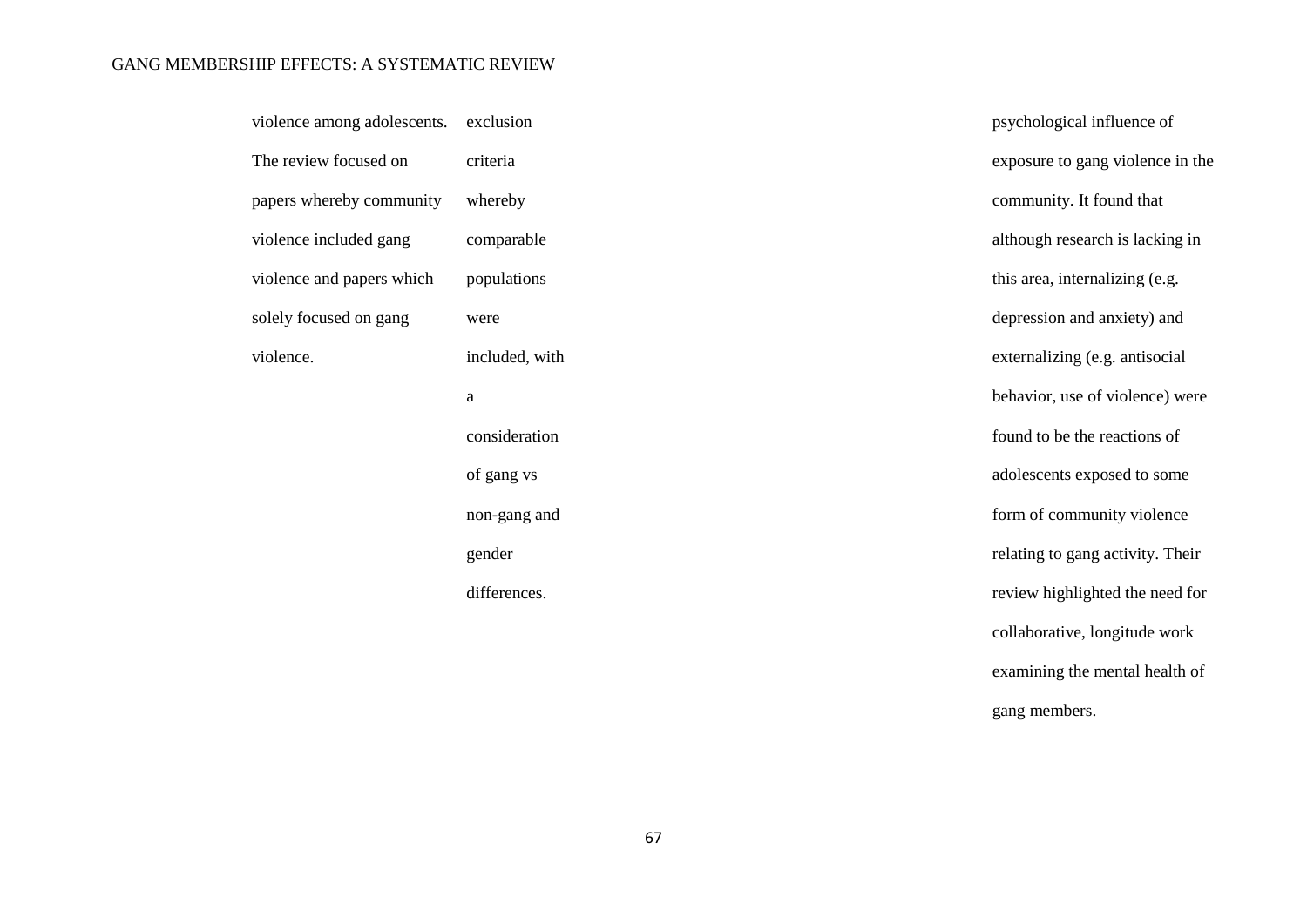| | | | |
|---|---|---|---|
| violence among adolescents. The review focused on papers whereby community violence included gang violence and papers which solely focused on gang violence. | exclusion criteria whereby comparable populations were included, with a consideration of gang vs non-gang and gender differences. | | psychological influence of exposure to gang violence in the community. It found that although research is lacking in this area, internalizing (e.g. depression and anxiety) and externalizing (e.g. antisocial behavior, use of violence) were found to be the reactions of adolescents exposed to some form of community violence relating to gang activity. Their review highlighted the need for collaborative, longitude work examining the mental health of gang members. |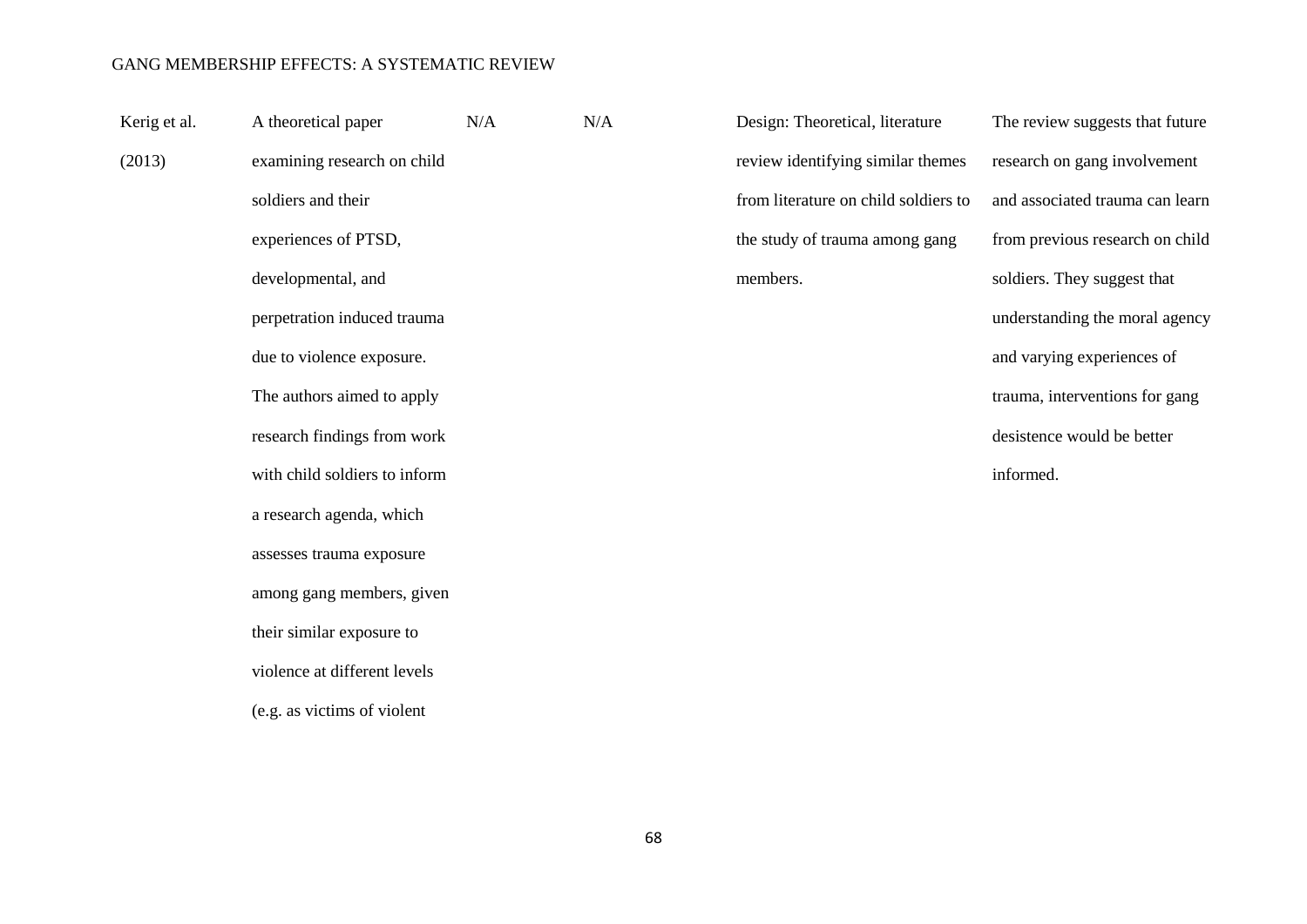| | | | | | |
|---|---|---|---|---|---|
| Kerig et al. (2013) | A theoretical paper examining research on child soldiers and their experiences of PTSD, developmental, and perpetration induced trauma due to violence exposure. The authors aimed to apply research findings from work with child soldiers to inform a research agenda, which assesses trauma exposure among gang members, given their similar exposure to violence at different levels (e.g. as victims of violent | N/A | N/A | Design: Theoretical, literature review identifying similar themes from literature on child soldiers to the study of trauma among gang members. | The review suggests that future research on gang involvement and associated trauma can learn from previous research on child soldiers. They suggest that understanding the moral agency and varying experiences of trauma, interventions for gang desistence would be better informed. |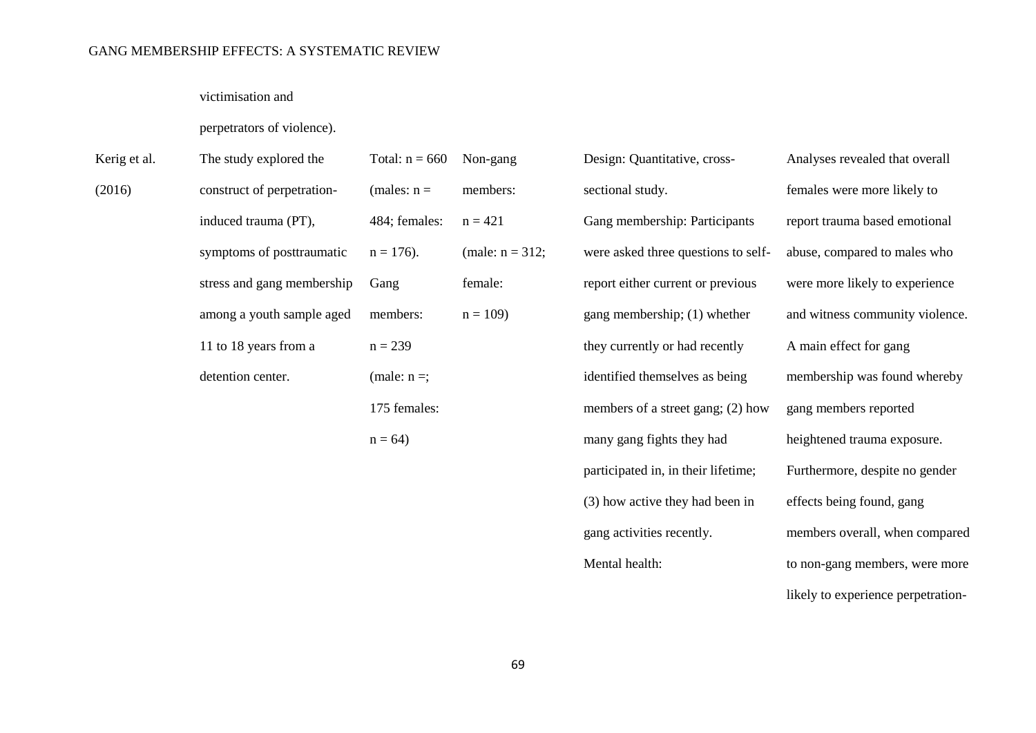| | victimisation and perpetrators of violence). | | | | |
|---|---|---|---|---|---|
| Kerig et al. (2016) | The study explored the construct of perpetration-induced trauma (PT), symptoms of posttraumatic stress and gang membership among a youth sample aged 11 to 18 years from a detention center. | Total: n = 660 (males: n = 484; females: n = 176). Gang members: n = 239 (male: n =; 175 females: n = 64) | Non-gang members: n = 421 (male: n = 312; female: n = 109) | Design: Quantitative, cross-sectional study. Gang membership: Participants were asked three questions to self-report either current or previous gang membership; (1) whether they currently or had recently identified themselves as being members of a street gang; (2) how many gang fights they had participated in, in their lifetime; (3) how active they had been in gang activities recently. Mental health: | Analyses revealed that overall females were more likely to report trauma based emotional abuse, compared to males who were more likely to experience and witness community violence. A main effect for gang membership was found whereby gang members reported heightened trauma exposure. Furthermore, despite no gender effects being found, gang members overall, when compared to non-gang members, were more likely to experience perpetration- |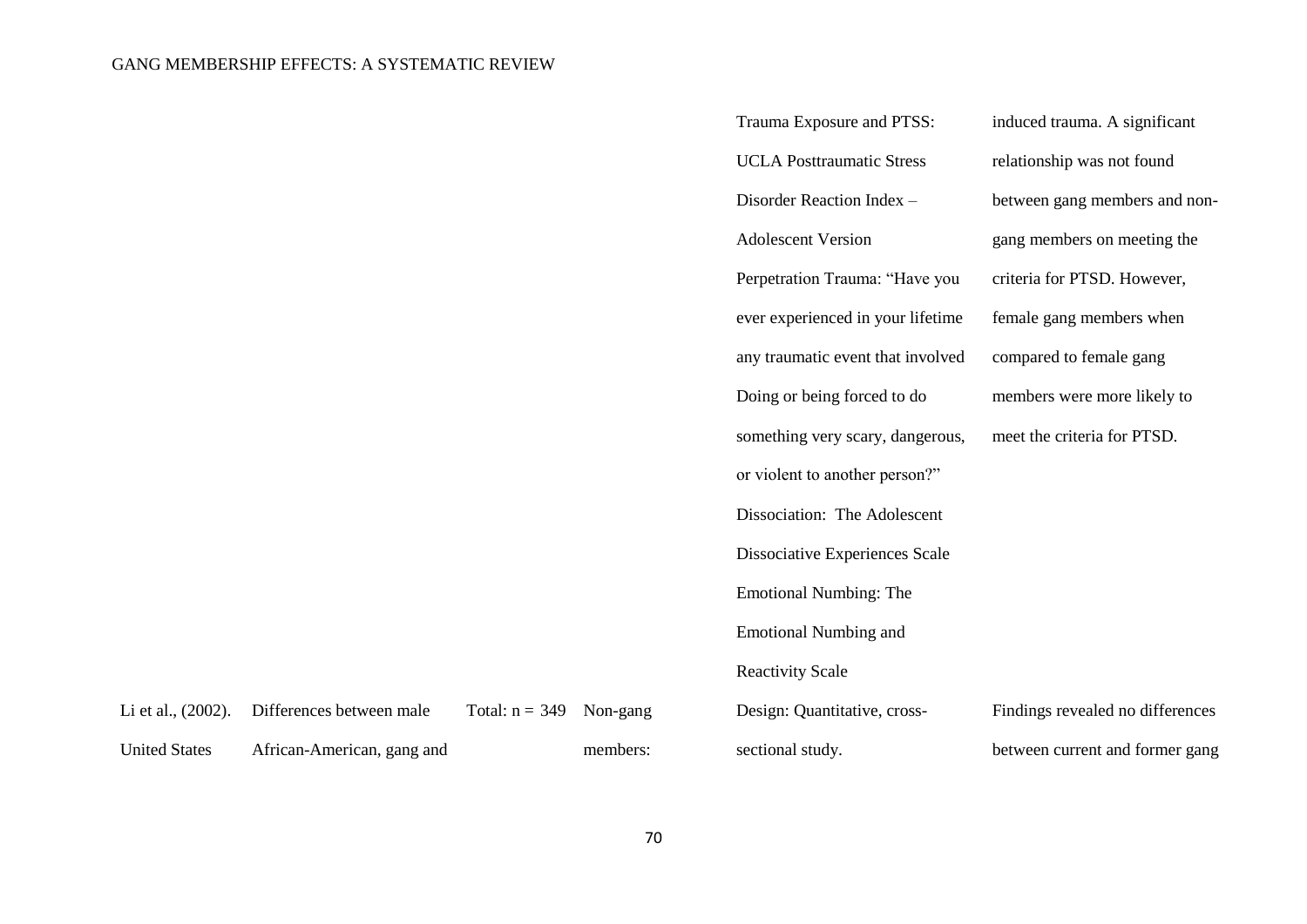| | | | | | |
|---|---|---|---|---|---|
| | | | | Trauma Exposure and PTSS: UCLA Posttraumatic Stress Disorder Reaction Index – Adolescent Version<br>Perpetration Trauma: "Have you ever experienced in your lifetime any traumatic event that involved Doing or being forced to do something very scary, dangerous, or violent to another person?"<br>Dissociation: The Adolescent Dissociative Experiences Scale<br>Emotional Numbing: The Emotional Numbing and Reactivity Scale | induced trauma. A significant relationship was not found between gang members and non-gang members on meeting the criteria for PTSD. However, female gang members when compared to female gang members were more likely to meet the criteria for PTSD. |
| Li et al., (2002). United States | Differences between male African-American, gang and | Total: n = 349 | Non-gang members: | Design: Quantitative, cross-sectional study. | Findings revealed no differences between current and former gang |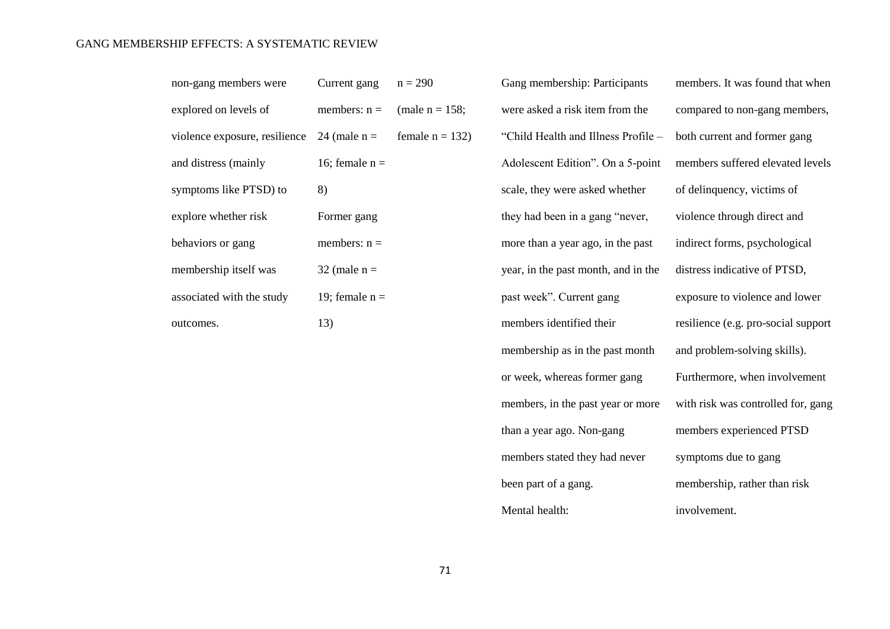| | | | | |
|---|---|---|---|---|
| non-gang members were explored on levels of violence exposure, resilience and distress (mainly symptoms like PTSD) to explore whether risk behaviors or gang membership itself was associated with the study outcomes. | Current gang members: n = 24 (male n = 16; female n = 8)<br>Former gang members: n = 32 (male n = 19; female n = 13) | n = 290 (male n = 158; female n = 132) | Gang membership: Participants were asked a risk item from the "Child Health and Illness Profile – Adolescent Edition". On a 5-point scale, they were asked whether they had been in a gang "never, more than a year ago, in the past year, in the past month, and in the past week". Current gang members identified their membership as in the past month or week, whereas former gang members, in the past year or more than a year ago. Non-gang members stated they had never been part of a gang.<br>Mental health: | members. It was found that when compared to non-gang members, both current and former gang members suffered elevated levels of delinquency, victims of violence through direct and indirect forms, psychological distress indicative of PTSD, exposure to violence and lower resilience (e.g. pro-social support and problem-solving skills). Furthermore, when involvement with risk was controlled for, gang members experienced PTSD symptoms due to gang membership, rather than risk involvement. |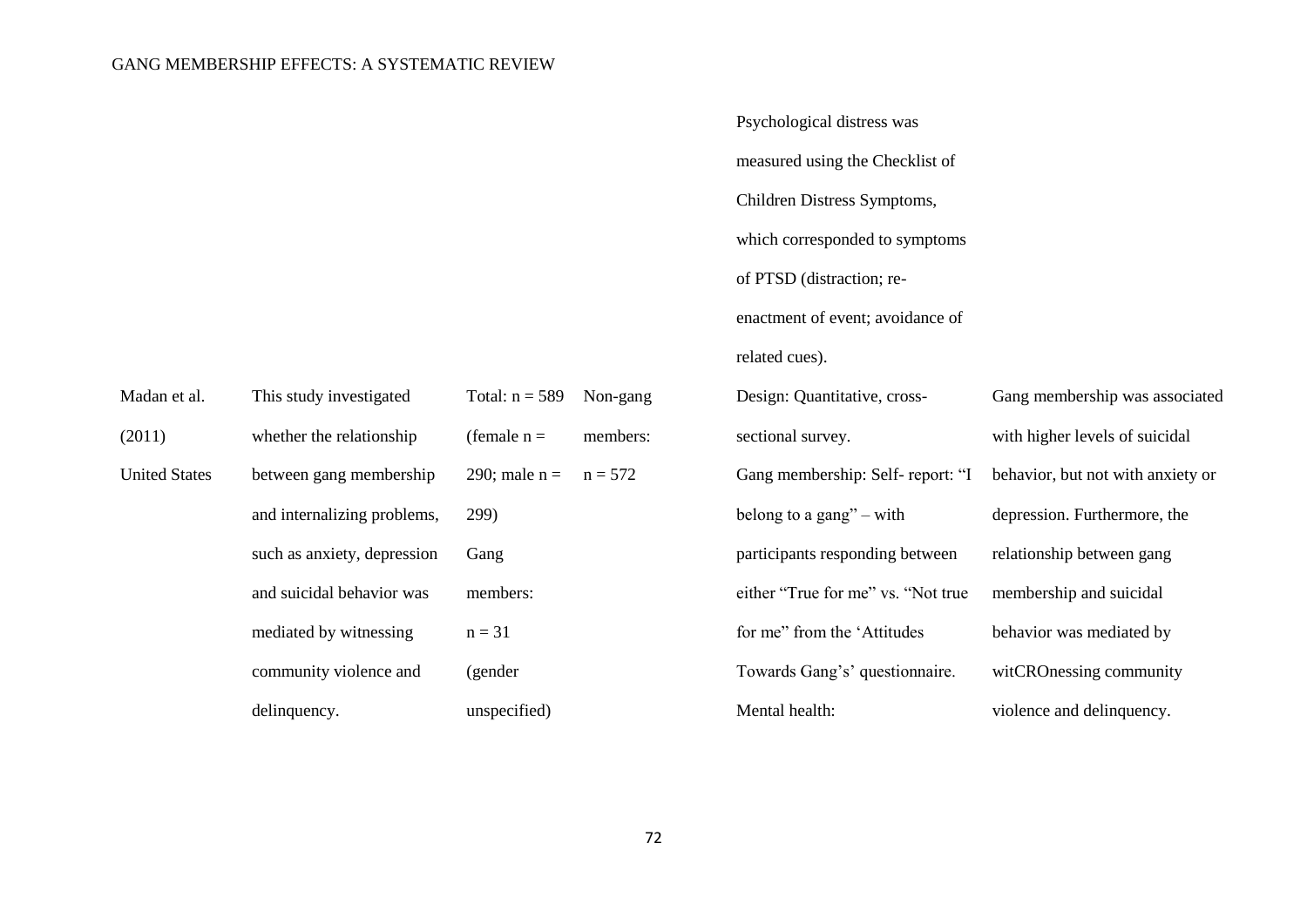| | | | | | |
|---|---|---|---|---|---|
| | | | | Psychological distress was measured using the Checklist of Children Distress Symptoms, which corresponded to symptoms of PTSD (distraction; re-enactment of event; avoidance of related cues). | |
| Madan et al. (2011) United States | This study investigated whether the relationship between gang membership and internalizing problems, such as anxiety, depression and suicidal behavior was mediated by witnessing community violence and delinquency. | Total: n = 589 (female n = 290; male n = 299) Gang members: n = 31 (gender unspecified) | Non-gang members: n = 572 | Design: Quantitative, cross-sectional survey. Gang membership: Self- report: "I belong to a gang" – with participants responding between either "True for me" vs. "Not true for me" from the 'Attitudes Towards Gang's' questionnaire. Mental health: | Gang membership was associated with higher levels of suicidal behavior, but not with anxiety or depression. Furthermore, the relationship between gang membership and suicidal behavior was mediated by witCROnessing community violence and delinquency. |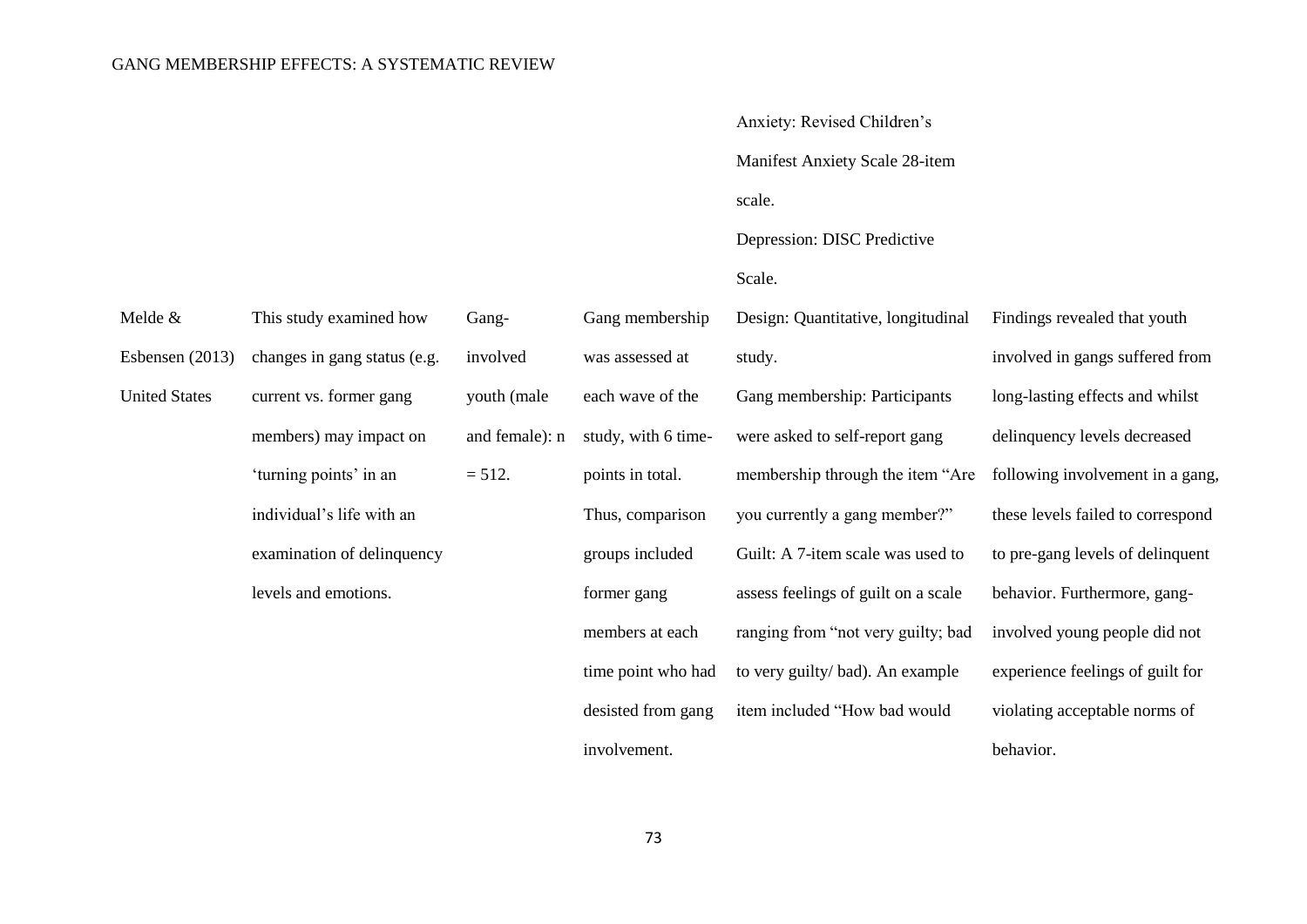| | | | | | |
|---|---|---|---|---|---|
| | | | | Anxiety: Revised Children's Manifest Anxiety Scale 28-item scale.<br>Depression: DISC Predictive Scale. | |
| Melde & Esbensen (2013) United States | This study examined how changes in gang status (e.g. current vs. former gang members) may impact on 'turning points' in an individual's life with an examination of delinquency levels and emotions. | Gang-involved youth (male and female): n = 512. | Gang membership was assessed at each wave of the study, with 6 time-points in total. Thus, comparison groups included former gang members at each time point who had desisted from gang involvement. | Design: Quantitative, longitudinal study.<br>Gang membership: Participants were asked to self-report gang membership through the item "Are you currently a gang member?"<br>Guilt: A 7-item scale was used to assess feelings of guilt on a scale ranging from "not very guilty; bad to very guilty/ bad). An example item included "How bad would | Findings revealed that youth involved in gangs suffered from long-lasting effects and whilst delinquency levels decreased following involvement in a gang, these levels failed to correspond to pre-gang levels of delinquent behavior. Furthermore, gang-involved young people did not experience feelings of guilt for violating acceptable norms of behavior. |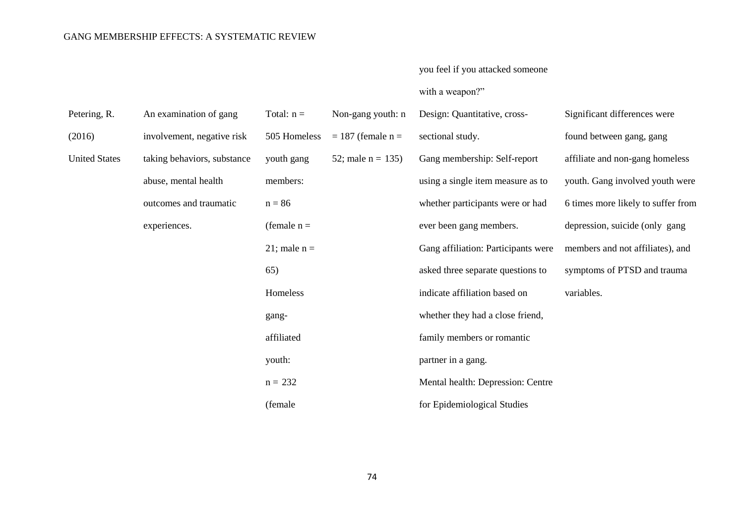| | | | | | |
|---|---|---|---|---|---|
| | | | | you feel if you attacked someone with a weapon?" | |
| Petering, R. (2016) United States | An examination of gang involvement, negative risk taking behaviors, substance abuse, mental health outcomes and traumatic experiences. | Total: n = 505 Homeless youth gang members: n = 86 (female n = 21; male n = 65) Homeless gang-affiliated youth: n = 232 (female | Non-gang youth: n = 187 (female n = 52; male n = 135) | Design: Quantitative, cross-sectional study. Gang membership: Self-report using a single item measure as to whether participants were or had ever been gang members. Gang affiliation: Participants were asked three separate questions to indicate affiliation based on whether they had a close friend, family members or romantic partner in a gang. Mental health: Depression: Centre for Epidemiological Studies | Significant differences were found between gang, gang affiliate and non-gang homeless youth. Gang involved youth were 6 times more likely to suffer from depression, suicide (only gang members and not affiliates), and symptoms of PTSD and trauma variables. |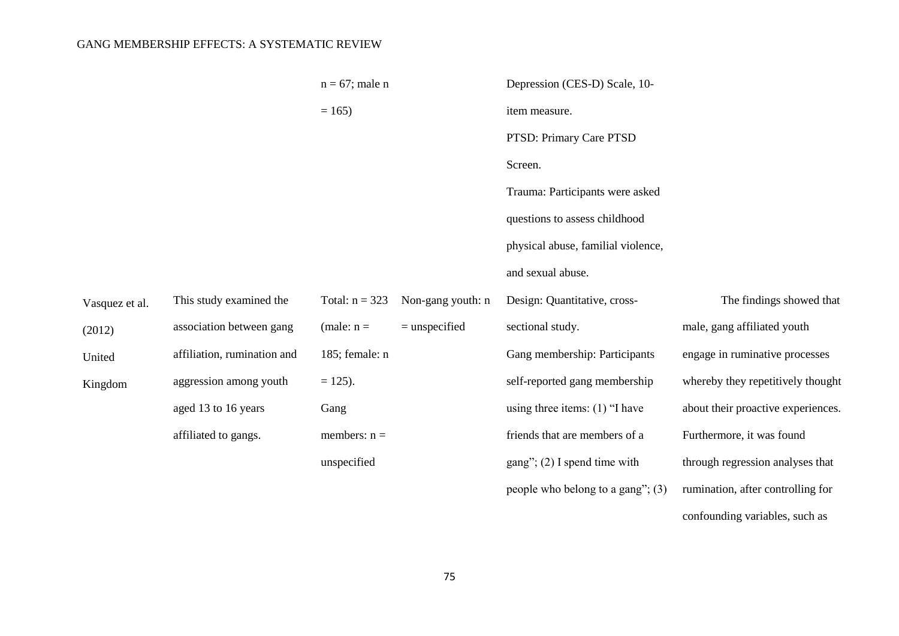| | | | | | |
|---|---|---|---|---|---|
| | | n = 67; male n = 165) | | Depression (CES-D) Scale, 10-item measure.<br>PTSD: Primary Care PTSD Screen.<br>Trauma: Participants were asked questions to assess childhood physical abuse, familial violence, and sexual abuse. | |
| Vasquez et al. (2012) United Kingdom | This study examined the association between gang affiliation, rumination and aggression among youth aged 13 to 16 years affiliated to gangs. | Total: n = 323 (male: n = 185; female: n = 125).<br>Gang members: n = unspecified | Non-gang youth: n = unspecified | Design: Quantitative, cross-sectional study.<br>Gang membership: Participants self-reported gang membership using three items: (1) "I have friends that are members of a gang"; (2) I spend time with people who belong to a gang"; (3) | The findings showed that male, gang affiliated youth engage in ruminative processes whereby they repetitively thought about their proactive experiences. Furthermore, it was found through regression analyses that rumination, after controlling for confounding variables, such as |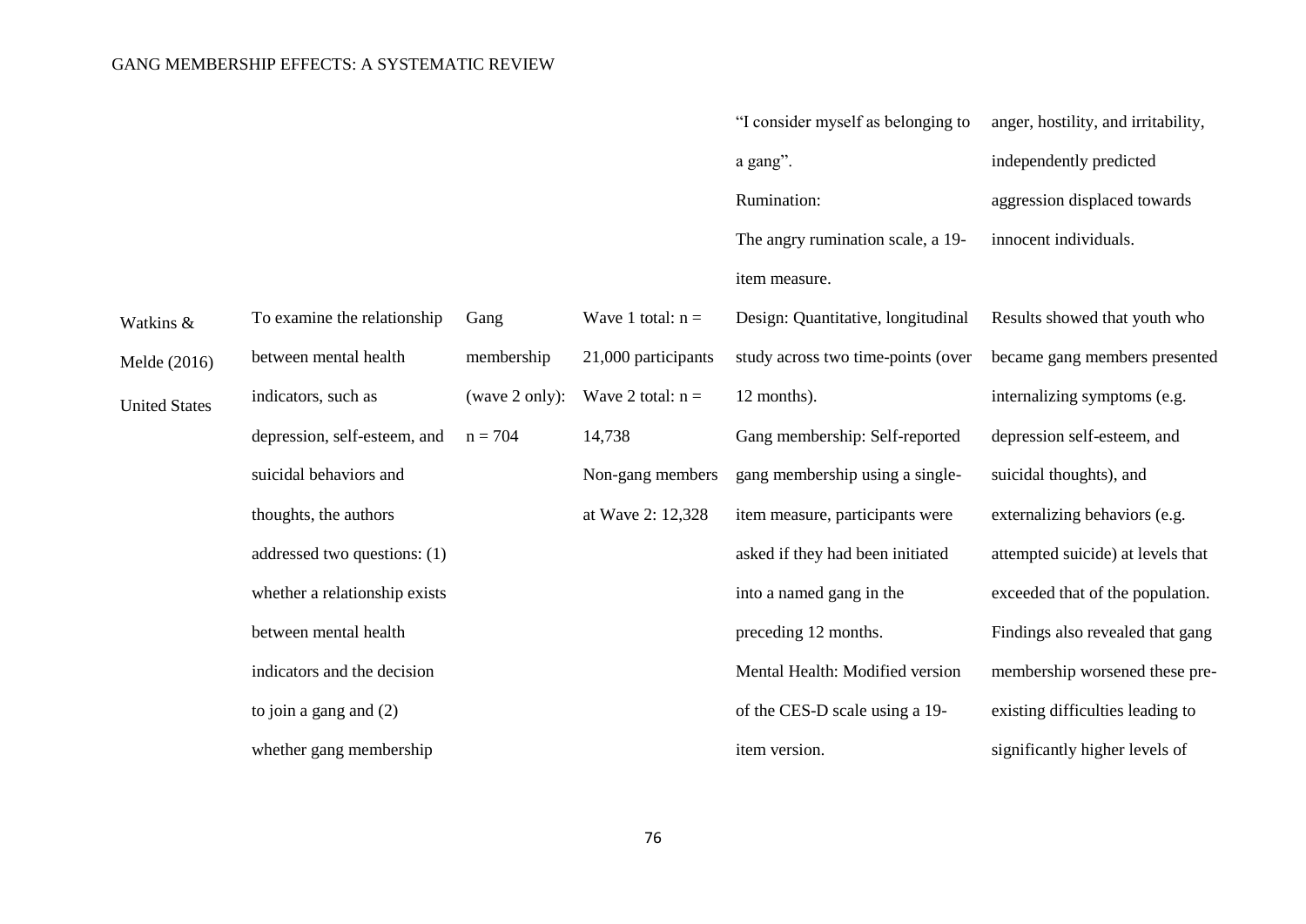| | | | | | |
|---|---|---|---|---|---|
| | | | | "I consider myself as belonging to a gang". Rumination: The angry rumination scale, a 19-item measure. | anger, hostility, and irritability, independently predicted aggression displaced towards innocent individuals. |
| Watkins & Melde (2016) United States | To examine the relationship between mental health indicators, such as depression, self-esteem, and suicidal behaviors and thoughts, the authors addressed two questions: (1) whether a relationship exists between mental health indicators and the decision to join a gang and (2) whether gang membership | Gang membership (wave 2 only): n = 704 | Wave 1 total: n = 21,000 participants Wave 2 total: n = 14,738 Non-gang members at Wave 2: 12,328 | Design: Quantitative, longitudinal study across two time-points (over 12 months). Gang membership: Self-reported gang membership using a single-item measure, participants were asked if they had been initiated into a named gang in the preceding 12 months. Mental Health: Modified version of the CES-D scale using a 19-item version. | Results showed that youth who became gang members presented internalizing symptoms (e.g. depression self-esteem, and suicidal thoughts), and externalizing behaviors (e.g. attempted suicide) at levels that exceeded that of the population. Findings also revealed that gang membership worsened these pre-existing difficulties leading to significantly higher levels of |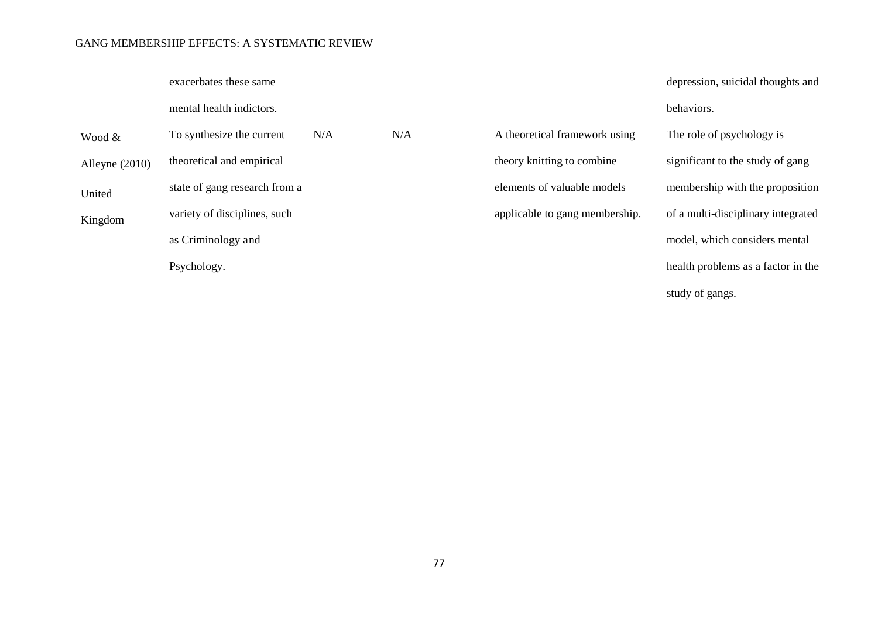| | | | | | |
|---|---|---|---|---|---|
| | exacerbates these same mental health indictors. | | | | depression, suicidal thoughts and behaviors. |
| Wood & Alleyne (2010) United Kingdom | To synthesize the current theoretical and empirical state of gang research from a variety of disciplines, such as Criminology and Psychology. | N/A | N/A | A theoretical framework using theory knitting to combine elements of valuable models applicable to gang membership. | The role of psychology is significant to the study of gang membership with the proposition of a multi-disciplinary integrated model, which considers mental health problems as a factor in the study of gangs. |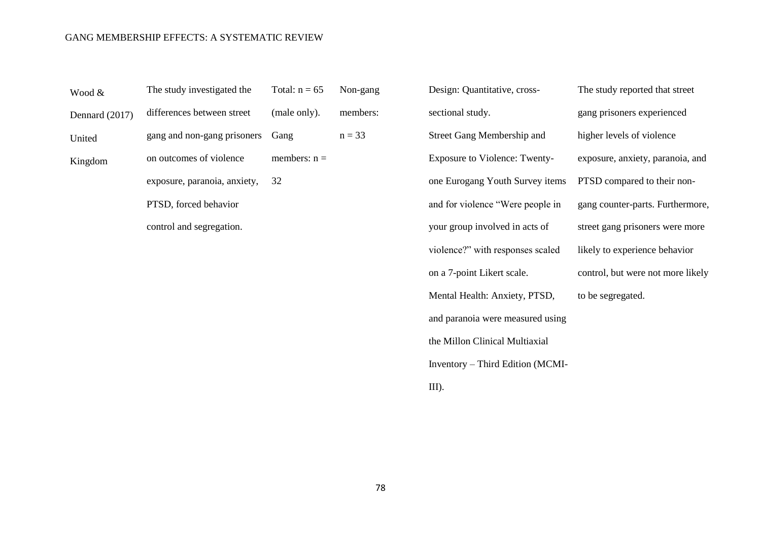| | | | | | |
|---|---|---|---|---|---|
| Wood & Dennard (2017) United Kingdom | The study investigated the differences between street gang and non-gang prisoners on outcomes of violence exposure, paranoia, anxiety, PTSD, forced behavior control and segregation. | Total: n = 65 (male only). Gang members: n = 32 | Non-gang members: n = 33 | Design: Quantitative, cross-sectional study. Street Gang Membership and Exposure to Violence: Twenty-one Eurogang Youth Survey items and for violence "Were people in your group involved in acts of violence?" with responses scaled on a 7-point Likert scale. Mental Health: Anxiety, PTSD, and paranoia were measured using the Millon Clinical Multiaxial Inventory – Third Edition (MCMI-III). | The study reported that street gang prisoners experienced higher levels of violence exposure, anxiety, paranoia, and PTSD compared to their non-gang counter-parts. Furthermore, street gang prisoners were more likely to experience behavior control, but were not more likely to be segregated. |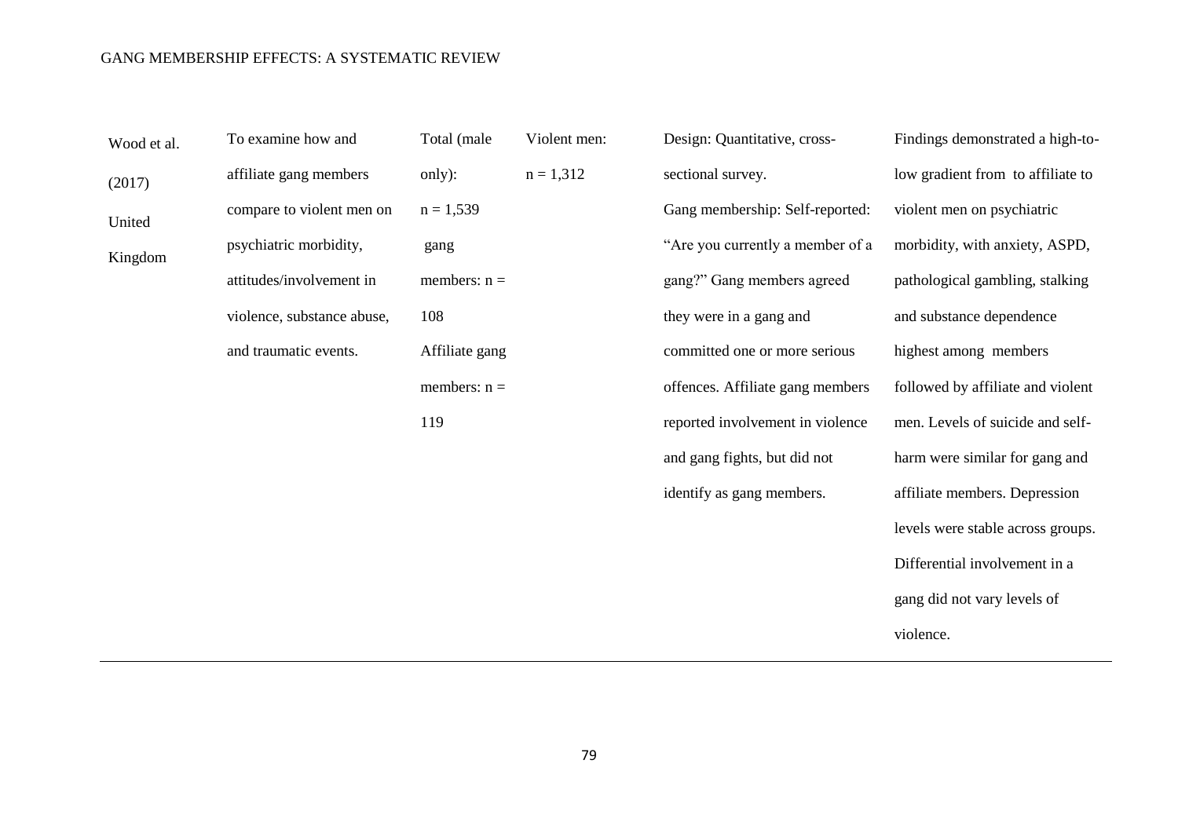| | | | | | |
|---|---|---|---|---|---|
| Wood et al. (2017) United Kingdom | To examine how and affiliate gang members compare to violent men on psychiatric morbidity, attitudes/involvement in violence, substance abuse, and traumatic events. | Total (male only): n = 1,539 gang members: n = 108 Affiliate gang members: n = 119 | Violent men: n = 1,312 | Design: Quantitative, cross-sectional survey. Gang membership: Self-reported: "Are you currently a member of a gang?" Gang members agreed they were in a gang and committed one or more serious offences. Affiliate gang members reported involvement in violence and gang fights, but did not identify as gang members. | Findings demonstrated a high-to-low gradient from to affiliate to violent men on psychiatric morbidity, with anxiety, ASPD, pathological gambling, stalking and substance dependence highest among members followed by affiliate and violent men. Levels of suicide and self-harm were similar for gang and affiliate members. Depression levels were stable across groups. Differential involvement in a gang did not vary levels of violence. |